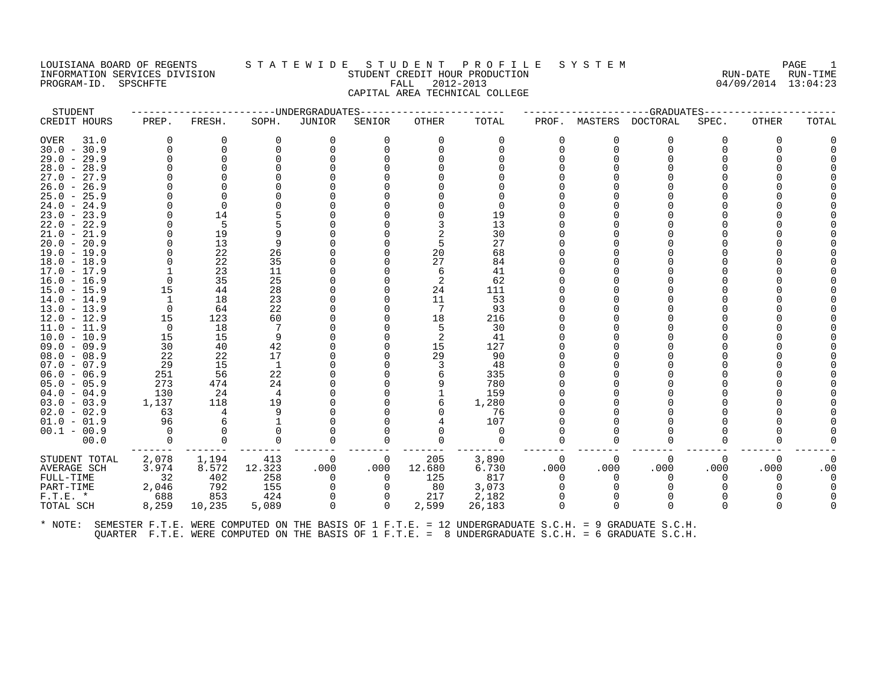LOUISIANA BOARD OF REGENTS — STATEWIDE STUDENT PROFILE SYSTEM
INFORMATION SERVICES DIVISION — STUDENT CREDIT HOUR PRODUCTION — RUN-DATE 04/09/2014 RUN-TIME 13:04:23
PROGRAM-ID. SPSCHFTE — FALL 2012-2013

CAPITAL AREA TECHNICAL COLLEGE

| STUDENT | UNDERGRADUATES | | | | | | | GRADUATES | | | | | |
|---|---|---|---|---|---|---|---|---|---|---|---|---|---|
| CREDIT HOURS | PREP. | FRESH. | SOPH. | JUNIOR | SENIOR | OTHER | TOTAL | PROF. | MASTERS | DOCTORAL | SPEC. | OTHER | TOTAL |
| OVER 31.0 | 0 | 0 | 0 | 0 | 0 | 0 | 0 | 0 | 0 | 0 | 0 | 0 | 0 |
| 30.0 - 30.9 | 0 | 0 | 0 | 0 | 0 | 0 | 0 | 0 | 0 | 0 | 0 | 0 | 0 |
| 29.0 - 29.9 | 0 | 0 | 0 | 0 | 0 | 0 | 0 | 0 | 0 | 0 | 0 | 0 | 0 |
| 28.0 - 28.9 | 0 | 0 | 0 | 0 | 0 | 0 | 0 | 0 | 0 | 0 | 0 | 0 | 0 |
| 27.0 - 27.9 | 0 | 0 | 0 | 0 | 0 | 0 | 0 | 0 | 0 | 0 | 0 | 0 | 0 |
| 26.0 - 26.9 | 0 | 0 | 0 | 0 | 0 | 0 | 0 | 0 | 0 | 0 | 0 | 0 | 0 |
| 25.0 - 25.9 | 0 | 0 | 0 | 0 | 0 | 0 | 0 | 0 | 0 | 0 | 0 | 0 | 0 |
| 24.0 - 24.9 | 0 | 0 | 0 | 0 | 0 | 0 | 0 | 0 | 0 | 0 | 0 | 0 | 0 |
| 23.0 - 23.9 | 0 | 14 | 5 | 0 | 0 | 0 | 19 | 0 | 0 | 0 | 0 | 0 | 0 |
| 22.0 - 22.9 | 0 | 5 | 5 | 0 | 0 | 3 | 13 | 0 | 0 | 0 | 0 | 0 | 0 |
| 21.0 - 21.9 | 0 | 19 | 9 | 0 | 0 | 2 | 30 | 0 | 0 | 0 | 0 | 0 | 0 |
| 20.0 - 20.9 | 0 | 13 | 9 | 0 | 0 | 5 | 27 | 0 | 0 | 0 | 0 | 0 | 0 |
| 19.0 - 19.9 | 0 | 22 | 26 | 0 | 0 | 20 | 68 | 0 | 0 | 0 | 0 | 0 | 0 |
| 18.0 - 18.9 | 0 | 22 | 35 | 0 | 0 | 27 | 84 | 0 | 0 | 0 | 0 | 0 | 0 |
| 17.0 - 17.9 | 1 | 23 | 11 | 0 | 0 | 6 | 41 | 0 | 0 | 0 | 0 | 0 | 0 |
| 16.0 - 16.9 | 0 | 35 | 25 | 0 | 0 | 2 | 62 | 0 | 0 | 0 | 0 | 0 | 0 |
| 15.0 - 15.9 | 15 | 44 | 28 | 0 | 0 | 24 | 111 | 0 | 0 | 0 | 0 | 0 | 0 |
| 14.0 - 14.9 | 1 | 18 | 23 | 0 | 0 | 11 | 53 | 0 | 0 | 0 | 0 | 0 | 0 |
| 13.0 - 13.9 | 0 | 64 | 22 | 0 | 0 | 7 | 93 | 0 | 0 | 0 | 0 | 0 | 0 |
| 12.0 - 12.9 | 15 | 123 | 60 | 0 | 0 | 18 | 216 | 0 | 0 | 0 | 0 | 0 | 0 |
| 11.0 - 11.9 | 0 | 18 | 7 | 0 | 0 | 5 | 30 | 0 | 0 | 0 | 0 | 0 | 0 |
| 10.0 - 10.9 | 15 | 15 | 9 | 0 | 0 | 2 | 41 | 0 | 0 | 0 | 0 | 0 | 0 |
| 09.0 - 09.9 | 30 | 40 | 42 | 0 | 0 | 15 | 127 | 0 | 0 | 0 | 0 | 0 | 0 |
| 08.0 - 08.9 | 22 | 22 | 17 | 0 | 0 | 29 | 90 | 0 | 0 | 0 | 0 | 0 | 0 |
| 07.0 - 07.9 | 29 | 15 | 1 | 0 | 0 | 3 | 48 | 0 | 0 | 0 | 0 | 0 | 0 |
| 06.0 - 06.9 | 251 | 56 | 22 | 0 | 0 | 6 | 335 | 0 | 0 | 0 | 0 | 0 | 0 |
| 05.0 - 05.9 | 273 | 474 | 24 | 0 | 0 | 9 | 780 | 0 | 0 | 0 | 0 | 0 | 0 |
| 04.0 - 04.9 | 130 | 24 | 4 | 0 | 0 | 1 | 159 | 0 | 0 | 0 | 0 | 0 | 0 |
| 03.0 - 03.9 | 1,137 | 118 | 19 | 0 | 0 | 6 | 1,280 | 0 | 0 | 0 | 0 | 0 | 0 |
| 02.0 - 02.9 | 63 | 4 | 9 | 0 | 0 | 0 | 76 | 0 | 0 | 0 | 0 | 0 | 0 |
| 01.0 - 01.9 | 96 | 6 | 1 | 0 | 0 | 4 | 107 | 0 | 0 | 0 | 0 | 0 | 0 |
| 00.1 - 00.9 | 0 | 0 | 0 | 0 | 0 | 0 | 0 | 0 | 0 | 0 | 0 | 0 | 0 |
| 00.0 | 0 | 0 | 0 | 0 | 0 | 0 | 0 | 0 | 0 | 0 | 0 | 0 | 0 |
| STUDENT TOTAL | 2,078 | 1,194 | 413 | 0 | 0 | 205 | 3,890 | 0 | 0 | 0 | 0 | 0 | 0 |
| AVERAGE SCH | 3.974 | 8.572 | 12.323 | .000 | .000 | 12.680 | 6.730 | .000 | .000 | .000 | .000 | .000 | .00 |
| FULL-TIME | 32 | 402 | 258 | 0 | 0 | 125 | 817 | 0 | 0 | 0 | 0 | 0 | 0 |
| PART-TIME | 2,046 | 792 | 155 | 0 | 0 | 80 | 3,073 | 0 | 0 | 0 | 0 | 0 | 0 |
| F.T.E. * | 688 | 853 | 424 | 0 | 0 | 217 | 2,182 | 0 | 0 | 0 | 0 | 0 | 0 |
| TOTAL SCH | 8,259 | 10,235 | 5,089 | 0 | 0 | 2,599 | 26,183 | 0 | 0 | 0 | 0 | 0 | 0 |

* NOTE: SEMESTER F.T.E. WERE COMPUTED ON THE BASIS OF 1 F.T.E. = 12 UNDERGRADUATE S.C.H. = 9 GRADUATE S.C.H.
QUARTER F.T.E. WERE COMPUTED ON THE BASIS OF 1 F.T.E. = 8 UNDERGRADUATE S.C.H. = 6 GRADUATE S.C.H.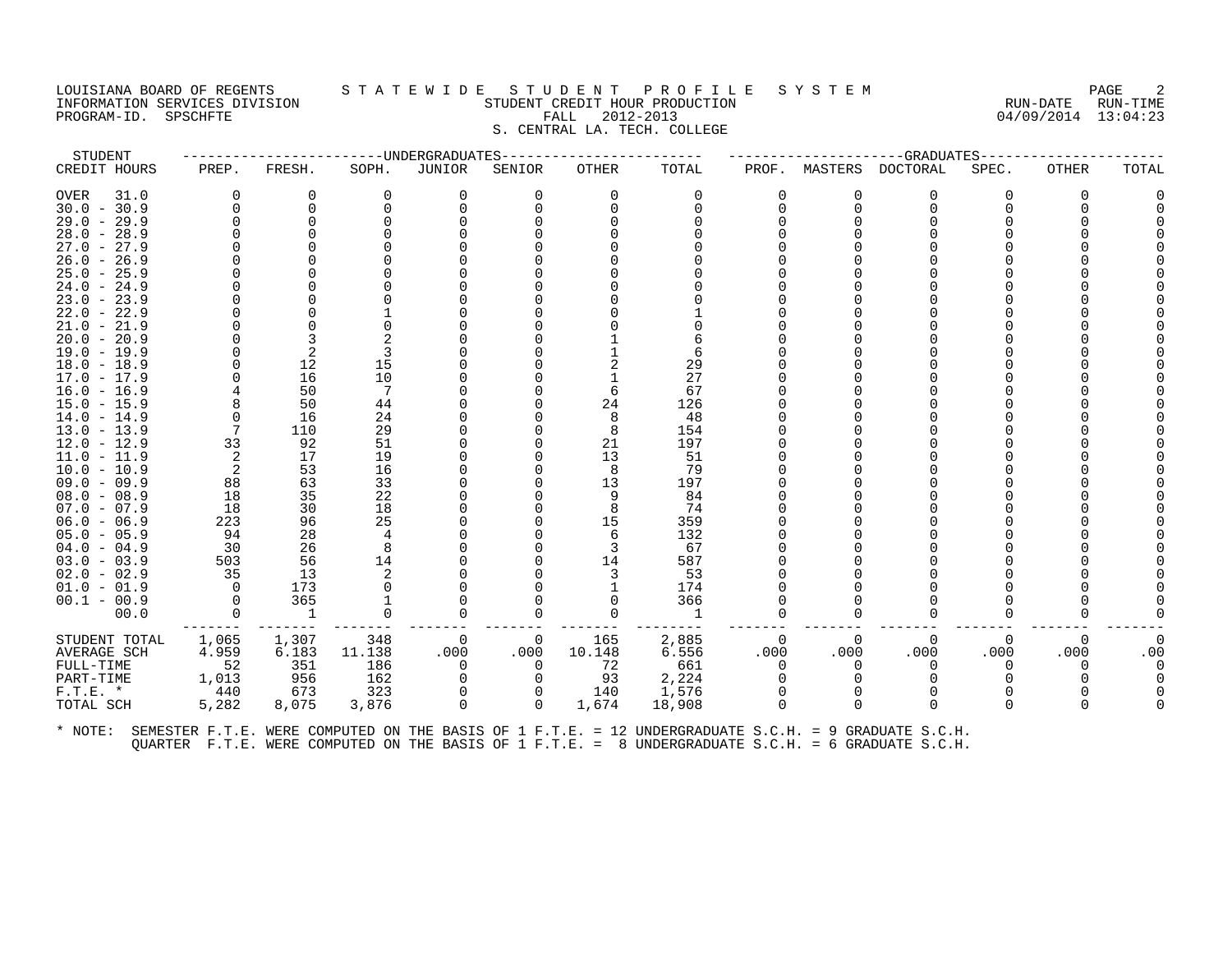LOUISIANA BOARD OF REGENTS
INFORMATION SERVICES DIVISION
PROGRAM-ID. SPSCHFTE

# STATEWIDE STUDENT PROFILE SYSTEM

STUDENT CREDIT HOUR PRODUCTION
FALL 2012-2013
S. CENTRAL LA. TECH. COLLEGE

RUN-DATE 04/09/2014 RUN-TIME 13:04:23

| STUDENT CREDIT HOURS | UNDERGRADUATES PREP. | FRESH. | SOPH. | JUNIOR | SENIOR | OTHER | TOTAL | GRADUATES PROF. | MASTERS | DOCTORAL | SPEC. | OTHER | TOTAL |
|---|---|---|---|---|---|---|---|---|---|---|---|---|---|
| OVER 31.0 | 0 | 0 | 0 | 0 | 0 | 0 | 0 | 0 | 0 | 0 | 0 | 0 | 0 |
| 30.0 - 30.9 | 0 | 0 | 0 | 0 | 0 | 0 | 0 | 0 | 0 | 0 | 0 | 0 | 0 |
| 29.0 - 29.9 | 0 | 0 | 0 | 0 | 0 | 0 | 0 | 0 | 0 | 0 | 0 | 0 | 0 |
| 28.0 - 28.9 | 0 | 0 | 0 | 0 | 0 | 0 | 0 | 0 | 0 | 0 | 0 | 0 | 0 |
| 27.0 - 27.9 | 0 | 0 | 0 | 0 | 0 | 0 | 0 | 0 | 0 | 0 | 0 | 0 | 0 |
| 26.0 - 26.9 | 0 | 0 | 0 | 0 | 0 | 0 | 0 | 0 | 0 | 0 | 0 | 0 | 0 |
| 25.0 - 25.9 | 0 | 0 | 0 | 0 | 0 | 0 | 0 | 0 | 0 | 0 | 0 | 0 | 0 |
| 24.0 - 24.9 | 0 | 0 | 0 | 0 | 0 | 0 | 0 | 0 | 0 | 0 | 0 | 0 | 0 |
| 23.0 - 23.9 | 0 | 0 | 0 | 0 | 0 | 0 | 0 | 0 | 0 | 0 | 0 | 0 | 0 |
| 22.0 - 22.9 | 0 | 0 | 1 | 0 | 0 | 0 | 1 | 0 | 0 | 0 | 0 | 0 | 0 |
| 21.0 - 21.9 | 0 | 0 | 0 | 0 | 0 | 0 | 0 | 0 | 0 | 0 | 0 | 0 | 0 |
| 20.0 - 20.9 | 0 | 3 | 2 | 0 | 0 | 1 | 6 | 0 | 0 | 0 | 0 | 0 | 0 |
| 19.0 - 19.9 | 0 | 2 | 3 | 0 | 0 | 1 | 6 | 0 | 0 | 0 | 0 | 0 | 0 |
| 18.0 - 18.9 | 0 | 12 | 15 | 0 | 0 | 2 | 29 | 0 | 0 | 0 | 0 | 0 | 0 |
| 17.0 - 17.9 | 0 | 16 | 10 | 0 | 0 | 1 | 27 | 0 | 0 | 0 | 0 | 0 | 0 |
| 16.0 - 16.9 | 4 | 50 | 7 | 0 | 0 | 6 | 67 | 0 | 0 | 0 | 0 | 0 | 0 |
| 15.0 - 15.9 | 8 | 50 | 44 | 0 | 0 | 24 | 126 | 0 | 0 | 0 | 0 | 0 | 0 |
| 14.0 - 14.9 | 0 | 16 | 24 | 0 | 0 | 8 | 48 | 0 | 0 | 0 | 0 | 0 | 0 |
| 13.0 - 13.9 | 7 | 110 | 29 | 0 | 0 | 8 | 154 | 0 | 0 | 0 | 0 | 0 | 0 |
| 12.0 - 12.9 | 33 | 92 | 51 | 0 | 0 | 21 | 197 | 0 | 0 | 0 | 0 | 0 | 0 |
| 11.0 - 11.9 | 2 | 17 | 19 | 0 | 0 | 13 | 51 | 0 | 0 | 0 | 0 | 0 | 0 |
| 10.0 - 10.9 | 2 | 53 | 16 | 0 | 0 | 8 | 79 | 0 | 0 | 0 | 0 | 0 | 0 |
| 09.0 - 09.9 | 88 | 63 | 33 | 0 | 0 | 13 | 197 | 0 | 0 | 0 | 0 | 0 | 0 |
| 08.0 - 08.9 | 18 | 35 | 22 | 0 | 0 | 9 | 84 | 0 | 0 | 0 | 0 | 0 | 0 |
| 07.0 - 07.9 | 18 | 30 | 18 | 0 | 0 | 8 | 74 | 0 | 0 | 0 | 0 | 0 | 0 |
| 06.0 - 06.9 | 223 | 96 | 25 | 0 | 0 | 15 | 359 | 0 | 0 | 0 | 0 | 0 | 0 |
| 05.0 - 05.9 | 94 | 28 | 4 | 0 | 0 | 6 | 132 | 0 | 0 | 0 | 0 | 0 | 0 |
| 04.0 - 04.9 | 30 | 26 | 8 | 0 | 0 | 3 | 67 | 0 | 0 | 0 | 0 | 0 | 0 |
| 03.0 - 03.9 | 503 | 56 | 14 | 0 | 0 | 14 | 587 | 0 | 0 | 0 | 0 | 0 | 0 |
| 02.0 - 02.9 | 35 | 13 | 2 | 0 | 0 | 3 | 53 | 0 | 0 | 0 | 0 | 0 | 0 |
| 01.0 - 01.9 | 0 | 173 | 0 | 0 | 0 | 1 | 174 | 0 | 0 | 0 | 0 | 0 | 0 |
| 00.1 - 00.9 | 0 | 365 | 1 | 0 | 0 | 0 | 366 | 0 | 0 | 0 | 0 | 0 | 0 |
| 00.0 | 0 | 1 | 0 | 0 | 0 | 0 | 1 | 0 | 0 | 0 | 0 | 0 | 0 |
| STUDENT TOTAL | 1,065 | 1,307 | 348 | 0 | 0 | 165 | 2,885 | 0 | 0 | 0 | 0 | 0 | 0 |
| AVERAGE SCH | 4.959 | 6.183 | 11.138 | .000 | .000 | 10.148 | 6.556 | .000 | .000 | .000 | .000 | .000 | .00 |
| FULL-TIME | 52 | 351 | 186 | 0 | 0 | 72 | 661 | 0 | 0 | 0 | 0 | 0 | 0 |
| PART-TIME | 1,013 | 956 | 162 | 0 | 0 | 93 | 2,224 | 0 | 0 | 0 | 0 | 0 | 0 |
| F.T.E. * | 440 | 673 | 323 | 0 | 0 | 140 | 1,576 | 0 | 0 | 0 | 0 | 0 | 0 |
| TOTAL SCH | 5,282 | 8,075 | 3,876 | 0 | 0 | 1,674 | 18,908 | 0 | 0 | 0 | 0 | 0 | 0 |

* NOTE: SEMESTER F.T.E. WERE COMPUTED ON THE BASIS OF 1 F.T.E. = 12 UNDERGRADUATE S.C.H. = 9 GRADUATE S.C.H.
QUARTER F.T.E. WERE COMPUTED ON THE BASIS OF 1 F.T.E. = 8 UNDERGRADUATE S.C.H. = 6 GRADUATE S.C.H.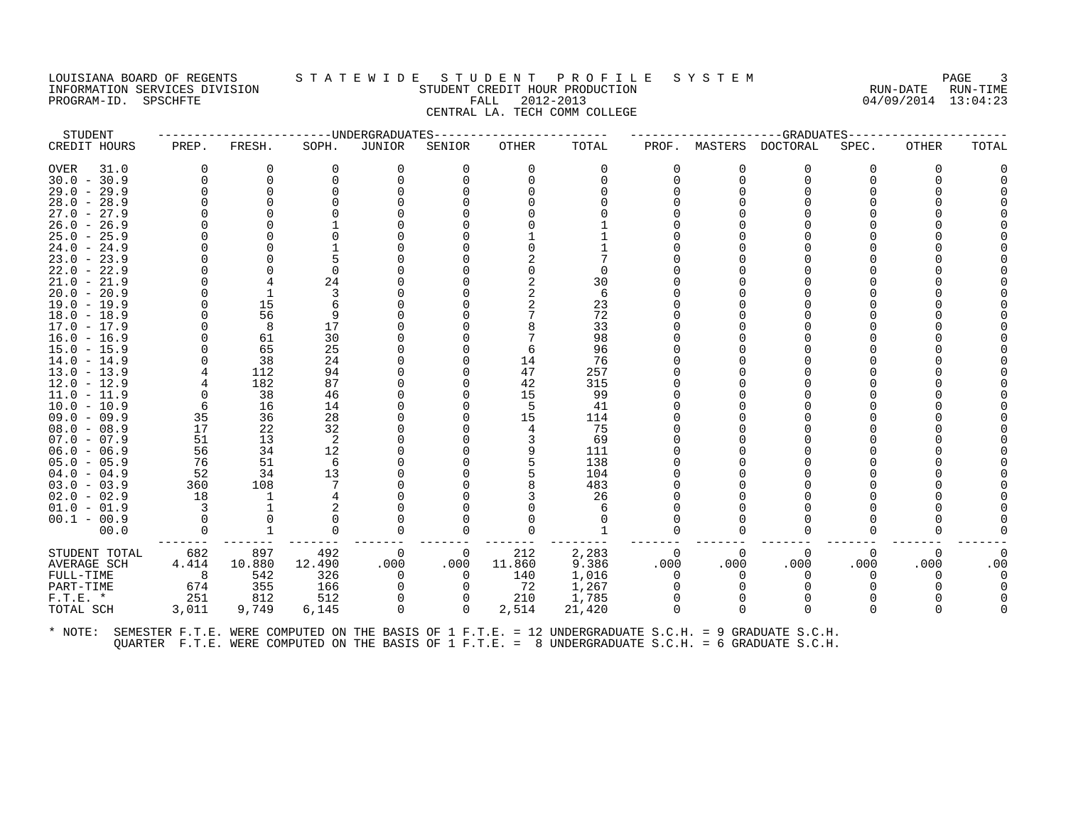LOUISIANA BOARD OF REGENTS — STATEWIDE STUDENT PROFILE SYSTEM
INFORMATION SERVICES DIVISION — STUDENT CREDIT HOUR PRODUCTION — RUN-DATE 04/09/2014 RUN-TIME 13:04:23
PROGRAM-ID. SPSCHFTE — FALL 2012-2013
CENTRAL LA. TECH COMM COLLEGE

| STUDENT | UNDERGRADUATES | | | | | | | GRADUATES | | | | | | |
|---|---|---|---|---|---|---|---|---|---|---|---|---|---|---|
| CREDIT HOURS | PREP. | FRESH. | SOPH. | JUNIOR | SENIOR | OTHER | TOTAL | PROF. | MASTERS | DOCTORAL | SPEC. | OTHER | TOTAL |
| OVER 31.0 | 0 | 0 | 0 | 0 | 0 | 0 | 0 | 0 | 0 | 0 | 0 | 0 | 0 |
| 30.0 - 30.9 | 0 | 0 | 0 | 0 | 0 | 0 | 0 | 0 | 0 | 0 | 0 | 0 | 0 |
| 29.0 - 29.9 | 0 | 0 | 0 | 0 | 0 | 0 | 0 | 0 | 0 | 0 | 0 | 0 | 0 |
| 28.0 - 28.9 | 0 | 0 | 0 | 0 | 0 | 0 | 0 | 0 | 0 | 0 | 0 | 0 | 0 |
| 27.0 - 27.9 | 0 | 0 | 0 | 0 | 0 | 0 | 0 | 0 | 0 | 0 | 0 | 0 | 0 |
| 26.0 - 26.9 | 0 | 0 | 1 | 0 | 0 | 0 | 1 | 0 | 0 | 0 | 0 | 0 | 0 |
| 25.0 - 25.9 | 0 | 0 | 0 | 0 | 0 | 1 | 1 | 0 | 0 | 0 | 0 | 0 | 0 |
| 24.0 - 24.9 | 0 | 0 | 1 | 0 | 0 | 0 | 1 | 0 | 0 | 0 | 0 | 0 | 0 |
| 23.0 - 23.9 | 0 | 0 | 5 | 0 | 0 | 2 | 7 | 0 | 0 | 0 | 0 | 0 | 0 |
| 22.0 - 22.9 | 0 | 0 | 0 | 0 | 0 | 0 | 0 | 0 | 0 | 0 | 0 | 0 | 0 |
| 21.0 - 21.9 | 0 | 4 | 24 | 0 | 0 | 2 | 30 | 0 | 0 | 0 | 0 | 0 | 0 |
| 20.0 - 20.9 | 0 | 1 | 3 | 0 | 0 | 2 | 6 | 0 | 0 | 0 | 0 | 0 | 0 |
| 19.0 - 19.9 | 0 | 15 | 6 | 0 | 0 | 2 | 23 | 0 | 0 | 0 | 0 | 0 | 0 |
| 18.0 - 18.9 | 0 | 56 | 9 | 0 | 0 | 7 | 72 | 0 | 0 | 0 | 0 | 0 | 0 |
| 17.0 - 17.9 | 0 | 8 | 17 | 0 | 0 | 8 | 33 | 0 | 0 | 0 | 0 | 0 | 0 |
| 16.0 - 16.9 | 0 | 61 | 30 | 0 | 0 | 7 | 98 | 0 | 0 | 0 | 0 | 0 | 0 |
| 15.0 - 15.9 | 0 | 65 | 25 | 0 | 0 | 6 | 96 | 0 | 0 | 0 | 0 | 0 | 0 |
| 14.0 - 14.9 | 0 | 38 | 24 | 0 | 0 | 14 | 76 | 0 | 0 | 0 | 0 | 0 | 0 |
| 13.0 - 13.9 | 4 | 112 | 94 | 0 | 0 | 47 | 257 | 0 | 0 | 0 | 0 | 0 | 0 |
| 12.0 - 12.9 | 4 | 182 | 87 | 0 | 0 | 42 | 315 | 0 | 0 | 0 | 0 | 0 | 0 |
| 11.0 - 11.9 | 0 | 38 | 46 | 0 | 0 | 15 | 99 | 0 | 0 | 0 | 0 | 0 | 0 |
| 10.0 - 10.9 | 6 | 16 | 14 | 0 | 0 | 5 | 41 | 0 | 0 | 0 | 0 | 0 | 0 |
| 09.0 - 09.9 | 35 | 36 | 28 | 0 | 0 | 15 | 114 | 0 | 0 | 0 | 0 | 0 | 0 |
| 08.0 - 08.9 | 17 | 22 | 32 | 0 | 0 | 4 | 75 | 0 | 0 | 0 | 0 | 0 | 0 |
| 07.0 - 07.9 | 51 | 13 | 2 | 0 | 0 | 3 | 69 | 0 | 0 | 0 | 0 | 0 | 0 |
| 06.0 - 06.9 | 56 | 34 | 12 | 0 | 0 | 9 | 111 | 0 | 0 | 0 | 0 | 0 | 0 |
| 05.0 - 05.9 | 76 | 51 | 6 | 0 | 0 | 5 | 138 | 0 | 0 | 0 | 0 | 0 | 0 |
| 04.0 - 04.9 | 52 | 34 | 13 | 0 | 0 | 5 | 104 | 0 | 0 | 0 | 0 | 0 | 0 |
| 03.0 - 03.9 | 360 | 108 | 7 | 0 | 0 | 8 | 483 | 0 | 0 | 0 | 0 | 0 | 0 |
| 02.0 - 02.9 | 18 | 1 | 4 | 0 | 0 | 3 | 26 | 0 | 0 | 0 | 0 | 0 | 0 |
| 01.0 - 01.9 | 3 | 1 | 2 | 0 | 0 | 0 | 6 | 0 | 0 | 0 | 0 | 0 | 0 |
| 00.1 - 00.9 | 0 | 0 | 0 | 0 | 0 | 0 | 0 | 0 | 0 | 0 | 0 | 0 | 0 |
| 00.0 | 0 | 1 | 0 | 0 | 0 | 0 | 1 | 0 | 0 | 0 | 0 | 0 | 0 |
| STUDENT TOTAL | 682 | 897 | 492 | 0 | 0 | 212 | 2,283 | 0 | 0 | 0 | 0 | 0 | 0 |
| AVERAGE SCH | 4.414 | 10.880 | 12.490 | .000 | .000 | 11.860 | 9.386 | .000 | .000 | .000 | .000 | .000 | .00 |
| FULL-TIME | 8 | 542 | 326 | 0 | 0 | 140 | 1,016 | 0 | 0 | 0 | 0 | 0 | 0 |
| PART-TIME | 674 | 355 | 166 | 0 | 0 | 72 | 1,267 | 0 | 0 | 0 | 0 | 0 | 0 |
| F.T.E. * | 251 | 812 | 512 | 0 | 0 | 210 | 1,785 | 0 | 0 | 0 | 0 | 0 | 0 |
| TOTAL SCH | 3,011 | 9,749 | 6,145 | 0 | 0 | 2,514 | 21,420 | 0 | 0 | 0 | 0 | 0 | 0 |

\* NOTE: SEMESTER F.T.E. WERE COMPUTED ON THE BASIS OF 1 F.T.E. = 12 UNDERGRADUATE S.C.H. = 9 GRADUATE S.C.H.
QUARTER F.T.E. WERE COMPUTED ON THE BASIS OF 1 F.T.E. = 8 UNDERGRADUATE S.C.H. = 6 GRADUATE S.C.H.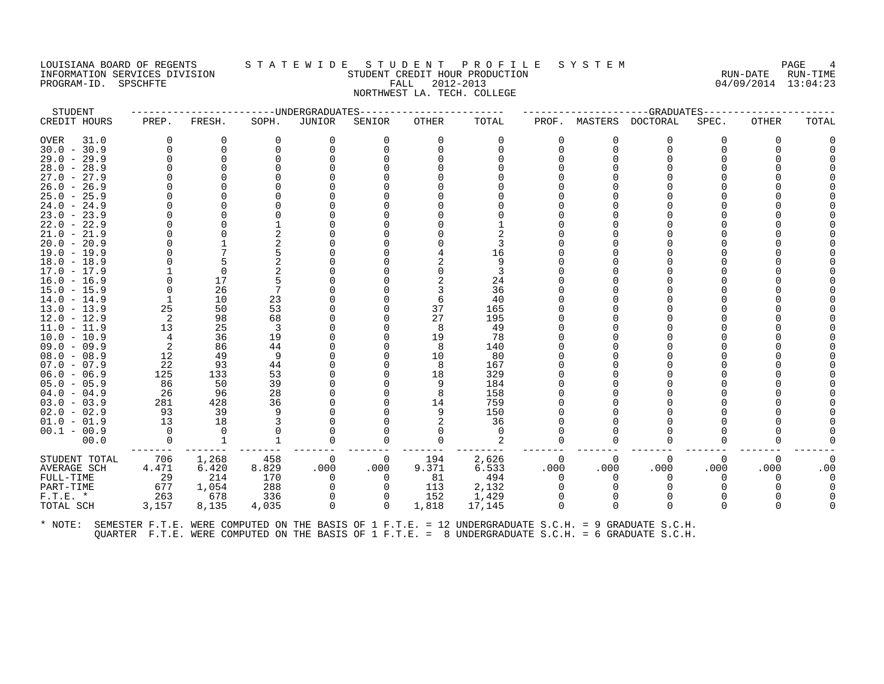LOUISIANA BOARD OF REGENTS — STATEWIDE STUDENT PROFILE SYSTEM
INFORMATION SERVICES DIVISION — STUDENT CREDIT HOUR PRODUCTION — RUN-DATE 04/09/2014 RUN-TIME 13:04:23
PROGRAM-ID. SPSCHFTE — FALL 2012-2013

NORTHWEST LA. TECH. COLLEGE

| STUDENT CREDIT HOURS | UNDERGRADUATES PREP. | FRESH. | SOPH. | JUNIOR | SENIOR | OTHER | TOTAL | GRADUATES PROF. | MASTERS | DOCTORAL | SPEC. | OTHER | TOTAL |
|---|---|---|---|---|---|---|---|---|---|---|---|---|---|
| OVER 31.0 | 0 | 0 | 0 | 0 | 0 | 0 | 0 | 0 | 0 | 0 | 0 | 0 | 0 |
| 30.0 - 30.9 | 0 | 0 | 0 | 0 | 0 | 0 | 0 | 0 | 0 | 0 | 0 | 0 | 0 |
| 29.0 - 29.9 | 0 | 0 | 0 | 0 | 0 | 0 | 0 | 0 | 0 | 0 | 0 | 0 | 0 |
| 28.0 - 28.9 | 0 | 0 | 0 | 0 | 0 | 0 | 0 | 0 | 0 | 0 | 0 | 0 | 0 |
| 27.0 - 27.9 | 0 | 0 | 0 | 0 | 0 | 0 | 0 | 0 | 0 | 0 | 0 | 0 | 0 |
| 26.0 - 26.9 | 0 | 0 | 0 | 0 | 0 | 0 | 0 | 0 | 0 | 0 | 0 | 0 | 0 |
| 25.0 - 25.9 | 0 | 0 | 0 | 0 | 0 | 0 | 0 | 0 | 0 | 0 | 0 | 0 | 0 |
| 24.0 - 24.9 | 0 | 0 | 0 | 0 | 0 | 0 | 0 | 0 | 0 | 0 | 0 | 0 | 0 |
| 23.0 - 23.9 | 0 | 0 | 0 | 0 | 0 | 0 | 0 | 0 | 0 | 0 | 0 | 0 | 0 |
| 22.0 - 22.9 | 0 | 0 | 1 | 0 | 0 | 0 | 1 | 0 | 0 | 0 | 0 | 0 | 0 |
| 21.0 - 21.9 | 0 | 0 | 2 | 0 | 0 | 0 | 2 | 0 | 0 | 0 | 0 | 0 | 0 |
| 20.0 - 20.9 | 0 | 1 | 2 | 0 | 0 | 0 | 3 | 0 | 0 | 0 | 0 | 0 | 0 |
| 19.0 - 19.9 | 0 | 7 | 5 | 0 | 0 | 4 | 16 | 0 | 0 | 0 | 0 | 0 | 0 |
| 18.0 - 18.9 | 0 | 5 | 2 | 0 | 0 | 2 | 9 | 0 | 0 | 0 | 0 | 0 | 0 |
| 17.0 - 17.9 | 1 | 0 | 2 | 0 | 0 | 0 | 3 | 0 | 0 | 0 | 0 | 0 | 0 |
| 16.0 - 16.9 | 0 | 17 | 5 | 0 | 0 | 2 | 24 | 0 | 0 | 0 | 0 | 0 | 0 |
| 15.0 - 15.9 | 0 | 26 | 7 | 0 | 0 | 3 | 36 | 0 | 0 | 0 | 0 | 0 | 0 |
| 14.0 - 14.9 | 1 | 10 | 23 | 0 | 0 | 6 | 40 | 0 | 0 | 0 | 0 | 0 | 0 |
| 13.0 - 13.9 | 25 | 50 | 53 | 0 | 0 | 37 | 165 | 0 | 0 | 0 | 0 | 0 | 0 |
| 12.0 - 12.9 | 2 | 98 | 68 | 0 | 0 | 27 | 195 | 0 | 0 | 0 | 0 | 0 | 0 |
| 11.0 - 11.9 | 13 | 25 | 3 | 0 | 0 | 8 | 49 | 0 | 0 | 0 | 0 | 0 | 0 |
| 10.0 - 10.9 | 4 | 36 | 19 | 0 | 0 | 19 | 78 | 0 | 0 | 0 | 0 | 0 | 0 |
| 09.0 - 09.9 | 2 | 86 | 44 | 0 | 0 | 8 | 140 | 0 | 0 | 0 | 0 | 0 | 0 |
| 08.0 - 08.9 | 12 | 49 | 9 | 0 | 0 | 10 | 80 | 0 | 0 | 0 | 0 | 0 | 0 |
| 07.0 - 07.9 | 22 | 93 | 44 | 0 | 0 | 8 | 167 | 0 | 0 | 0 | 0 | 0 | 0 |
| 06.0 - 06.9 | 125 | 133 | 53 | 0 | 0 | 18 | 329 | 0 | 0 | 0 | 0 | 0 | 0 |
| 05.0 - 05.9 | 86 | 50 | 39 | 0 | 0 | 9 | 184 | 0 | 0 | 0 | 0 | 0 | 0 |
| 04.0 - 04.9 | 26 | 96 | 28 | 0 | 0 | 8 | 158 | 0 | 0 | 0 | 0 | 0 | 0 |
| 03.0 - 03.9 | 281 | 428 | 36 | 0 | 0 | 14 | 759 | 0 | 0 | 0 | 0 | 0 | 0 |
| 02.0 - 02.9 | 93 | 39 | 9 | 0 | 0 | 9 | 150 | 0 | 0 | 0 | 0 | 0 | 0 |
| 01.0 - 01.9 | 13 | 18 | 3 | 0 | 0 | 2 | 36 | 0 | 0 | 0 | 0 | 0 | 0 |
| 00.1 - 00.9 | 0 | 0 | 0 | 0 | 0 | 0 | 0 | 0 | 0 | 0 | 0 | 0 | 0 |
| 00.0 | 0 | 1 | 1 | 0 | 0 | 0 | 2 | 0 | 0 | 0 | 0 | 0 | 0 |
| STUDENT TOTAL | 706 | 1,268 | 458 | 0 | 0 | 194 | 2,626 | 0 | 0 | 0 | 0 | 0 | 0 |
| AVERAGE SCH | 4.471 | 6.420 | 8.829 | .000 | .000 | 9.371 | 6.533 | .000 | .000 | .000 | .000 | .000 | .00 |
| FULL-TIME | 29 | 214 | 170 | 0 | 0 | 81 | 494 | 0 | 0 | 0 | 0 | 0 | 0 |
| PART-TIME | 677 | 1,054 | 288 | 0 | 0 | 113 | 2,132 | 0 | 0 | 0 | 0 | 0 | 0 |
| F.T.E. * | 263 | 678 | 336 | 0 | 0 | 152 | 1,429 | 0 | 0 | 0 | 0 | 0 | 0 |
| TOTAL SCH | 3,157 | 8,135 | 4,035 | 0 | 0 | 1,818 | 17,145 | 0 | 0 | 0 | 0 | 0 | 0 |

* NOTE: SEMESTER F.T.E. WERE COMPUTED ON THE BASIS OF 1 F.T.E. = 12 UNDERGRADUATE S.C.H. = 9 GRADUATE S.C.H.
QUARTER F.T.E. WERE COMPUTED ON THE BASIS OF 1 F.T.E. = 8 UNDERGRADUATE S.C.H. = 6 GRADUATE S.C.H.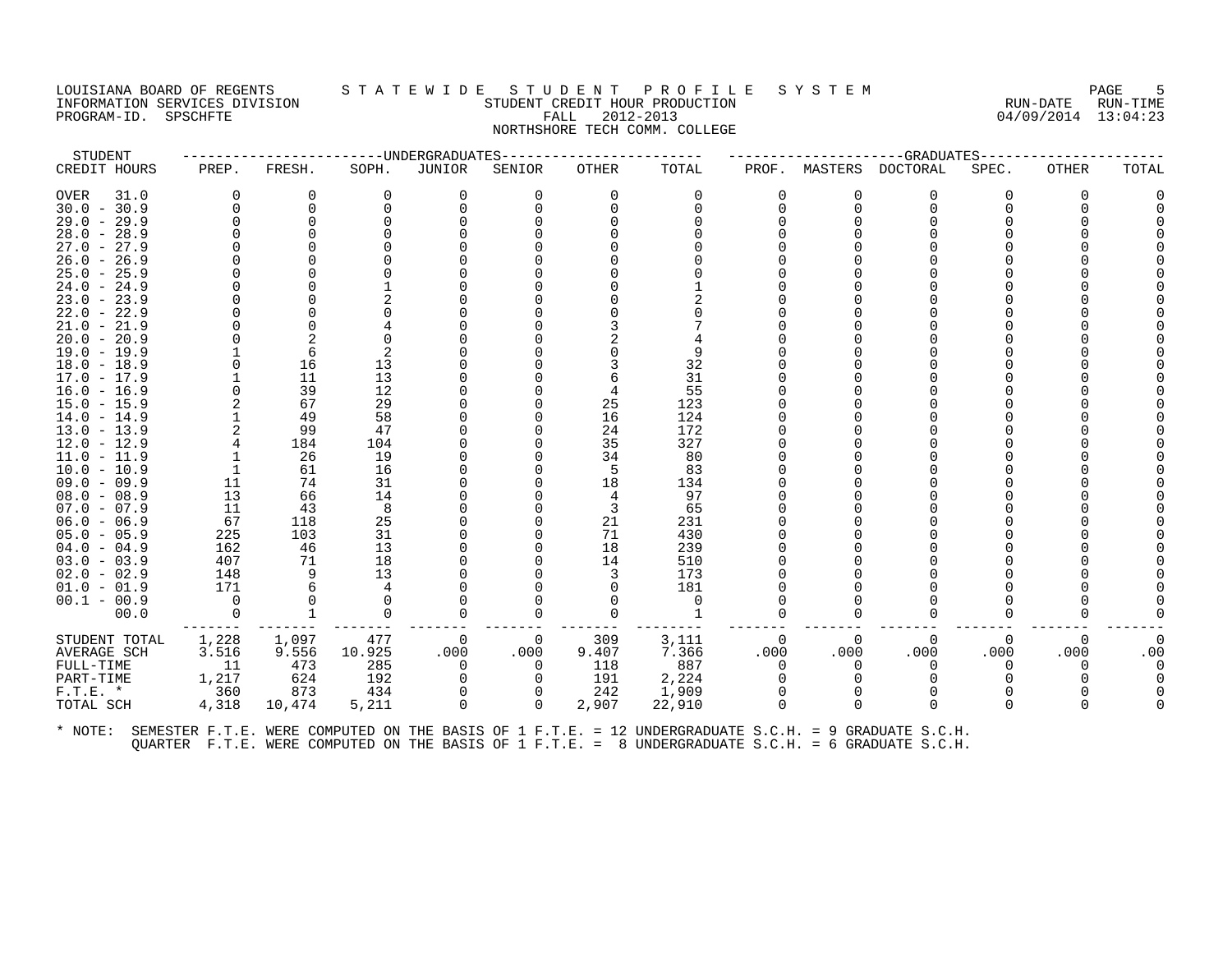LOUISIANA BOARD OF REGENTS
INFORMATION SERVICES DIVISION
PROGRAM-ID. SPSCHFTE

# STATEWIDE STUDENT PROFILE SYSTEM

STUDENT CREDIT HOUR PRODUCTION
FALL 2012-2013
NORTHSHORE TECH COMM. COLLEGE

RUN-DATE 04/09/2014 RUN-TIME 13:04:23

| STUDENT CREDIT HOURS | UNDERGRADUATES PREP. | FRESH. | SOPH. | JUNIOR | SENIOR | OTHER | TOTAL | GRADUATES PROF. | MASTERS | DOCTORAL | SPEC. | OTHER | TOTAL |
|---|---|---|---|---|---|---|---|---|---|---|---|---|---|
| OVER 31.0 | 0 | 0 | 0 | 0 | 0 | 0 | 0 | 0 | 0 | 0 | 0 | 0 | 0 |
| 30.0 - 30.9 | 0 | 0 | 0 | 0 | 0 | 0 | 0 | 0 | 0 | 0 | 0 | 0 | 0 |
| 29.0 - 29.9 | 0 | 0 | 0 | 0 | 0 | 0 | 0 | 0 | 0 | 0 | 0 | 0 | 0 |
| 28.0 - 28.9 | 0 | 0 | 0 | 0 | 0 | 0 | 0 | 0 | 0 | 0 | 0 | 0 | 0 |
| 27.0 - 27.9 | 0 | 0 | 0 | 0 | 0 | 0 | 0 | 0 | 0 | 0 | 0 | 0 | 0 |
| 26.0 - 26.9 | 0 | 0 | 0 | 0 | 0 | 0 | 0 | 0 | 0 | 0 | 0 | 0 | 0 |
| 25.0 - 25.9 | 0 | 0 | 0 | 0 | 0 | 0 | 0 | 0 | 0 | 0 | 0 | 0 | 0 |
| 24.0 - 24.9 | 0 | 0 | 1 | 0 | 0 | 0 | 1 | 0 | 0 | 0 | 0 | 0 | 0 |
| 23.0 - 23.9 | 0 | 0 | 2 | 0 | 0 | 0 | 2 | 0 | 0 | 0 | 0 | 0 | 0 |
| 22.0 - 22.9 | 0 | 0 | 0 | 0 | 0 | 0 | 0 | 0 | 0 | 0 | 0 | 0 | 0 |
| 21.0 - 21.9 | 0 | 0 | 4 | 0 | 0 | 3 | 7 | 0 | 0 | 0 | 0 | 0 | 0 |
| 20.0 - 20.9 | 0 | 2 | 0 | 0 | 0 | 2 | 4 | 0 | 0 | 0 | 0 | 0 | 0 |
| 19.0 - 19.9 | 1 | 6 | 2 | 0 | 0 | 0 | 9 | 0 | 0 | 0 | 0 | 0 | 0 |
| 18.0 - 18.9 | 0 | 16 | 13 | 0 | 0 | 3 | 32 | 0 | 0 | 0 | 0 | 0 | 0 |
| 17.0 - 17.9 | 1 | 11 | 13 | 0 | 0 | 6 | 31 | 0 | 0 | 0 | 0 | 0 | 0 |
| 16.0 - 16.9 | 0 | 39 | 12 | 0 | 0 | 4 | 55 | 0 | 0 | 0 | 0 | 0 | 0 |
| 15.0 - 15.9 | 2 | 67 | 29 | 0 | 0 | 25 | 123 | 0 | 0 | 0 | 0 | 0 | 0 |
| 14.0 - 14.9 | 1 | 49 | 58 | 0 | 0 | 16 | 124 | 0 | 0 | 0 | 0 | 0 | 0 |
| 13.0 - 13.9 | 2 | 99 | 47 | 0 | 0 | 24 | 172 | 0 | 0 | 0 | 0 | 0 | 0 |
| 12.0 - 12.9 | 4 | 184 | 104 | 0 | 0 | 35 | 327 | 0 | 0 | 0 | 0 | 0 | 0 |
| 11.0 - 11.9 | 1 | 26 | 19 | 0 | 0 | 34 | 80 | 0 | 0 | 0 | 0 | 0 | 0 |
| 10.0 - 10.9 | 1 | 61 | 16 | 0 | 0 | 5 | 83 | 0 | 0 | 0 | 0 | 0 | 0 |
| 09.0 - 09.9 | 11 | 74 | 31 | 0 | 0 | 18 | 134 | 0 | 0 | 0 | 0 | 0 | 0 |
| 08.0 - 08.9 | 13 | 66 | 14 | 0 | 0 | 4 | 97 | 0 | 0 | 0 | 0 | 0 | 0 |
| 07.0 - 07.9 | 11 | 43 | 8 | 0 | 0 | 3 | 65 | 0 | 0 | 0 | 0 | 0 | 0 |
| 06.0 - 06.9 | 67 | 118 | 25 | 0 | 0 | 21 | 231 | 0 | 0 | 0 | 0 | 0 | 0 |
| 05.0 - 05.9 | 225 | 103 | 31 | 0 | 0 | 71 | 430 | 0 | 0 | 0 | 0 | 0 | 0 |
| 04.0 - 04.9 | 162 | 46 | 13 | 0 | 0 | 18 | 239 | 0 | 0 | 0 | 0 | 0 | 0 |
| 03.0 - 03.9 | 407 | 71 | 18 | 0 | 0 | 14 | 510 | 0 | 0 | 0 | 0 | 0 | 0 |
| 02.0 - 02.9 | 148 | 9 | 13 | 0 | 0 | 3 | 173 | 0 | 0 | 0 | 0 | 0 | 0 |
| 01.0 - 01.9 | 171 | 6 | 4 | 0 | 0 | 0 | 181 | 0 | 0 | 0 | 0 | 0 | 0 |
| 00.1 - 00.9 | 0 | 0 | 0 | 0 | 0 | 0 | 0 | 0 | 0 | 0 | 0 | 0 | 0 |
| 00.0 | 0 | 1 | 0 | 0 | 0 | 0 | 1 | 0 | 0 | 0 | 0 | 0 | 0 |
| STUDENT TOTAL | 1,228 | 1,097 | 477 | 0 | 0 | 309 | 3,111 | 0 | 0 | 0 | 0 | 0 | 0 |
| AVERAGE SCH | 3.516 | 9.556 | 10.925 | .000 | .000 | 9.407 | 7.366 | .000 | .000 | .000 | .000 | .000 | .00 |
| FULL-TIME | 11 | 473 | 285 | 0 | 0 | 118 | 887 | 0 | 0 | 0 | 0 | 0 | 0 |
| PART-TIME | 1,217 | 624 | 192 | 0 | 0 | 191 | 2,224 | 0 | 0 | 0 | 0 | 0 | 0 |
| F.T.E. * | 360 | 873 | 434 | 0 | 0 | 242 | 1,909 | 0 | 0 | 0 | 0 | 0 | 0 |
| TOTAL SCH | 4,318 | 10,474 | 5,211 | 0 | 0 | 2,907 | 22,910 | 0 | 0 | 0 | 0 | 0 | 0 |

* NOTE: SEMESTER F.T.E. WERE COMPUTED ON THE BASIS OF 1 F.T.E. = 12 UNDERGRADUATE S.C.H. = 9 GRADUATE S.C.H.
QUARTER F.T.E. WERE COMPUTED ON THE BASIS OF 1 F.T.E. = 8 UNDERGRADUATE S.C.H. = 6 GRADUATE S.C.H.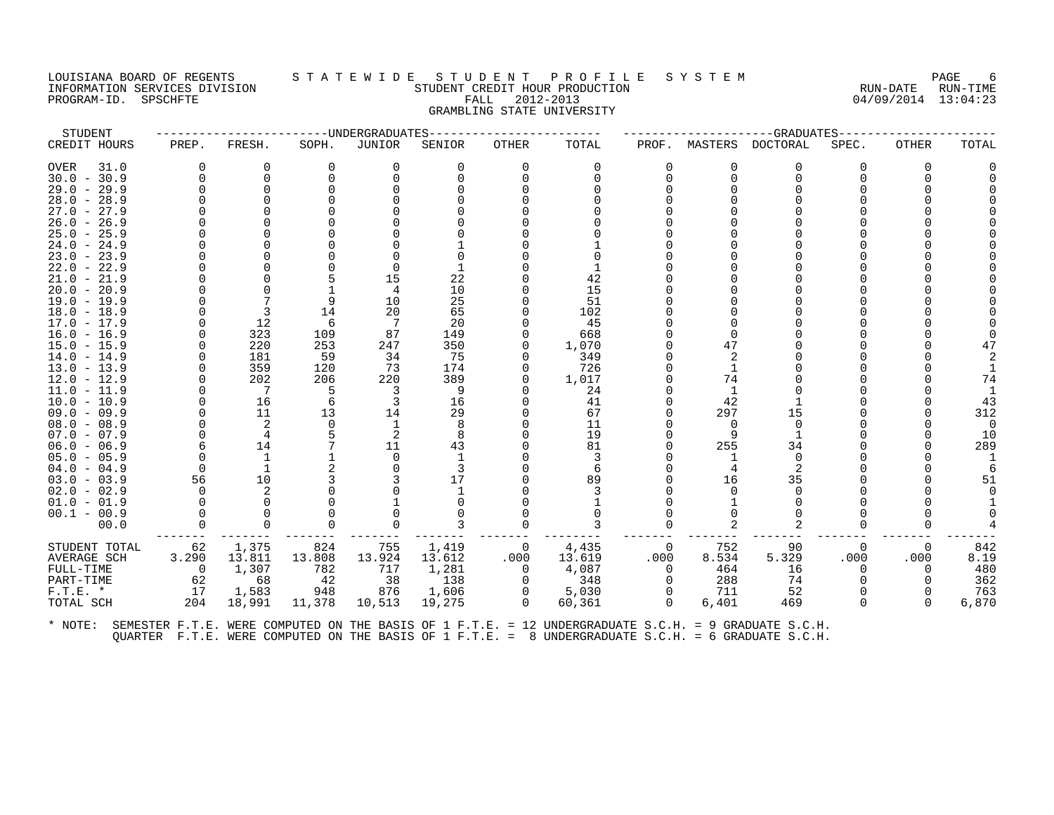LOUISIANA BOARD OF REGENTS
INFORMATION SERVICES DIVISION
PROGRAM-ID. SPSCHFTE

# S T A T E W I D E   S T U D E N T   P R O F I L E   S Y S T E M

## STUDENT CREDIT HOUR PRODUCTION
FALL 2012-2013
GRAMBLING STATE UNIVERSITY

RUN-DATE 04/09/2014 RUN-TIME 13:04:23

| STUDENT CREDIT HOURS | UNDERGRADUATES PREP. | FRESH. | SOPH. | JUNIOR | SENIOR | OTHER | TOTAL | GRADUATES PROF. | MASTERS | DOCTORAL | SPEC. | OTHER | TOTAL |
|---|---|---|---|---|---|---|---|---|---|---|---|---|---|
| OVER 31.0 | 0 | 0 | 0 | 0 | 0 | 0 | 0 | 0 | 0 | 0 | 0 | 0 | 0 |
| 30.0 - 30.9 | 0 | 0 | 0 | 0 | 0 | 0 | 0 | 0 | 0 | 0 | 0 | 0 | 0 |
| 29.0 - 29.9 | 0 | 0 | 0 | 0 | 0 | 0 | 0 | 0 | 0 | 0 | 0 | 0 | 0 |
| 28.0 - 28.9 | 0 | 0 | 0 | 0 | 0 | 0 | 0 | 0 | 0 | 0 | 0 | 0 | 0 |
| 27.0 - 27.9 | 0 | 0 | 0 | 0 | 0 | 0 | 0 | 0 | 0 | 0 | 0 | 0 | 0 |
| 26.0 - 26.9 | 0 | 0 | 0 | 0 | 0 | 0 | 0 | 0 | 0 | 0 | 0 | 0 | 0 |
| 25.0 - 25.9 | 0 | 0 | 0 | 0 | 0 | 0 | 0 | 0 | 0 | 0 | 0 | 0 | 0 |
| 24.0 - 24.9 | 0 | 0 | 0 | 0 | 1 | 0 | 1 | 0 | 0 | 0 | 0 | 0 | 0 |
| 23.0 - 23.9 | 0 | 0 | 0 | 0 | 0 | 0 | 0 | 0 | 0 | 0 | 0 | 0 | 0 |
| 22.0 - 22.9 | 0 | 0 | 0 | 0 | 1 | 0 | 1 | 0 | 0 | 0 | 0 | 0 | 0 |
| 21.0 - 21.9 | 0 | 0 | 5 | 15 | 22 | 0 | 42 | 0 | 0 | 0 | 0 | 0 | 0 |
| 20.0 - 20.9 | 0 | 0 | 1 | 4 | 10 | 0 | 15 | 0 | 0 | 0 | 0 | 0 | 0 |
| 19.0 - 19.9 | 0 | 7 | 9 | 10 | 25 | 0 | 51 | 0 | 0 | 0 | 0 | 0 | 0 |
| 18.0 - 18.9 | 0 | 3 | 14 | 20 | 65 | 0 | 102 | 0 | 0 | 0 | 0 | 0 | 0 |
| 17.0 - 17.9 | 0 | 12 | 6 | 7 | 20 | 0 | 45 | 0 | 0 | 0 | 0 | 0 | 0 |
| 16.0 - 16.9 | 0 | 323 | 109 | 87 | 149 | 0 | 668 | 0 | 0 | 0 | 0 | 0 | 0 |
| 15.0 - 15.9 | 0 | 220 | 253 | 247 | 350 | 0 | 1,070 | 0 | 47 | 0 | 0 | 0 | 47 |
| 14.0 - 14.9 | 0 | 181 | 59 | 34 | 75 | 0 | 349 | 0 | 2 | 0 | 0 | 0 | 2 |
| 13.0 - 13.9 | 0 | 359 | 120 | 73 | 174 | 0 | 726 | 0 | 1 | 0 | 0 | 0 | 1 |
| 12.0 - 12.9 | 0 | 202 | 206 | 220 | 389 | 0 | 1,017 | 0 | 74 | 0 | 0 | 0 | 74 |
| 11.0 - 11.9 | 0 | 7 | 5 | 3 | 9 | 0 | 24 | 0 | 1 | 0 | 0 | 0 | 1 |
| 10.0 - 10.9 | 0 | 16 | 6 | 3 | 16 | 0 | 41 | 0 | 42 | 1 | 0 | 0 | 43 |
| 09.0 - 09.9 | 0 | 11 | 13 | 14 | 29 | 0 | 67 | 0 | 297 | 15 | 0 | 0 | 312 |
| 08.0 - 08.9 | 0 | 2 | 0 | 1 | 8 | 0 | 11 | 0 | 0 | 0 | 0 | 0 | 0 |
| 07.0 - 07.9 | 0 | 4 | 5 | 2 | 8 | 0 | 19 | 0 | 9 | 1 | 0 | 0 | 10 |
| 06.0 - 06.9 | 6 | 14 | 7 | 11 | 43 | 0 | 81 | 0 | 255 | 34 | 0 | 0 | 289 |
| 05.0 - 05.9 | 0 | 1 | 1 | 0 | 1 | 0 | 3 | 0 | 1 | 0 | 0 | 0 | 1 |
| 04.0 - 04.9 | 0 | 1 | 2 | 0 | 3 | 0 | 6 | 0 | 4 | 2 | 0 | 0 | 6 |
| 03.0 - 03.9 | 56 | 10 | 3 | 3 | 17 | 0 | 89 | 0 | 16 | 35 | 0 | 0 | 51 |
| 02.0 - 02.9 | 0 | 2 | 0 | 0 | 1 | 0 | 3 | 0 | 0 | 0 | 0 | 0 | 0 |
| 01.0 - 01.9 | 0 | 0 | 0 | 1 | 0 | 0 | 1 | 0 | 1 | 0 | 0 | 0 | 1 |
| 00.1 - 00.9 | 0 | 0 | 0 | 0 | 0 | 0 | 0 | 0 | 0 | 0 | 0 | 0 | 0 |
| 00.0 | 0 | 0 | 0 | 0 | 3 | 0 | 3 | 0 | 2 | 2 | 0 | 0 | 4 |
| STUDENT TOTAL | 62 | 1,375 | 824 | 755 | 1,419 | 0 | 4,435 | 0 | 752 | 90 | 0 | 0 | 842 |
| AVERAGE SCH | 3.290 | 13.811 | 13.808 | 13.924 | 13.612 | .000 | 13.619 | .000 | 8.534 | 5.329 | .000 | .000 | 8.19 |
| FULL-TIME | 0 | 1,307 | 782 | 717 | 1,281 | 0 | 4,087 | 0 | 464 | 16 | 0 | 0 | 480 |
| PART-TIME | 62 | 68 | 42 | 38 | 138 | 0 | 348 | 0 | 288 | 74 | 0 | 0 | 362 |
| F.T.E. * | 17 | 1,583 | 948 | 876 | 1,606 | 0 | 5,030 | 0 | 711 | 52 | 0 | 0 | 763 |
| TOTAL SCH | 204 | 18,991 | 11,378 | 10,513 | 19,275 | 0 | 60,361 | 0 | 6,401 | 469 | 0 | 0 | 6,870 |

* NOTE: SEMESTER F.T.E. WERE COMPUTED ON THE BASIS OF 1 F.T.E. = 12 UNDERGRADUATE S.C.H. = 9 GRADUATE S.C.H.
QUARTER F.T.E. WERE COMPUTED ON THE BASIS OF 1 F.T.E. = 8 UNDERGRADUATE S.C.H. = 6 GRADUATE S.C.H.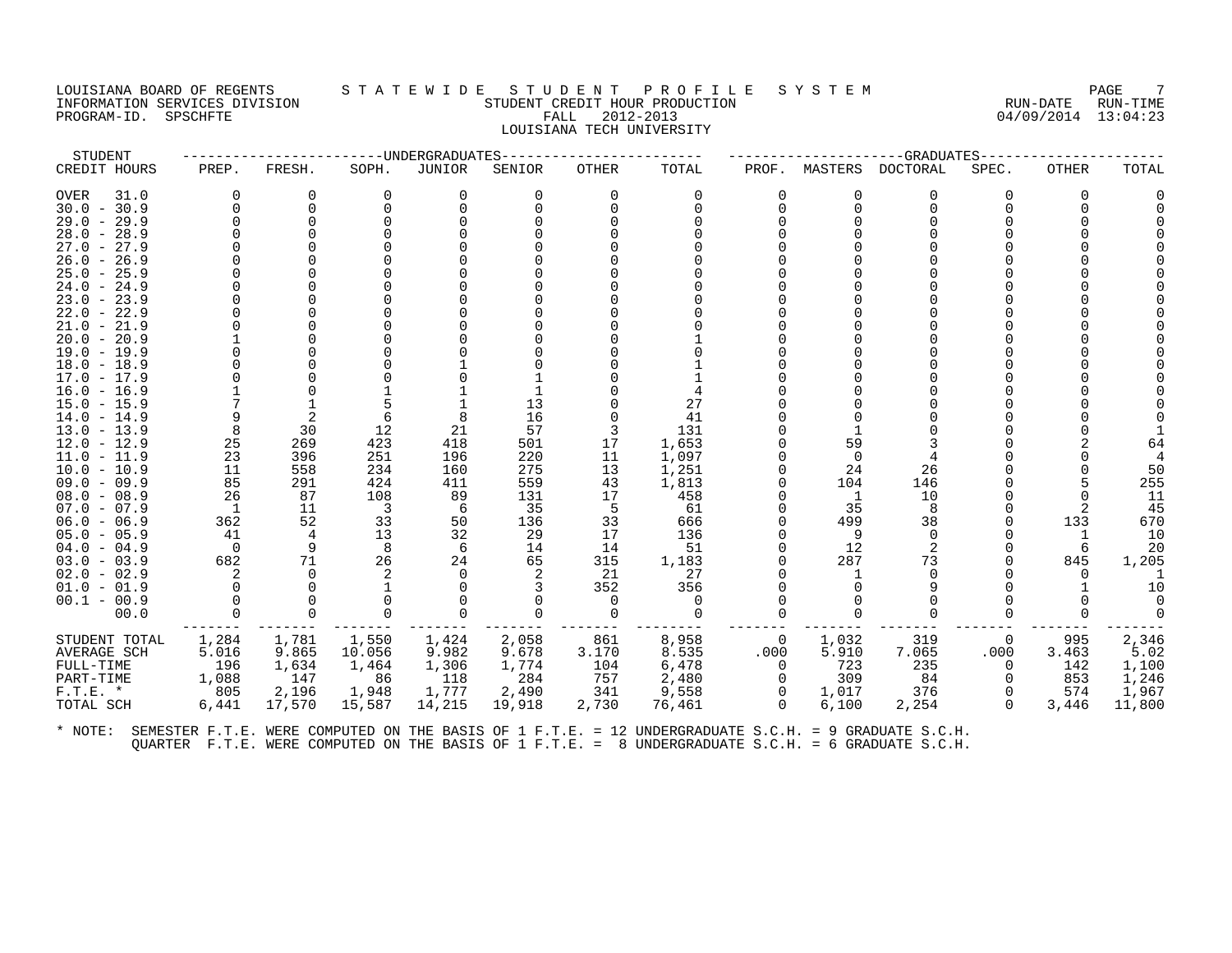LOUISIANA BOARD OF REGENTS — STATEWIDE STUDENT PROFILE SYSTEM
INFORMATION SERVICES DIVISION — STUDENT CREDIT HOUR PRODUCTION — RUN-DATE 04/09/2014 RUN-TIME 13:04:23
PROGRAM-ID. SPSCHFTE — FALL 2012-2013

LOUISIANA TECH UNIVERSITY

| STUDENT | UNDERGRADUATES | | | | | | | GRADUATES | | | | | |
|---|---|---|---|---|---|---|---|---|---|---|---|---|---|
| CREDIT HOURS | PREP. | FRESH. | SOPH. | JUNIOR | SENIOR | OTHER | TOTAL | PROF. | MASTERS | DOCTORAL | SPEC. | OTHER | TOTAL |
| OVER 31.0 | 0 | 0 | 0 | 0 | 0 | 0 | 0 | 0 | 0 | 0 | 0 | 0 | 0 |
| 30.0 - 30.9 | 0 | 0 | 0 | 0 | 0 | 0 | 0 | 0 | 0 | 0 | 0 | 0 | 0 |
| 29.0 - 29.9 | 0 | 0 | 0 | 0 | 0 | 0 | 0 | 0 | 0 | 0 | 0 | 0 | 0 |
| 28.0 - 28.9 | 0 | 0 | 0 | 0 | 0 | 0 | 0 | 0 | 0 | 0 | 0 | 0 | 0 |
| 27.0 - 27.9 | 0 | 0 | 0 | 0 | 0 | 0 | 0 | 0 | 0 | 0 | 0 | 0 | 0 |
| 26.0 - 26.9 | 0 | 0 | 0 | 0 | 0 | 0 | 0 | 0 | 0 | 0 | 0 | 0 | 0 |
| 25.0 - 25.9 | 0 | 0 | 0 | 0 | 0 | 0 | 0 | 0 | 0 | 0 | 0 | 0 | 0 |
| 24.0 - 24.9 | 0 | 0 | 0 | 0 | 0 | 0 | 0 | 0 | 0 | 0 | 0 | 0 | 0 |
| 23.0 - 23.9 | 0 | 0 | 0 | 0 | 0 | 0 | 0 | 0 | 0 | 0 | 0 | 0 | 0 |
| 22.0 - 22.9 | 0 | 0 | 0 | 0 | 0 | 0 | 0 | 0 | 0 | 0 | 0 | 0 | 0 |
| 21.0 - 21.9 | 0 | 0 | 0 | 0 | 0 | 0 | 0 | 0 | 0 | 0 | 0 | 0 | 0 |
| 20.0 - 20.9 | 1 | 0 | 0 | 0 | 0 | 0 | 1 | 0 | 0 | 0 | 0 | 0 | 0 |
| 19.0 - 19.9 | 0 | 0 | 0 | 0 | 0 | 0 | 0 | 0 | 0 | 0 | 0 | 0 | 0 |
| 18.0 - 18.9 | 0 | 0 | 0 | 1 | 0 | 0 | 1 | 0 | 0 | 0 | 0 | 0 | 0 |
| 17.0 - 17.9 | 0 | 0 | 0 | 0 | 1 | 0 | 1 | 0 | 0 | 0 | 0 | 0 | 0 |
| 16.0 - 16.9 | 1 | 0 | 1 | 1 | 1 | 0 | 4 | 0 | 0 | 0 | 0 | 0 | 0 |
| 15.0 - 15.9 | 7 | 1 | 5 | 1 | 13 | 0 | 27 | 0 | 0 | 0 | 0 | 0 | 0 |
| 14.0 - 14.9 | 9 | 2 | 6 | 8 | 16 | 0 | 41 | 0 | 0 | 0 | 0 | 0 | 0 |
| 13.0 - 13.9 | 8 | 30 | 12 | 21 | 57 | 3 | 131 | 0 | 1 | 0 | 0 | 0 | 1 |
| 12.0 - 12.9 | 25 | 269 | 423 | 418 | 501 | 17 | 1,653 | 0 | 59 | 3 | 0 | 2 | 64 |
| 11.0 - 11.9 | 23 | 396 | 251 | 196 | 220 | 11 | 1,097 | 0 | 0 | 4 | 0 | 0 | 4 |
| 10.0 - 10.9 | 11 | 558 | 234 | 160 | 275 | 13 | 1,251 | 0 | 24 | 26 | 0 | 0 | 50 |
| 09.0 - 09.9 | 85 | 291 | 424 | 411 | 559 | 43 | 1,813 | 0 | 104 | 146 | 0 | 5 | 255 |
| 08.0 - 08.9 | 26 | 87 | 108 | 89 | 131 | 17 | 458 | 0 | 1 | 10 | 0 | 0 | 11 |
| 07.0 - 07.9 | 1 | 11 | 3 | 6 | 35 | 5 | 61 | 0 | 35 | 8 | 0 | 2 | 45 |
| 06.0 - 06.9 | 362 | 52 | 33 | 50 | 136 | 33 | 666 | 0 | 499 | 38 | 0 | 133 | 670 |
| 05.0 - 05.9 | 41 | 4 | 13 | 32 | 29 | 17 | 136 | 0 | 9 | 0 | 0 | 1 | 10 |
| 04.0 - 04.9 | 0 | 9 | 8 | 6 | 14 | 14 | 51 | 0 | 12 | 2 | 0 | 6 | 20 |
| 03.0 - 03.9 | 682 | 71 | 26 | 24 | 65 | 315 | 1,183 | 0 | 287 | 73 | 0 | 845 | 1,205 |
| 02.0 - 02.9 | 2 | 0 | 2 | 0 | 2 | 21 | 27 | 0 | 1 | 0 | 0 | 0 | 1 |
| 01.0 - 01.9 | 0 | 0 | 1 | 0 | 3 | 352 | 356 | 0 | 0 | 9 | 0 | 1 | 10 |
| 00.1 - 00.9 | 0 | 0 | 0 | 0 | 0 | 0 | 0 | 0 | 0 | 0 | 0 | 0 | 0 |
| 00.0 | 0 | 0 | 0 | 0 | 0 | 0 | 0 | 0 | 0 | 0 | 0 | 0 | 0 |
| STUDENT TOTAL | 1,284 | 1,781 | 1,550 | 1,424 | 2,058 | 861 | 8,958 | 0 | 1,032 | 319 | 0 | 995 | 2,346 |
| AVERAGE SCH | 5.016 | 9.865 | 10.056 | 9.982 | 9.678 | 3.170 | 8.535 | .000 | 5.910 | 7.065 | .000 | 3.463 | 5.02 |
| FULL-TIME | 196 | 1,634 | 1,464 | 1,306 | 1,774 | 104 | 6,478 | 0 | 723 | 235 | 0 | 142 | 1,100 |
| PART-TIME | 1,088 | 147 | 86 | 118 | 284 | 757 | 2,480 | 0 | 309 | 84 | 0 | 853 | 1,246 |
| F.T.E. * | 805 | 2,196 | 1,948 | 1,777 | 2,490 | 341 | 9,558 | 0 | 1,017 | 376 | 0 | 574 | 1,967 |
| TOTAL SCH | 6,441 | 17,570 | 15,587 | 14,215 | 19,918 | 2,730 | 76,461 | 0 | 6,100 | 2,254 | 0 | 3,446 | 11,800 |

* NOTE: SEMESTER F.T.E. WERE COMPUTED ON THE BASIS OF 1 F.T.E. = 12 UNDERGRADUATE S.C.H. = 9 GRADUATE S.C.H.
QUARTER F.T.E. WERE COMPUTED ON THE BASIS OF 1 F.T.E. = 8 UNDERGRADUATE S.C.H. = 6 GRADUATE S.C.H.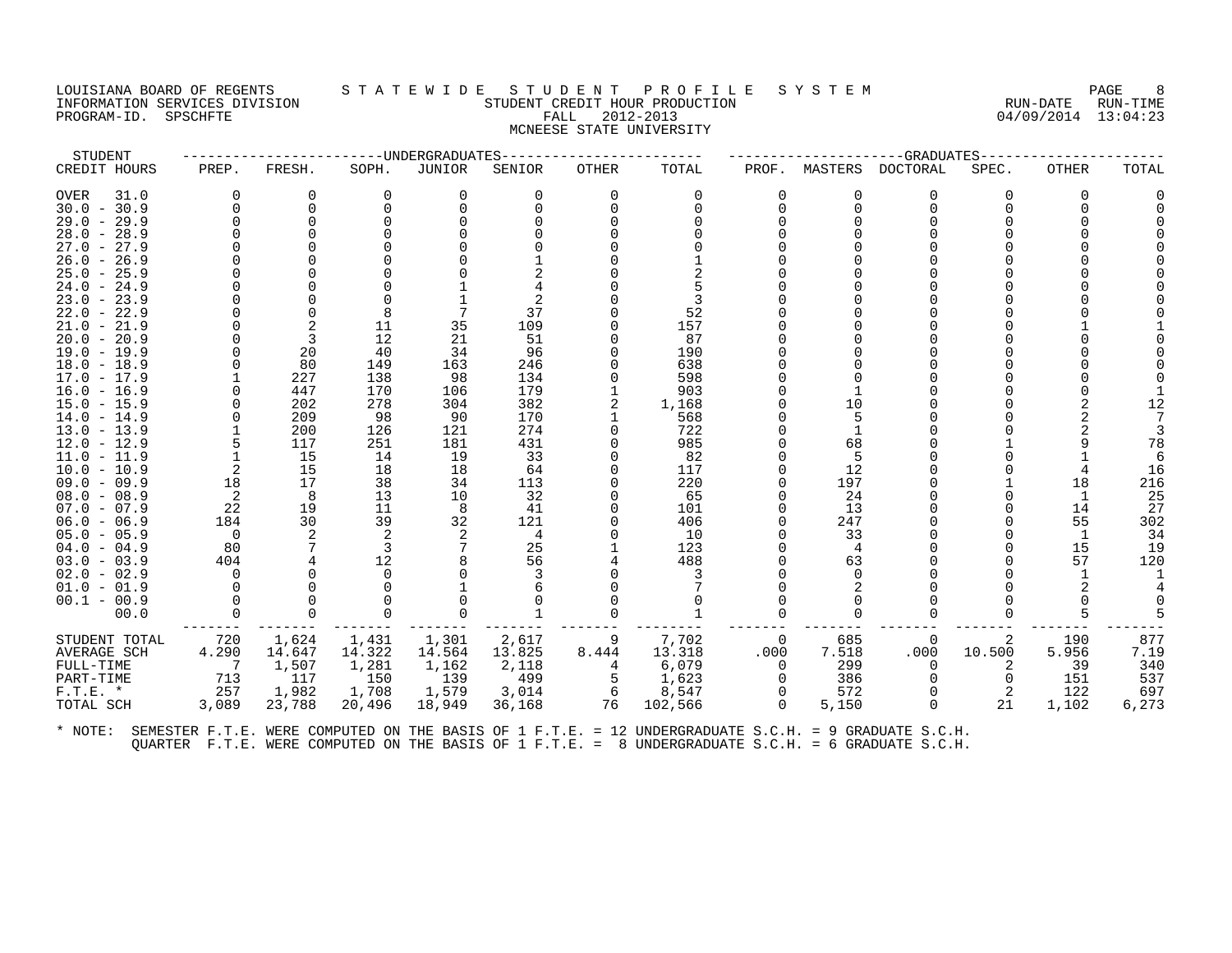LOUISIANA BOARD OF REGENTS — STATEWIDE STUDENT PROFILE SYSTEM
INFORMATION SERVICES DIVISION — STUDENT CREDIT HOUR PRODUCTION — RUN-DATE 04/09/2014 RUN-TIME 13:04:23
PROGRAM-ID. SPSCHFTE — FALL 2012-2013
MCNEESE STATE UNIVERSITY

| STUDENT | UNDERGRADUATES | | | | | | | GRADUATES | | | | | |
|---|---|---|---|---|---|---|---|---|---|---|---|---|---|
| CREDIT HOURS | PREP. | FRESH. | SOPH. | JUNIOR | SENIOR | OTHER | TOTAL | PROF. | MASTERS | DOCTORAL | SPEC. | OTHER | TOTAL |
| OVER 31.0 | 0 | 0 | 0 | 0 | 0 | 0 | 0 | 0 | 0 | 0 | 0 | 0 | 0 |
| 30.0 - 30.9 | 0 | 0 | 0 | 0 | 0 | 0 | 0 | 0 | 0 | 0 | 0 | 0 | 0 |
| 29.0 - 29.9 | 0 | 0 | 0 | 0 | 0 | 0 | 0 | 0 | 0 | 0 | 0 | 0 | 0 |
| 28.0 - 28.9 | 0 | 0 | 0 | 0 | 0 | 0 | 0 | 0 | 0 | 0 | 0 | 0 | 0 |
| 27.0 - 27.9 | 0 | 0 | 0 | 0 | 0 | 0 | 0 | 0 | 0 | 0 | 0 | 0 | 0 |
| 26.0 - 26.9 | 0 | 0 | 0 | 0 | 1 | 0 | 1 | 0 | 0 | 0 | 0 | 0 | 0 |
| 25.0 - 25.9 | 0 | 0 | 0 | 0 | 2 | 0 | 2 | 0 | 0 | 0 | 0 | 0 | 0 |
| 24.0 - 24.9 | 0 | 0 | 0 | 1 | 4 | 0 | 5 | 0 | 0 | 0 | 0 | 0 | 0 |
| 23.0 - 23.9 | 0 | 0 | 0 | 1 | 2 | 0 | 3 | 0 | 0 | 0 | 0 | 0 | 0 |
| 22.0 - 22.9 | 0 | 0 | 8 | 7 | 37 | 0 | 52 | 0 | 0 | 0 | 0 | 0 | 0 |
| 21.0 - 21.9 | 0 | 2 | 11 | 35 | 109 | 0 | 157 | 0 | 0 | 0 | 0 | 1 | 1 |
| 20.0 - 20.9 | 0 | 3 | 12 | 21 | 51 | 0 | 87 | 0 | 0 | 0 | 0 | 0 | 0 |
| 19.0 - 19.9 | 0 | 20 | 40 | 34 | 96 | 0 | 190 | 0 | 0 | 0 | 0 | 0 | 0 |
| 18.0 - 18.9 | 0 | 80 | 149 | 163 | 246 | 0 | 638 | 0 | 0 | 0 | 0 | 0 | 0 |
| 17.0 - 17.9 | 1 | 227 | 138 | 98 | 134 | 0 | 598 | 0 | 0 | 0 | 0 | 0 | 0 |
| 16.0 - 16.9 | 0 | 447 | 170 | 106 | 179 | 1 | 903 | 0 | 1 | 0 | 0 | 0 | 1 |
| 15.0 - 15.9 | 0 | 202 | 278 | 304 | 382 | 2 | 1,168 | 0 | 10 | 0 | 0 | 2 | 12 |
| 14.0 - 14.9 | 0 | 209 | 98 | 90 | 170 | 1 | 568 | 0 | 5 | 0 | 0 | 2 | 7 |
| 13.0 - 13.9 | 1 | 200 | 126 | 121 | 274 | 0 | 722 | 0 | 1 | 0 | 0 | 2 | 3 |
| 12.0 - 12.9 | 5 | 117 | 251 | 181 | 431 | 0 | 985 | 0 | 68 | 0 | 1 | 9 | 78 |
| 11.0 - 11.9 | 1 | 15 | 14 | 19 | 33 | 0 | 82 | 0 | 5 | 0 | 0 | 1 | 6 |
| 10.0 - 10.9 | 2 | 15 | 18 | 18 | 64 | 0 | 117 | 0 | 12 | 0 | 0 | 4 | 16 |
| 09.0 - 09.9 | 18 | 17 | 38 | 34 | 113 | 0 | 220 | 0 | 197 | 0 | 1 | 18 | 216 |
| 08.0 - 08.9 | 2 | 8 | 13 | 10 | 32 | 0 | 65 | 0 | 24 | 0 | 0 | 1 | 25 |
| 07.0 - 07.9 | 22 | 19 | 11 | 8 | 41 | 0 | 101 | 0 | 13 | 0 | 0 | 14 | 27 |
| 06.0 - 06.9 | 184 | 30 | 39 | 32 | 121 | 0 | 406 | 0 | 247 | 0 | 0 | 55 | 302 |
| 05.0 - 05.9 | 0 | 2 | 2 | 2 | 4 | 0 | 10 | 0 | 33 | 0 | 0 | 1 | 34 |
| 04.0 - 04.9 | 80 | 7 | 3 | 7 | 25 | 1 | 123 | 0 | 4 | 0 | 0 | 15 | 19 |
| 03.0 - 03.9 | 404 | 4 | 12 | 8 | 56 | 4 | 488 | 0 | 63 | 0 | 0 | 57 | 120 |
| 02.0 - 02.9 | 0 | 0 | 0 | 0 | 3 | 0 | 3 | 0 | 0 | 0 | 0 | 1 | 1 |
| 01.0 - 01.9 | 0 | 0 | 0 | 1 | 6 | 0 | 7 | 0 | 2 | 0 | 0 | 2 | 4 |
| 00.1 - 00.9 | 0 | 0 | 0 | 0 | 0 | 0 | 0 | 0 | 0 | 0 | 0 | 0 | 0 |
| 00.0 | 0 | 0 | 0 | 0 | 1 | 0 | 1 | 0 | 0 | 0 | 0 | 5 | 5 |
| STUDENT TOTAL | 720 | 1,624 | 1,431 | 1,301 | 2,617 | 9 | 7,702 | 0 | 685 | 0 | 2 | 190 | 877 |
| AVERAGE SCH | 4.290 | 14.647 | 14.322 | 14.564 | 13.825 | 8.444 | 13.318 | .000 | 7.518 | .000 | 10.500 | 5.956 | 7.19 |
| FULL-TIME | 7 | 1,507 | 1,281 | 1,162 | 2,118 | 4 | 6,079 | 0 | 299 | 0 | 2 | 39 | 340 |
| PART-TIME | 713 | 117 | 150 | 139 | 499 | 5 | 1,623 | 0 | 386 | 0 | 0 | 151 | 537 |
| F.T.E. * | 257 | 1,982 | 1,708 | 1,579 | 3,014 | 6 | 8,547 | 0 | 572 | 0 | 2 | 122 | 697 |
| TOTAL SCH | 3,089 | 23,788 | 20,496 | 18,949 | 36,168 | 76 | 102,566 | 0 | 5,150 | 0 | 21 | 1,102 | 6,273 |

\* NOTE: SEMESTER F.T.E. WERE COMPUTED ON THE BASIS OF 1 F.T.E. = 12 UNDERGRADUATE S.C.H. = 9 GRADUATE S.C.H.
QUARTER F.T.E. WERE COMPUTED ON THE BASIS OF 1 F.T.E. = 8 UNDERGRADUATE S.C.H. = 6 GRADUATE S.C.H.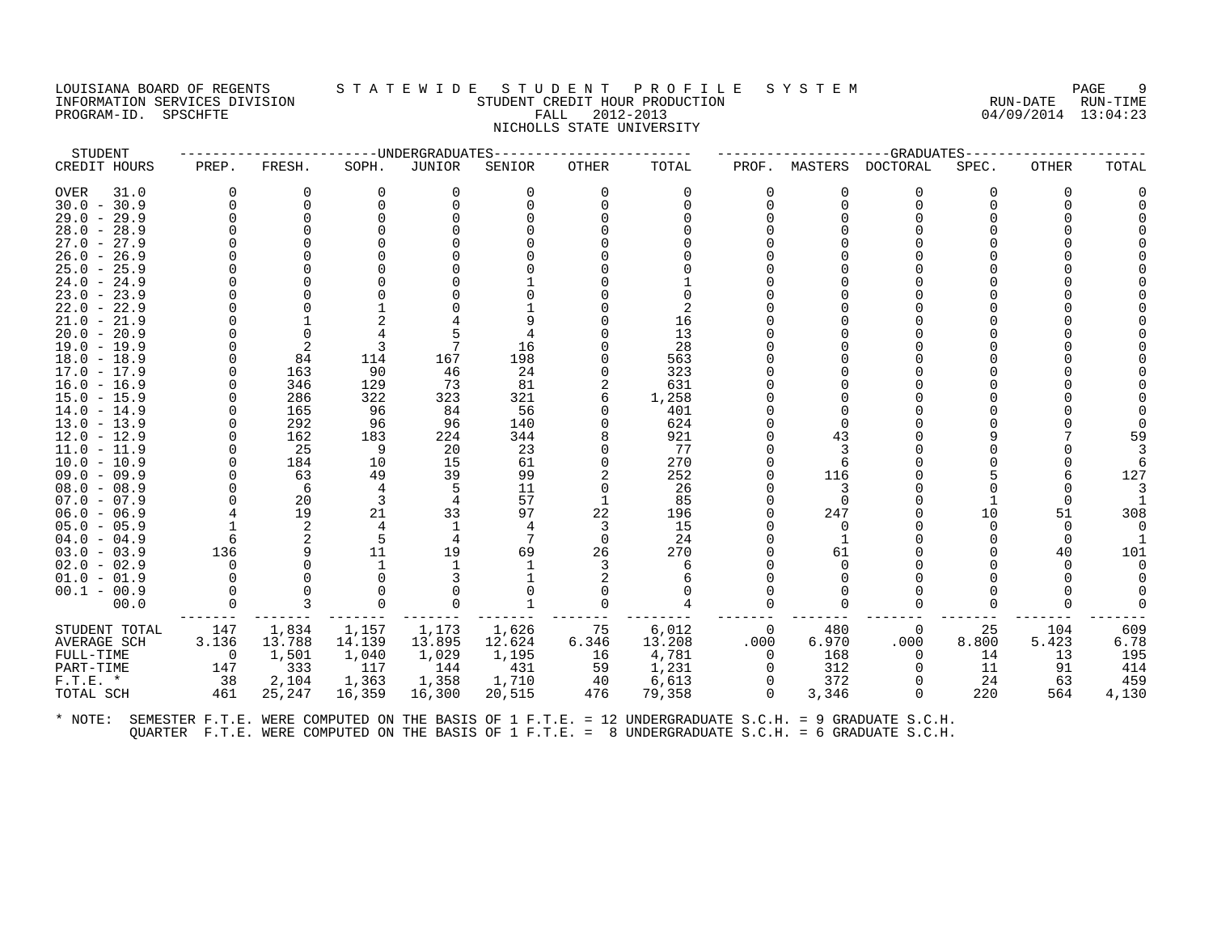LOUISIANA BOARD OF REGENTS — STATEWIDE STUDENT PROFILE SYSTEM
INFORMATION SERVICES DIVISION — STUDENT CREDIT HOUR PRODUCTION — RUN-DATE 04/09/2014 RUN-TIME 13:04:23
PROGRAM-ID. SPSCHFTE — FALL 2012-2013

NICHOLLS STATE UNIVERSITY

| STUDENT | UNDERGRADUATES | | | | | | | GRADUATES | | | | | |
|---|---|---|---|---|---|---|---|---|---|---|---|---|---|
| CREDIT HOURS | PREP. | FRESH. | SOPH. | JUNIOR | SENIOR | OTHER | TOTAL | PROF. | MASTERS | DOCTORAL | SPEC. | OTHER | TOTAL |
| OVER 31.0 | 0 | 0 | 0 | 0 | 0 | 0 | 0 | 0 | 0 | 0 | 0 | 0 | 0 |
| 30.0 - 30.9 | 0 | 0 | 0 | 0 | 0 | 0 | 0 | 0 | 0 | 0 | 0 | 0 | 0 |
| 29.0 - 29.9 | 0 | 0 | 0 | 0 | 0 | 0 | 0 | 0 | 0 | 0 | 0 | 0 | 0 |
| 28.0 - 28.9 | 0 | 0 | 0 | 0 | 0 | 0 | 0 | 0 | 0 | 0 | 0 | 0 | 0 |
| 27.0 - 27.9 | 0 | 0 | 0 | 0 | 0 | 0 | 0 | 0 | 0 | 0 | 0 | 0 | 0 |
| 26.0 - 26.9 | 0 | 0 | 0 | 0 | 0 | 0 | 0 | 0 | 0 | 0 | 0 | 0 | 0 |
| 25.0 - 25.9 | 0 | 0 | 0 | 0 | 0 | 0 | 0 | 0 | 0 | 0 | 0 | 0 | 0 |
| 24.0 - 24.9 | 0 | 0 | 0 | 0 | 1 | 0 | 1 | 0 | 0 | 0 | 0 | 0 | 0 |
| 23.0 - 23.9 | 0 | 0 | 0 | 0 | 0 | 0 | 0 | 0 | 0 | 0 | 0 | 0 | 0 |
| 22.0 - 22.9 | 0 | 0 | 1 | 0 | 1 | 0 | 2 | 0 | 0 | 0 | 0 | 0 | 0 |
| 21.0 - 21.9 | 0 | 1 | 2 | 4 | 9 | 0 | 16 | 0 | 0 | 0 | 0 | 0 | 0 |
| 20.0 - 20.9 | 0 | 0 | 4 | 5 | 4 | 0 | 13 | 0 | 0 | 0 | 0 | 0 | 0 |
| 19.0 - 19.9 | 0 | 2 | 3 | 7 | 16 | 0 | 28 | 0 | 0 | 0 | 0 | 0 | 0 |
| 18.0 - 18.9 | 0 | 84 | 114 | 167 | 198 | 0 | 563 | 0 | 0 | 0 | 0 | 0 | 0 |
| 17.0 - 17.9 | 0 | 163 | 90 | 46 | 24 | 0 | 323 | 0 | 0 | 0 | 0 | 0 | 0 |
| 16.0 - 16.9 | 0 | 346 | 129 | 73 | 81 | 2 | 631 | 0 | 0 | 0 | 0 | 0 | 0 |
| 15.0 - 15.9 | 0 | 286 | 322 | 323 | 321 | 6 | 1,258 | 0 | 0 | 0 | 0 | 0 | 0 |
| 14.0 - 14.9 | 0 | 165 | 96 | 84 | 56 | 0 | 401 | 0 | 0 | 0 | 0 | 0 | 0 |
| 13.0 - 13.9 | 0 | 292 | 96 | 96 | 140 | 0 | 624 | 0 | 0 | 0 | 0 | 0 | 0 |
| 12.0 - 12.9 | 0 | 162 | 183 | 224 | 344 | 8 | 921 | 0 | 43 | 0 | 9 | 7 | 59 |
| 11.0 - 11.9 | 0 | 25 | 9 | 20 | 23 | 0 | 77 | 0 | 3 | 0 | 0 | 0 | 3 |
| 10.0 - 10.9 | 0 | 184 | 10 | 15 | 61 | 0 | 270 | 0 | 6 | 0 | 0 | 0 | 6 |
| 09.0 - 09.9 | 0 | 63 | 49 | 39 | 99 | 2 | 252 | 0 | 116 | 0 | 5 | 6 | 127 |
| 08.0 - 08.9 | 0 | 6 | 4 | 5 | 11 | 0 | 26 | 0 | 3 | 0 | 0 | 0 | 3 |
| 07.0 - 07.9 | 0 | 20 | 3 | 4 | 57 | 1 | 85 | 0 | 0 | 0 | 1 | 0 | 1 |
| 06.0 - 06.9 | 4 | 19 | 21 | 33 | 97 | 22 | 196 | 0 | 247 | 0 | 10 | 51 | 308 |
| 05.0 - 05.9 | 1 | 2 | 4 | 1 | 4 | 3 | 15 | 0 | 0 | 0 | 0 | 0 | 0 |
| 04.0 - 04.9 | 6 | 2 | 5 | 4 | 7 | 0 | 24 | 0 | 1 | 0 | 0 | 0 | 1 |
| 03.0 - 03.9 | 136 | 9 | 11 | 19 | 69 | 26 | 270 | 0 | 61 | 0 | 0 | 40 | 101 |
| 02.0 - 02.9 | 0 | 0 | 1 | 1 | 1 | 3 | 6 | 0 | 0 | 0 | 0 | 0 | 0 |
| 01.0 - 01.9 | 0 | 0 | 0 | 3 | 1 | 2 | 6 | 0 | 0 | 0 | 0 | 0 | 0 |
| 00.1 - 00.9 | 0 | 0 | 0 | 0 | 0 | 0 | 0 | 0 | 0 | 0 | 0 | 0 | 0 |
| 00.0 | 0 | 3 | 0 | 0 | 1 | 0 | 4 | 0 | 0 | 0 | 0 | 0 | 0 |
| STUDENT TOTAL | 147 | 1,834 | 1,157 | 1,173 | 1,626 | 75 | 6,012 | 0 | 480 | 0 | 25 | 104 | 609 |
| AVERAGE SCH | 3.136 | 13.788 | 14.139 | 13.895 | 12.624 | 6.346 | 13.208 | .000 | 6.970 | .000 | 8.800 | 5.423 | 6.78 |
| FULL-TIME | 0 | 1,501 | 1,040 | 1,029 | 1,195 | 16 | 4,781 | 0 | 168 | 0 | 14 | 13 | 195 |
| PART-TIME | 147 | 333 | 117 | 144 | 431 | 59 | 1,231 | 0 | 312 | 0 | 11 | 91 | 414 |
| F.T.E. * | 38 | 2,104 | 1,363 | 1,358 | 1,710 | 40 | 6,613 | 0 | 372 | 0 | 24 | 63 | 459 |
| TOTAL SCH | 461 | 25,247 | 16,359 | 16,300 | 20,515 | 476 | 79,358 | 0 | 3,346 | 0 | 220 | 564 | 4,130 |

* NOTE: SEMESTER F.T.E. WERE COMPUTED ON THE BASIS OF 1 F.T.E. = 12 UNDERGRADUATE S.C.H. = 9 GRADUATE S.C.H.
QUARTER F.T.E. WERE COMPUTED ON THE BASIS OF 1 F.T.E. = 8 UNDERGRADUATE S.C.H. = 6 GRADUATE S.C.H.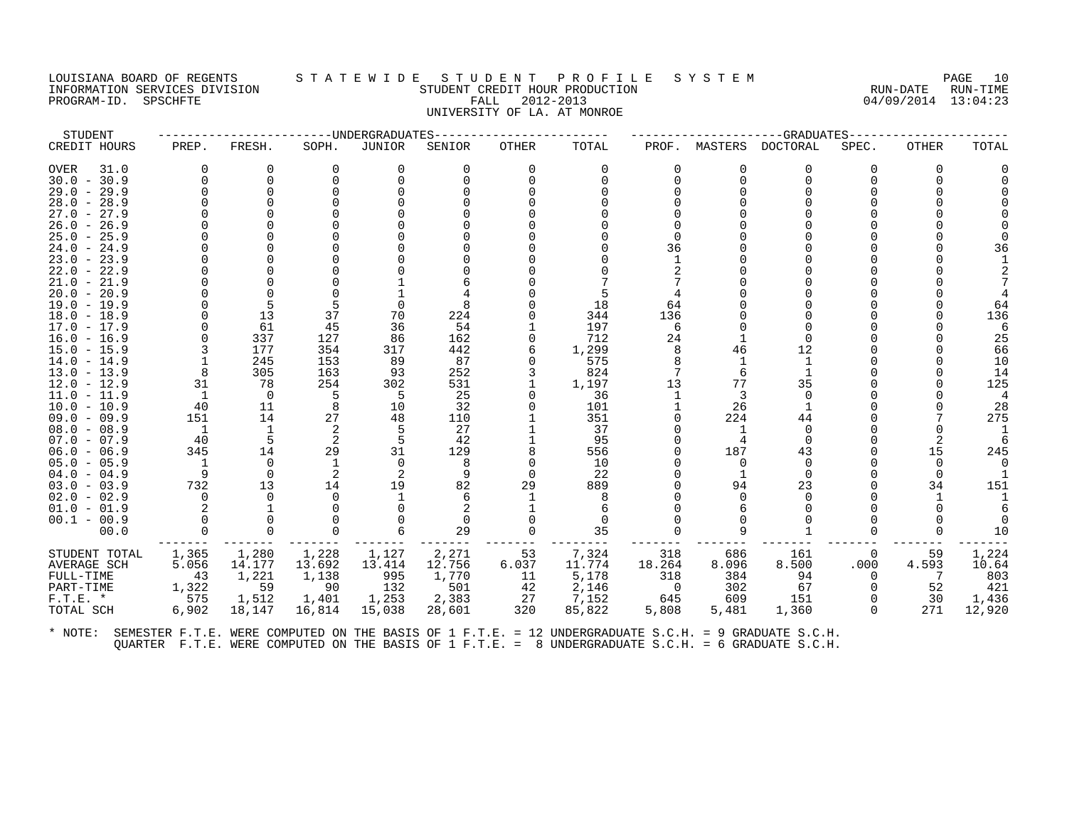LOUISIANA BOARD OF REGENTS — STATEWIDE STUDENT PROFILE SYSTEM
INFORMATION SERVICES DIVISION — STUDENT CREDIT HOUR PRODUCTION — RUN-DATE 04/09/2014 RUN-TIME 13:04:23
PROGRAM-ID. SPSCHFTE — FALL 2012-2013
UNIVERSITY OF LA. AT MONROE

| STUDENT | UNDERGRADUATES | | | | | | | GRADUATES | | | | | |
|---|---|---|---|---|---|---|---|---|---|---|---|---|---|
| CREDIT HOURS | PREP. | FRESH. | SOPH. | JUNIOR | SENIOR | OTHER | TOTAL | PROF. | MASTERS | DOCTORAL | SPEC. | OTHER | TOTAL |
| OVER 31.0 | 0 | 0 | 0 | 0 | 0 | 0 | 0 | 0 | 0 | 0 | 0 | 0 | 0 |
| 30.0 - 30.9 | 0 | 0 | 0 | 0 | 0 | 0 | 0 | 0 | 0 | 0 | 0 | 0 | 0 |
| 29.0 - 29.9 | 0 | 0 | 0 | 0 | 0 | 0 | 0 | 0 | 0 | 0 | 0 | 0 | 0 |
| 28.0 - 28.9 | 0 | 0 | 0 | 0 | 0 | 0 | 0 | 0 | 0 | 0 | 0 | 0 | 0 |
| 27.0 - 27.9 | 0 | 0 | 0 | 0 | 0 | 0 | 0 | 0 | 0 | 0 | 0 | 0 | 0 |
| 26.0 - 26.9 | 0 | 0 | 0 | 0 | 0 | 0 | 0 | 0 | 0 | 0 | 0 | 0 | 0 |
| 25.0 - 25.9 | 0 | 0 | 0 | 0 | 0 | 0 | 0 | 0 | 0 | 0 | 0 | 0 | 0 |
| 24.0 - 24.9 | 0 | 0 | 0 | 0 | 0 | 0 | 0 | 36 | 0 | 0 | 0 | 0 | 36 |
| 23.0 - 23.9 | 0 | 0 | 0 | 0 | 0 | 0 | 0 | 1 | 0 | 0 | 0 | 0 | 1 |
| 22.0 - 22.9 | 0 | 0 | 0 | 0 | 0 | 0 | 0 | 2 | 0 | 0 | 0 | 0 | 2 |
| 21.0 - 21.9 | 0 | 0 | 0 | 1 | 6 | 0 | 7 | 7 | 0 | 0 | 0 | 0 | 7 |
| 20.0 - 20.9 | 0 | 0 | 0 | 1 | 4 | 0 | 5 | 4 | 0 | 0 | 0 | 0 | 4 |
| 19.0 - 19.9 | 0 | 5 | 5 | 0 | 8 | 0 | 18 | 64 | 0 | 0 | 0 | 0 | 64 |
| 18.0 - 18.9 | 0 | 13 | 37 | 70 | 224 | 0 | 344 | 136 | 0 | 0 | 0 | 0 | 136 |
| 17.0 - 17.9 | 0 | 61 | 45 | 36 | 54 | 1 | 197 | 6 | 0 | 0 | 0 | 0 | 6 |
| 16.0 - 16.9 | 0 | 337 | 127 | 86 | 162 | 0 | 712 | 24 | 1 | 0 | 0 | 0 | 25 |
| 15.0 - 15.9 | 3 | 177 | 354 | 317 | 442 | 6 | 1,299 | 8 | 46 | 12 | 0 | 0 | 66 |
| 14.0 - 14.9 | 1 | 245 | 153 | 89 | 87 | 0 | 575 | 8 | 1 | 1 | 0 | 0 | 10 |
| 13.0 - 13.9 | 8 | 305 | 163 | 93 | 252 | 3 | 824 | 7 | 6 | 1 | 0 | 0 | 14 |
| 12.0 - 12.9 | 31 | 78 | 254 | 302 | 531 | 1 | 1,197 | 13 | 77 | 35 | 0 | 0 | 125 |
| 11.0 - 11.9 | 1 | 0 | 5 | 5 | 25 | 0 | 36 | 1 | 3 | 0 | 0 | 0 | 4 |
| 10.0 - 10.9 | 40 | 11 | 8 | 10 | 32 | 0 | 101 | 1 | 26 | 1 | 0 | 0 | 28 |
| 09.0 - 09.9 | 151 | 14 | 27 | 48 | 110 | 1 | 351 | 0 | 224 | 44 | 0 | 7 | 275 |
| 08.0 - 08.9 | 1 | 1 | 2 | 5 | 27 | 1 | 37 | 0 | 1 | 0 | 0 | 0 | 1 |
| 07.0 - 07.9 | 40 | 5 | 2 | 5 | 42 | 1 | 95 | 0 | 4 | 0 | 0 | 2 | 6 |
| 06.0 - 06.9 | 345 | 14 | 29 | 31 | 129 | 8 | 556 | 0 | 187 | 43 | 0 | 15 | 245 |
| 05.0 - 05.9 | 1 | 0 | 1 | 0 | 8 | 0 | 10 | 0 | 0 | 0 | 0 | 0 | 0 |
| 04.0 - 04.9 | 9 | 0 | 2 | 2 | 9 | 0 | 22 | 0 | 1 | 0 | 0 | 0 | 1 |
| 03.0 - 03.9 | 732 | 13 | 14 | 19 | 82 | 29 | 889 | 0 | 94 | 23 | 0 | 34 | 151 |
| 02.0 - 02.9 | 0 | 0 | 0 | 1 | 6 | 1 | 8 | 0 | 0 | 0 | 0 | 1 | 1 |
| 01.0 - 01.9 | 2 | 1 | 0 | 0 | 2 | 1 | 6 | 0 | 6 | 0 | 0 | 0 | 6 |
| 00.1 - 00.9 | 0 | 0 | 0 | 0 | 0 | 0 | 0 | 0 | 0 | 0 | 0 | 0 | 0 |
| 00.0 | 0 | 0 | 0 | 6 | 29 | 0 | 35 | 0 | 9 | 1 | 0 | 0 | 10 |
| STUDENT TOTAL | 1,365 | 1,280 | 1,228 | 1,127 | 2,271 | 53 | 7,324 | 318 | 686 | 161 | 0 | 59 | 1,224 |
| AVERAGE SCH | 5.056 | 14.177 | 13.692 | 13.414 | 12.756 | 6.037 | 11.774 | 18.264 | 8.096 | 8.500 | .000 | 4.593 | 10.64 |
| FULL-TIME | 43 | 1,221 | 1,138 | 995 | 1,770 | 11 | 5,178 | 318 | 384 | 94 | 0 | 7 | 803 |
| PART-TIME | 1,322 | 59 | 90 | 132 | 501 | 42 | 2,146 | 0 | 302 | 67 | 0 | 52 | 421 |
| F.T.E. * | 575 | 1,512 | 1,401 | 1,253 | 2,383 | 27 | 7,152 | 645 | 609 | 151 | 0 | 30 | 1,436 |
| TOTAL SCH | 6,902 | 18,147 | 16,814 | 15,038 | 28,601 | 320 | 85,822 | 5,808 | 5,481 | 1,360 | 0 | 271 | 12,920 |

* NOTE: SEMESTER F.T.E. WERE COMPUTED ON THE BASIS OF 1 F.T.E. = 12 UNDERGRADUATE S.C.H. = 9 GRADUATE S.C.H.
QUARTER F.T.E. WERE COMPUTED ON THE BASIS OF 1 F.T.E. = 8 UNDERGRADUATE S.C.H. = 6 GRADUATE S.C.H.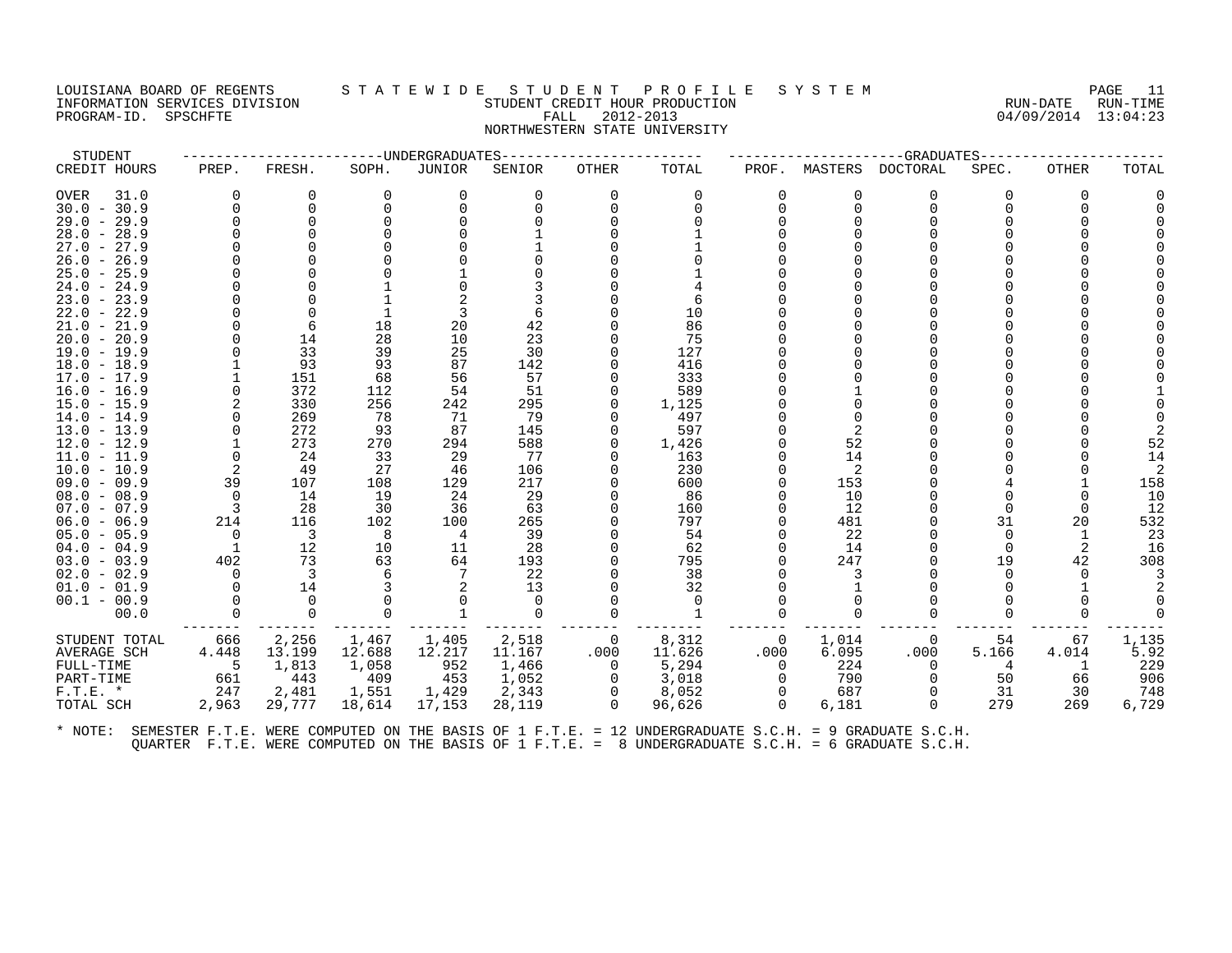LOUISIANA BOARD OF REGENTS — STATEWIDE STUDENT PROFILE SYSTEM
INFORMATION SERVICES DIVISION — STUDENT CREDIT HOUR PRODUCTION — RUN-DATE 04/09/2014 RUN-TIME 13:04:23
PROGRAM-ID. SPSCHFTE — FALL 2012-2013

NORTHWESTERN STATE UNIVERSITY

| STUDENT CREDIT HOURS | UNDERGRADUATES PREP. | FRESH. | SOPH. | JUNIOR | SENIOR | OTHER | TOTAL | GRADUATES PROF. | MASTERS | DOCTORAL | SPEC. | OTHER | TOTAL |
|---|---|---|---|---|---|---|---|---|---|---|---|---|---|
| OVER 31.0 | 0 | 0 | 0 | 0 | 0 | 0 | 0 | 0 | 0 | 0 | 0 | 0 | 0 |
| 30.0 - 30.9 | 0 | 0 | 0 | 0 | 0 | 0 | 0 | 0 | 0 | 0 | 0 | 0 | 0 |
| 29.0 - 29.9 | 0 | 0 | 0 | 0 | 0 | 0 | 0 | 0 | 0 | 0 | 0 | 0 | 0 |
| 28.0 - 28.9 | 0 | 0 | 0 | 0 | 1 | 0 | 1 | 0 | 0 | 0 | 0 | 0 | 0 |
| 27.0 - 27.9 | 0 | 0 | 0 | 0 | 1 | 0 | 1 | 0 | 0 | 0 | 0 | 0 | 0 |
| 26.0 - 26.9 | 0 | 0 | 0 | 0 | 0 | 0 | 0 | 0 | 0 | 0 | 0 | 0 | 0 |
| 25.0 - 25.9 | 0 | 0 | 0 | 1 | 0 | 0 | 1 | 0 | 0 | 0 | 0 | 0 | 0 |
| 24.0 - 24.9 | 0 | 0 | 1 | 0 | 3 | 0 | 4 | 0 | 0 | 0 | 0 | 0 | 0 |
| 23.0 - 23.9 | 0 | 0 | 1 | 2 | 3 | 0 | 6 | 0 | 0 | 0 | 0 | 0 | 0 |
| 22.0 - 22.9 | 0 | 0 | 1 | 3 | 6 | 0 | 10 | 0 | 0 | 0 | 0 | 0 | 0 |
| 21.0 - 21.9 | 0 | 6 | 18 | 20 | 42 | 0 | 86 | 0 | 0 | 0 | 0 | 0 | 0 |
| 20.0 - 20.9 | 0 | 14 | 28 | 10 | 23 | 0 | 75 | 0 | 0 | 0 | 0 | 0 | 0 |
| 19.0 - 19.9 | 0 | 33 | 39 | 25 | 30 | 0 | 127 | 0 | 0 | 0 | 0 | 0 | 0 |
| 18.0 - 18.9 | 1 | 93 | 93 | 87 | 142 | 0 | 416 | 0 | 0 | 0 | 0 | 0 | 0 |
| 17.0 - 17.9 | 1 | 151 | 68 | 56 | 57 | 0 | 333 | 0 | 0 | 0 | 0 | 0 | 0 |
| 16.0 - 16.9 | 0 | 372 | 112 | 54 | 51 | 0 | 589 | 0 | 1 | 0 | 0 | 0 | 1 |
| 15.0 - 15.9 | 2 | 330 | 256 | 242 | 295 | 0 | 1,125 | 0 | 0 | 0 | 0 | 0 | 0 |
| 14.0 - 14.9 | 0 | 269 | 78 | 71 | 79 | 0 | 497 | 0 | 0 | 0 | 0 | 0 | 0 |
| 13.0 - 13.9 | 0 | 272 | 93 | 87 | 145 | 0 | 597 | 0 | 2 | 0 | 0 | 0 | 2 |
| 12.0 - 12.9 | 1 | 273 | 270 | 294 | 588 | 0 | 1,426 | 0 | 52 | 0 | 0 | 0 | 52 |
| 11.0 - 11.9 | 0 | 24 | 33 | 29 | 77 | 0 | 163 | 0 | 14 | 0 | 0 | 0 | 14 |
| 10.0 - 10.9 | 2 | 49 | 27 | 46 | 106 | 0 | 230 | 0 | 2 | 0 | 0 | 0 | 2 |
| 09.0 - 09.9 | 39 | 107 | 108 | 129 | 217 | 0 | 600 | 0 | 153 | 0 | 4 | 1 | 158 |
| 08.0 - 08.9 | 0 | 14 | 19 | 24 | 29 | 0 | 86 | 0 | 10 | 0 | 0 | 0 | 10 |
| 07.0 - 07.9 | 3 | 28 | 30 | 36 | 63 | 0 | 160 | 0 | 12 | 0 | 0 | 0 | 12 |
| 06.0 - 06.9 | 214 | 116 | 102 | 100 | 265 | 0 | 797 | 0 | 481 | 0 | 31 | 20 | 532 |
| 05.0 - 05.9 | 0 | 3 | 8 | 4 | 39 | 0 | 54 | 0 | 22 | 0 | 0 | 1 | 23 |
| 04.0 - 04.9 | 1 | 12 | 10 | 11 | 28 | 0 | 62 | 0 | 14 | 0 | 0 | 2 | 16 |
| 03.0 - 03.9 | 402 | 73 | 63 | 64 | 193 | 0 | 795 | 0 | 247 | 0 | 19 | 42 | 308 |
| 02.0 - 02.9 | 0 | 3 | 6 | 7 | 22 | 0 | 38 | 0 | 3 | 0 | 0 | 0 | 3 |
| 01.0 - 01.9 | 0 | 14 | 3 | 2 | 13 | 0 | 32 | 0 | 1 | 0 | 0 | 1 | 2 |
| 00.1 - 00.9 | 0 | 0 | 0 | 0 | 0 | 0 | 0 | 0 | 0 | 0 | 0 | 0 | 0 |
| 00.0 | 0 | 0 | 0 | 1 | 0 | 0 | 1 | 0 | 0 | 0 | 0 | 0 | 0 |
| STUDENT TOTAL | 666 | 2,256 | 1,467 | 1,405 | 2,518 | 0 | 8,312 | 0 | 1,014 | 0 | 54 | 67 | 1,135 |
| AVERAGE SCH | 4.448 | 13.199 | 12.688 | 12.217 | 11.167 | .000 | 11.626 | .000 | 6.095 | .000 | 5.166 | 4.014 | 5.92 |
| FULL-TIME | 5 | 1,813 | 1,058 | 952 | 1,466 | 0 | 5,294 | 0 | 224 | 0 | 4 | 1 | 229 |
| PART-TIME | 661 | 443 | 409 | 453 | 1,052 | 0 | 3,018 | 0 | 790 | 0 | 50 | 66 | 906 |
| F.T.E. * | 247 | 2,481 | 1,551 | 1,429 | 2,343 | 0 | 8,052 | 0 | 687 | 0 | 31 | 30 | 748 |
| TOTAL SCH | 2,963 | 29,777 | 18,614 | 17,153 | 28,119 | 0 | 96,626 | 0 | 6,181 | 0 | 279 | 269 | 6,729 |

* NOTE: SEMESTER F.T.E. WERE COMPUTED ON THE BASIS OF 1 F.T.E. = 12 UNDERGRADUATE S.C.H. = 9 GRADUATE S.C.H.
QUARTER F.T.E. WERE COMPUTED ON THE BASIS OF 1 F.T.E. = 8 UNDERGRADUATE S.C.H. = 6 GRADUATE S.C.H.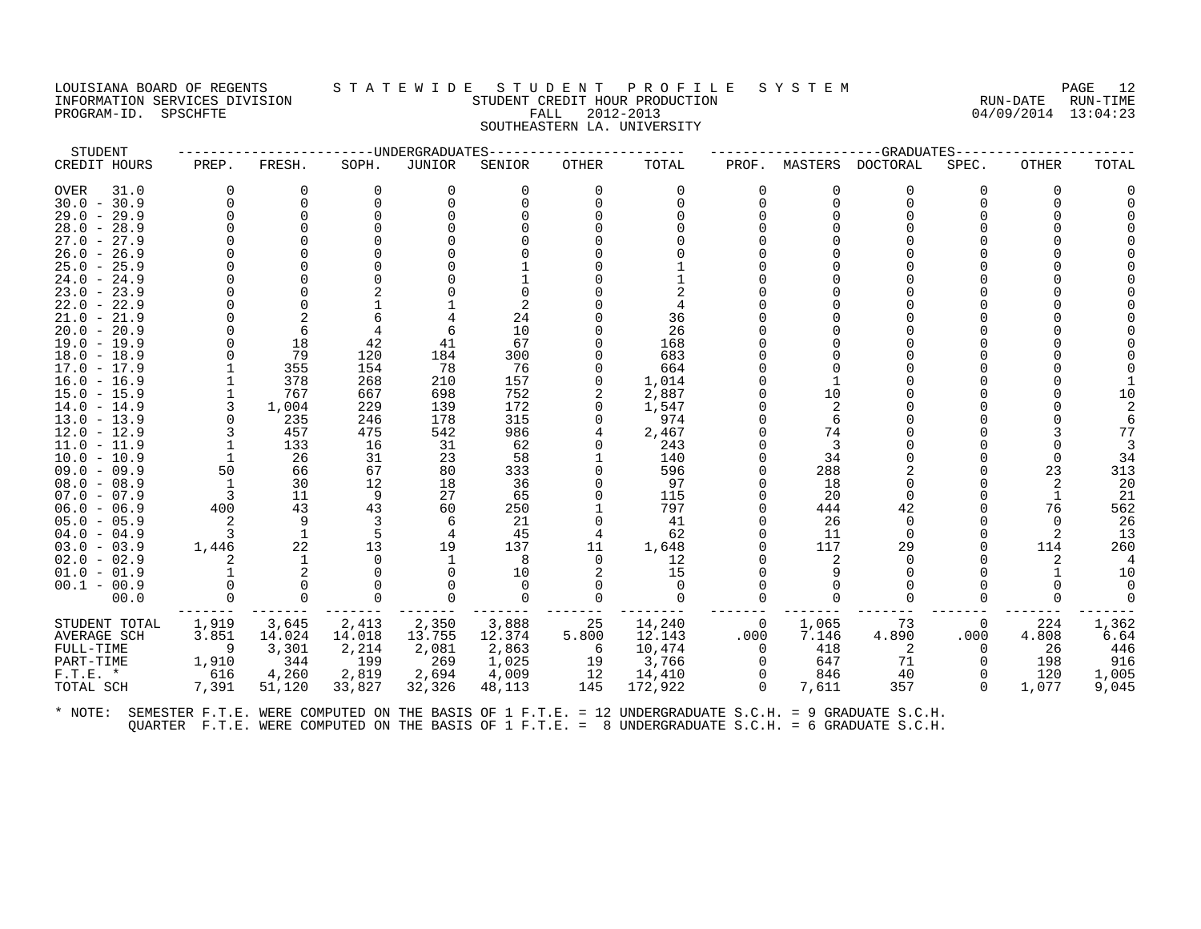LOUISIANA BOARD OF REGENTS
INFORMATION SERVICES DIVISION
PROGRAM-ID. SPSCHFTE

# STATEWIDE STUDENT PROFILE SYSTEM

## STUDENT CREDIT HOUR PRODUCTION
FALL 2012-2013
SOUTHEASTERN LA. UNIVERSITY

RUN-DATE 04/09/2014 RUN-TIME 13:04:23

| STUDENT | UNDERGRADUATES | | | | | | | GRADUATES | | | | | | |
|---|---|---|---|---|---|---|---|---|---|---|---|---|---|---|
| CREDIT HOURS | PREP. | FRESH. | SOPH. | JUNIOR | SENIOR | OTHER | TOTAL | PROF. | MASTERS | DOCTORAL | SPEC. | OTHER | TOTAL |
| OVER 31.0 | 0 | 0 | 0 | 0 | 0 | 0 | 0 | 0 | 0 | 0 | 0 | 0 | 0 |
| 30.0 - 30.9 | 0 | 0 | 0 | 0 | 0 | 0 | 0 | 0 | 0 | 0 | 0 | 0 | 0 |
| 29.0 - 29.9 | 0 | 0 | 0 | 0 | 0 | 0 | 0 | 0 | 0 | 0 | 0 | 0 | 0 |
| 28.0 - 28.9 | 0 | 0 | 0 | 0 | 0 | 0 | 0 | 0 | 0 | 0 | 0 | 0 | 0 |
| 27.0 - 27.9 | 0 | 0 | 0 | 0 | 0 | 0 | 0 | 0 | 0 | 0 | 0 | 0 | 0 |
| 26.0 - 26.9 | 0 | 0 | 0 | 0 | 0 | 0 | 0 | 0 | 0 | 0 | 0 | 0 | 0 |
| 25.0 - 25.9 | 0 | 0 | 0 | 0 | 1 | 0 | 1 | 0 | 0 | 0 | 0 | 0 | 0 |
| 24.0 - 24.9 | 0 | 0 | 0 | 0 | 1 | 0 | 1 | 0 | 0 | 0 | 0 | 0 | 0 |
| 23.0 - 23.9 | 0 | 0 | 2 | 0 | 0 | 0 | 2 | 0 | 0 | 0 | 0 | 0 | 0 |
| 22.0 - 22.9 | 0 | 0 | 1 | 1 | 2 | 0 | 4 | 0 | 0 | 0 | 0 | 0 | 0 |
| 21.0 - 21.9 | 0 | 2 | 6 | 4 | 24 | 0 | 36 | 0 | 0 | 0 | 0 | 0 | 0 |
| 20.0 - 20.9 | 0 | 6 | 4 | 6 | 10 | 0 | 26 | 0 | 0 | 0 | 0 | 0 | 0 |
| 19.0 - 19.9 | 0 | 18 | 42 | 41 | 67 | 0 | 168 | 0 | 0 | 0 | 0 | 0 | 0 |
| 18.0 - 18.9 | 0 | 79 | 120 | 184 | 300 | 0 | 683 | 0 | 0 | 0 | 0 | 0 | 0 |
| 17.0 - 17.9 | 1 | 355 | 154 | 78 | 76 | 0 | 664 | 0 | 0 | 0 | 0 | 0 | 0 |
| 16.0 - 16.9 | 1 | 378 | 268 | 210 | 157 | 0 | 1,014 | 0 | 1 | 0 | 0 | 0 | 1 |
| 15.0 - 15.9 | 1 | 767 | 667 | 698 | 752 | 2 | 2,887 | 0 | 10 | 0 | 0 | 0 | 10 |
| 14.0 - 14.9 | 3 | 1,004 | 229 | 139 | 172 | 0 | 1,547 | 0 | 2 | 0 | 0 | 0 | 2 |
| 13.0 - 13.9 | 0 | 235 | 246 | 178 | 315 | 0 | 974 | 0 | 6 | 0 | 0 | 0 | 6 |
| 12.0 - 12.9 | 3 | 457 | 475 | 542 | 986 | 4 | 2,467 | 0 | 74 | 0 | 0 | 3 | 77 |
| 11.0 - 11.9 | 1 | 133 | 16 | 31 | 62 | 0 | 243 | 0 | 3 | 0 | 0 | 0 | 3 |
| 10.0 - 10.9 | 1 | 26 | 31 | 23 | 58 | 1 | 140 | 0 | 34 | 0 | 0 | 0 | 34 |
| 09.0 - 09.9 | 50 | 66 | 67 | 80 | 333 | 0 | 596 | 0 | 288 | 2 | 0 | 23 | 313 |
| 08.0 - 08.9 | 1 | 30 | 12 | 18 | 36 | 0 | 97 | 0 | 18 | 0 | 0 | 2 | 20 |
| 07.0 - 07.9 | 3 | 11 | 9 | 27 | 65 | 0 | 115 | 0 | 20 | 0 | 0 | 1 | 21 |
| 06.0 - 06.9 | 400 | 43 | 43 | 60 | 250 | 1 | 797 | 0 | 444 | 42 | 0 | 76 | 562 |
| 05.0 - 05.9 | 2 | 9 | 3 | 6 | 21 | 0 | 41 | 0 | 26 | 0 | 0 | 0 | 26 |
| 04.0 - 04.9 | 3 | 1 | 5 | 4 | 45 | 4 | 62 | 0 | 11 | 0 | 0 | 2 | 13 |
| 03.0 - 03.9 | 1,446 | 22 | 13 | 19 | 137 | 11 | 1,648 | 0 | 117 | 29 | 0 | 114 | 260 |
| 02.0 - 02.9 | 2 | 1 | 0 | 1 | 8 | 0 | 12 | 0 | 2 | 0 | 0 | 2 | 4 |
| 01.0 - 01.9 | 1 | 2 | 0 | 0 | 10 | 2 | 15 | 0 | 9 | 0 | 0 | 1 | 10 |
| 00.1 - 00.9 | 0 | 0 | 0 | 0 | 0 | 0 | 0 | 0 | 0 | 0 | 0 | 0 | 0 |
| 00.0 | 0 | 0 | 0 | 0 | 0 | 0 | 0 | 0 | 0 | 0 | 0 | 0 | 0 |
| STUDENT TOTAL | 1,919 | 3,645 | 2,413 | 2,350 | 3,888 | 25 | 14,240 | 0 | 1,065 | 73 | 0 | 224 | 1,362 |
| AVERAGE SCH | 3.851 | 14.024 | 14.018 | 13.755 | 12.374 | 5.800 | 12.143 | .000 | 7.146 | 4.890 | .000 | 4.808 | 6.64 |
| FULL-TIME | 9 | 3,301 | 2,214 | 2,081 | 2,863 | 6 | 10,474 | 0 | 418 | 2 | 0 | 26 | 446 |
| PART-TIME | 1,910 | 344 | 199 | 269 | 1,025 | 19 | 3,766 | 0 | 647 | 71 | 0 | 198 | 916 |
| F.T.E. * | 616 | 4,260 | 2,819 | 2,694 | 4,009 | 12 | 14,410 | 0 | 846 | 40 | 0 | 120 | 1,005 |
| TOTAL SCH | 7,391 | 51,120 | 33,827 | 32,326 | 48,113 | 145 | 172,922 | 0 | 7,611 | 357 | 0 | 1,077 | 9,045 |

\* NOTE: SEMESTER F.T.E. WERE COMPUTED ON THE BASIS OF 1 F.T.E. = 12 UNDERGRADUATE S.C.H. = 9 GRADUATE S.C.H.
QUARTER F.T.E. WERE COMPUTED ON THE BASIS OF 1 F.T.E. = 8 UNDERGRADUATE S.C.H. = 6 GRADUATE S.C.H.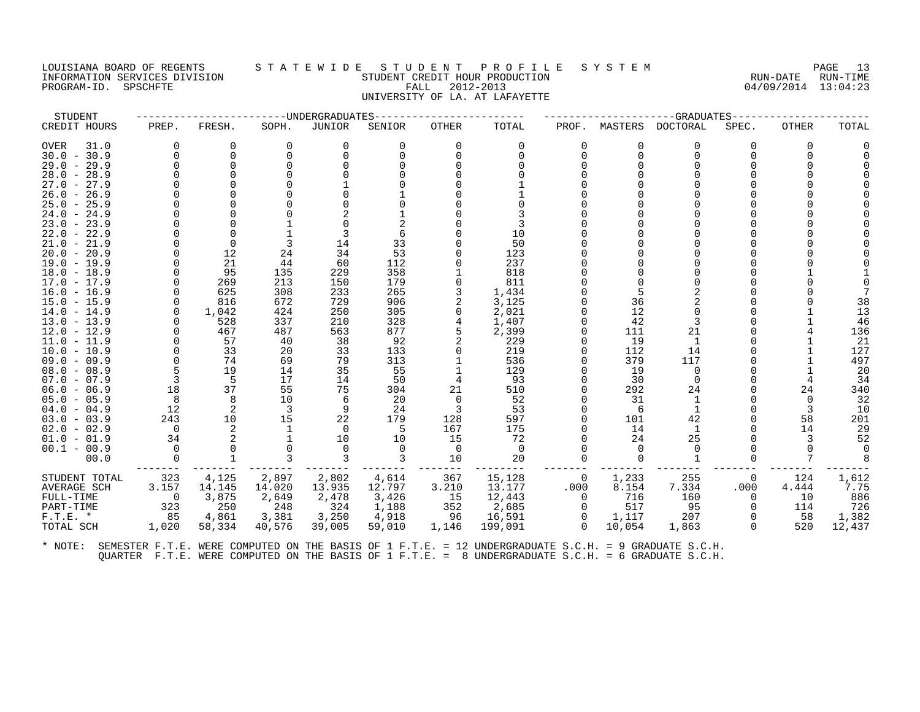LOUISIANA BOARD OF REGENTS — STATEWIDE STUDENT PROFILE SYSTEM

INFORMATION SERVICES DIVISION — STUDENT CREDIT HOUR PRODUCTION — RUN-DATE 04/09/2014 RUN-TIME 13:04:23

PROGRAM-ID. SPSCHFTE — FALL 2012-2013

UNIVERSITY OF LA. AT LAFAYETTE

| STUDENT | UNDERGRADUATES | | | | | | | GRADUATES | | | | | |
|---|---|---|---|---|---|---|---|---|---|---|---|---|---|
| CREDIT HOURS | PREP. | FRESH. | SOPH. | JUNIOR | SENIOR | OTHER | TOTAL | PROF. | MASTERS | DOCTORAL | SPEC. | OTHER | TOTAL |
| OVER 31.0 | 0 | 0 | 0 | 0 | 0 | 0 | 0 | 0 | 0 | 0 | 0 | 0 | 0 |
| 30.0 - 30.9 | 0 | 0 | 0 | 0 | 0 | 0 | 0 | 0 | 0 | 0 | 0 | 0 | 0 |
| 29.0 - 29.9 | 0 | 0 | 0 | 0 | 0 | 0 | 0 | 0 | 0 | 0 | 0 | 0 | 0 |
| 28.0 - 28.9 | 0 | 0 | 0 | 0 | 0 | 0 | 0 | 0 | 0 | 0 | 0 | 0 | 0 |
| 27.0 - 27.9 | 0 | 0 | 0 | 1 | 0 | 0 | 1 | 0 | 0 | 0 | 0 | 0 | 0 |
| 26.0 - 26.9 | 0 | 0 | 0 | 0 | 1 | 0 | 1 | 0 | 0 | 0 | 0 | 0 | 0 |
| 25.0 - 25.9 | 0 | 0 | 0 | 0 | 0 | 0 | 0 | 0 | 0 | 0 | 0 | 0 | 0 |
| 24.0 - 24.9 | 0 | 0 | 0 | 2 | 1 | 0 | 3 | 0 | 0 | 0 | 0 | 0 | 0 |
| 23.0 - 23.9 | 0 | 0 | 1 | 0 | 2 | 0 | 3 | 0 | 0 | 0 | 0 | 0 | 0 |
| 22.0 - 22.9 | 0 | 0 | 1 | 3 | 6 | 0 | 10 | 0 | 0 | 0 | 0 | 0 | 0 |
| 21.0 - 21.9 | 0 | 0 | 3 | 14 | 33 | 0 | 50 | 0 | 0 | 0 | 0 | 0 | 0 |
| 20.0 - 20.9 | 0 | 12 | 24 | 34 | 53 | 0 | 123 | 0 | 0 | 0 | 0 | 0 | 0 |
| 19.0 - 19.9 | 0 | 21 | 44 | 60 | 112 | 0 | 237 | 0 | 0 | 0 | 0 | 0 | 0 |
| 18.0 - 18.9 | 0 | 95 | 135 | 229 | 358 | 1 | 818 | 0 | 0 | 0 | 0 | 1 | 1 |
| 17.0 - 17.9 | 0 | 269 | 213 | 150 | 179 | 0 | 811 | 0 | 0 | 0 | 0 | 0 | 0 |
| 16.0 - 16.9 | 0 | 625 | 308 | 233 | 265 | 3 | 1,434 | 0 | 5 | 2 | 0 | 0 | 7 |
| 15.0 - 15.9 | 0 | 816 | 672 | 729 | 906 | 2 | 3,125 | 0 | 36 | 2 | 0 | 0 | 38 |
| 14.0 - 14.9 | 0 | 1,042 | 424 | 250 | 305 | 0 | 2,021 | 0 | 12 | 0 | 0 | 1 | 13 |
| 13.0 - 13.9 | 0 | 528 | 337 | 210 | 328 | 4 | 1,407 | 0 | 42 | 3 | 0 | 1 | 46 |
| 12.0 - 12.9 | 0 | 467 | 487 | 563 | 877 | 5 | 2,399 | 0 | 111 | 21 | 0 | 4 | 136 |
| 11.0 - 11.9 | 0 | 57 | 40 | 38 | 92 | 2 | 229 | 0 | 19 | 1 | 0 | 1 | 21 |
| 10.0 - 10.9 | 0 | 33 | 20 | 33 | 133 | 0 | 219 | 0 | 112 | 14 | 0 | 1 | 127 |
| 09.0 - 09.9 | 0 | 74 | 69 | 79 | 313 | 1 | 536 | 0 | 379 | 117 | 0 | 1 | 497 |
| 08.0 - 08.9 | 5 | 19 | 14 | 35 | 55 | 1 | 129 | 0 | 19 | 0 | 0 | 1 | 20 |
| 07.0 - 07.9 | 3 | 5 | 17 | 14 | 50 | 4 | 93 | 0 | 30 | 0 | 0 | 4 | 34 |
| 06.0 - 06.9 | 18 | 37 | 55 | 75 | 304 | 21 | 510 | 0 | 292 | 24 | 0 | 24 | 340 |
| 05.0 - 05.9 | 8 | 8 | 10 | 6 | 20 | 0 | 52 | 0 | 31 | 1 | 0 | 0 | 32 |
| 04.0 - 04.9 | 12 | 2 | 3 | 9 | 24 | 3 | 53 | 0 | 6 | 1 | 0 | 3 | 10 |
| 03.0 - 03.9 | 243 | 10 | 15 | 22 | 179 | 128 | 597 | 0 | 101 | 42 | 0 | 58 | 201 |
| 02.0 - 02.9 | 0 | 2 | 1 | 0 | 5 | 167 | 175 | 0 | 14 | 1 | 0 | 14 | 29 |
| 01.0 - 01.9 | 34 | 2 | 1 | 10 | 10 | 15 | 72 | 0 | 24 | 25 | 0 | 3 | 52 |
| 00.1 - 00.9 | 0 | 0 | 0 | 0 | 0 | 0 | 0 | 0 | 0 | 0 | 0 | 0 | 0 |
| 00.0 | 0 | 1 | 3 | 3 | 3 | 10 | 20 | 0 | 0 | 1 | 0 | 7 | 8 |
| STUDENT TOTAL | 323 | 4,125 | 2,897 | 2,802 | 4,614 | 367 | 15,128 | 0 | 1,233 | 255 | 0 | 124 | 1,612 |
| AVERAGE SCH | 3.157 | 14.145 | 14.020 | 13.935 | 12.797 | 3.210 | 13.177 | .000 | 8.154 | 7.334 | .000 | 4.444 | 7.75 |
| FULL-TIME | 0 | 3,875 | 2,649 | 2,478 | 3,426 | 15 | 12,443 | 0 | 716 | 160 | 0 | 10 | 886 |
| PART-TIME | 323 | 250 | 248 | 324 | 1,188 | 352 | 2,685 | 0 | 517 | 95 | 0 | 114 | 726 |
| F.T.E. * | 85 | 4,861 | 3,381 | 3,250 | 4,918 | 96 | 16,591 | 0 | 1,117 | 207 | 0 | 58 | 1,382 |
| TOTAL SCH | 1,020 | 58,334 | 40,576 | 39,005 | 59,010 | 1,146 | 199,091 | 0 | 10,054 | 1,863 | 0 | 520 | 12,437 |

* NOTE: SEMESTER F.T.E. WERE COMPUTED ON THE BASIS OF 1 F.T.E. = 12 UNDERGRADUATE S.C.H. = 9 GRADUATE S.C.H.
QUARTER F.T.E. WERE COMPUTED ON THE BASIS OF 1 F.T.E. = 8 UNDERGRADUATE S.C.H. = 6 GRADUATE S.C.H.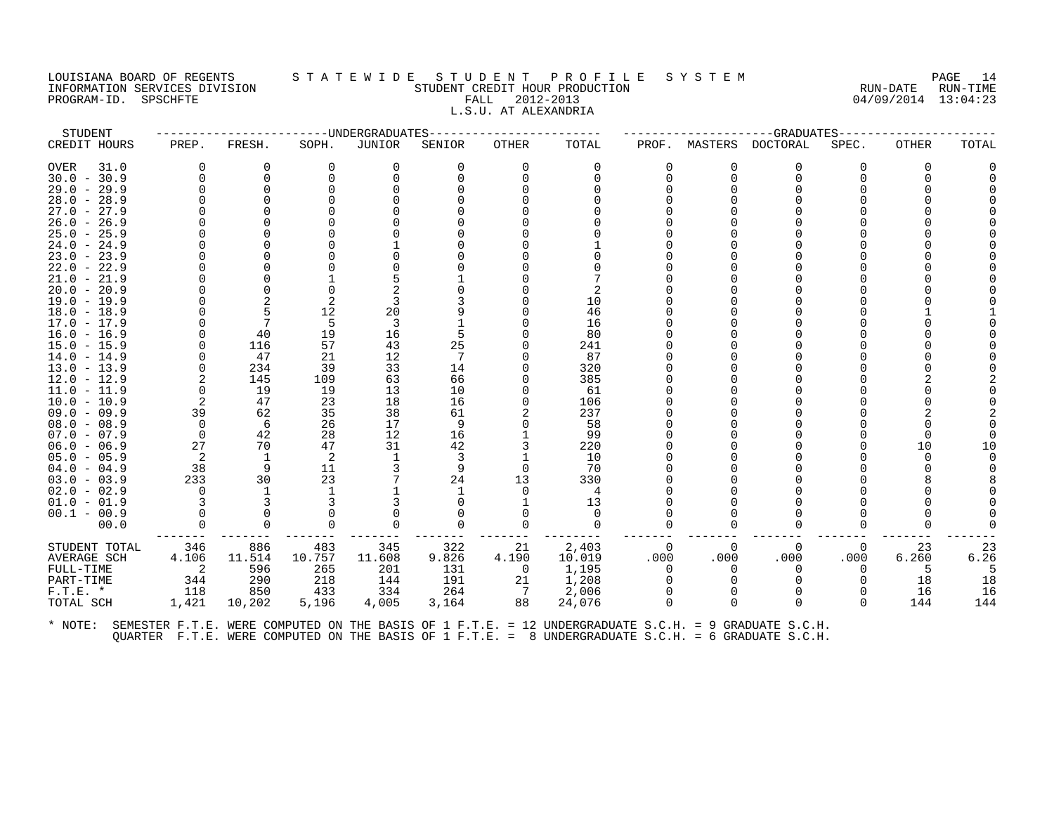LOUISIANA BOARD OF REGENTS — STATEWIDE STUDENT PROFILE SYSTEM
INFORMATION SERVICES DIVISION — STUDENT CREDIT HOUR PRODUCTION — RUN-DATE 04/09/2014 RUN-TIME 13:04:23
PROGRAM-ID. SPSCHFTE — FALL 2012-2013

L.S.U. AT ALEXANDRIA

| STUDENT | UNDERGRADUATES | | | | | | | GRADUATES | | | | | | |
|---|---|---|---|---|---|---|---|---|---|---|---|---|---|---|
| CREDIT HOURS | PREP. | FRESH. | SOPH. | JUNIOR | SENIOR | OTHER | TOTAL | PROF. | MASTERS | DOCTORAL | SPEC. | OTHER | TOTAL |
| OVER 31.0 | 0 | 0 | 0 | 0 | 0 | 0 | 0 | 0 | 0 | 0 | 0 | 0 | 0 |
| 30.0 - 30.9 | 0 | 0 | 0 | 0 | 0 | 0 | 0 | 0 | 0 | 0 | 0 | 0 | 0 |
| 29.0 - 29.9 | 0 | 0 | 0 | 0 | 0 | 0 | 0 | 0 | 0 | 0 | 0 | 0 | 0 |
| 28.0 - 28.9 | 0 | 0 | 0 | 0 | 0 | 0 | 0 | 0 | 0 | 0 | 0 | 0 | 0 |
| 27.0 - 27.9 | 0 | 0 | 0 | 0 | 0 | 0 | 0 | 0 | 0 | 0 | 0 | 0 | 0 |
| 26.0 - 26.9 | 0 | 0 | 0 | 0 | 0 | 0 | 0 | 0 | 0 | 0 | 0 | 0 | 0 |
| 25.0 - 25.9 | 0 | 0 | 0 | 0 | 0 | 0 | 0 | 0 | 0 | 0 | 0 | 0 | 0 |
| 24.0 - 24.9 | 0 | 0 | 0 | 1 | 0 | 0 | 1 | 0 | 0 | 0 | 0 | 0 | 0 |
| 23.0 - 23.9 | 0 | 0 | 0 | 0 | 0 | 0 | 0 | 0 | 0 | 0 | 0 | 0 | 0 |
| 22.0 - 22.9 | 0 | 0 | 0 | 0 | 0 | 0 | 0 | 0 | 0 | 0 | 0 | 0 | 0 |
| 21.0 - 21.9 | 0 | 0 | 1 | 5 | 1 | 0 | 7 | 0 | 0 | 0 | 0 | 0 | 0 |
| 20.0 - 20.9 | 0 | 0 | 0 | 2 | 0 | 0 | 2 | 0 | 0 | 0 | 0 | 0 | 0 |
| 19.0 - 19.9 | 0 | 2 | 2 | 3 | 3 | 0 | 10 | 0 | 0 | 0 | 0 | 0 | 0 |
| 18.0 - 18.9 | 0 | 5 | 12 | 20 | 9 | 0 | 46 | 0 | 0 | 0 | 0 | 1 | 1 |
| 17.0 - 17.9 | 0 | 7 | 5 | 3 | 1 | 0 | 16 | 0 | 0 | 0 | 0 | 0 | 0 |
| 16.0 - 16.9 | 0 | 40 | 19 | 16 | 5 | 0 | 80 | 0 | 0 | 0 | 0 | 0 | 0 |
| 15.0 - 15.9 | 0 | 116 | 57 | 43 | 25 | 0 | 241 | 0 | 0 | 0 | 0 | 0 | 0 |
| 14.0 - 14.9 | 0 | 47 | 21 | 12 | 7 | 0 | 87 | 0 | 0 | 0 | 0 | 0 | 0 |
| 13.0 - 13.9 | 0 | 234 | 39 | 33 | 14 | 0 | 320 | 0 | 0 | 0 | 0 | 0 | 0 |
| 12.0 - 12.9 | 2 | 145 | 109 | 63 | 66 | 0 | 385 | 0 | 0 | 0 | 0 | 2 | 2 |
| 11.0 - 11.9 | 0 | 19 | 19 | 13 | 10 | 0 | 61 | 0 | 0 | 0 | 0 | 0 | 0 |
| 10.0 - 10.9 | 2 | 47 | 23 | 18 | 16 | 0 | 106 | 0 | 0 | 0 | 0 | 0 | 0 |
| 09.0 - 09.9 | 39 | 62 | 35 | 38 | 61 | 2 | 237 | 0 | 0 | 0 | 0 | 2 | 2 |
| 08.0 - 08.9 | 0 | 6 | 26 | 17 | 9 | 0 | 58 | 0 | 0 | 0 | 0 | 0 | 0 |
| 07.0 - 07.9 | 0 | 42 | 28 | 12 | 16 | 1 | 99 | 0 | 0 | 0 | 0 | 0 | 0 |
| 06.0 - 06.9 | 27 | 70 | 47 | 31 | 42 | 3 | 220 | 0 | 0 | 0 | 0 | 10 | 10 |
| 05.0 - 05.9 | 2 | 1 | 2 | 1 | 3 | 1 | 10 | 0 | 0 | 0 | 0 | 0 | 0 |
| 04.0 - 04.9 | 38 | 9 | 11 | 3 | 9 | 0 | 70 | 0 | 0 | 0 | 0 | 0 | 0 |
| 03.0 - 03.9 | 233 | 30 | 23 | 7 | 24 | 13 | 330 | 0 | 0 | 0 | 0 | 8 | 8 |
| 02.0 - 02.9 | 0 | 1 | 1 | 1 | 1 | 0 | 4 | 0 | 0 | 0 | 0 | 0 | 0 |
| 01.0 - 01.9 | 3 | 3 | 3 | 3 | 0 | 1 | 13 | 0 | 0 | 0 | 0 | 0 | 0 |
| 00.1 - 00.9 | 0 | 0 | 0 | 0 | 0 | 0 | 0 | 0 | 0 | 0 | 0 | 0 | 0 |
| 00.0 | 0 | 0 | 0 | 0 | 0 | 0 | 0 | 0 | 0 | 0 | 0 | 0 | 0 |
| STUDENT TOTAL | 346 | 886 | 483 | 345 | 322 | 21 | 2,403 | 0 | 0 | 0 | 0 | 23 | 23 |
| AVERAGE SCH | 4.106 | 11.514 | 10.757 | 11.608 | 9.826 | 4.190 | 10.019 | .000 | .000 | .000 | .000 | 6.260 | 6.26 |
| FULL-TIME | 2 | 596 | 265 | 201 | 131 | 0 | 1,195 | 0 | 0 | 0 | 0 | 5 | 5 |
| PART-TIME | 344 | 290 | 218 | 144 | 191 | 21 | 1,208 | 0 | 0 | 0 | 0 | 18 | 18 |
| F.T.E. * | 118 | 850 | 433 | 334 | 264 | 7 | 2,006 | 0 | 0 | 0 | 0 | 16 | 16 |
| TOTAL SCH | 1,421 | 10,202 | 5,196 | 4,005 | 3,164 | 88 | 24,076 | 0 | 0 | 0 | 0 | 144 | 144 |

* NOTE: SEMESTER F.T.E. WERE COMPUTED ON THE BASIS OF 1 F.T.E. = 12 UNDERGRADUATE S.C.H. = 9 GRADUATE S.C.H.
QUARTER F.T.E. WERE COMPUTED ON THE BASIS OF 1 F.T.E. = 8 UNDERGRADUATE S.C.H. = 6 GRADUATE S.C.H.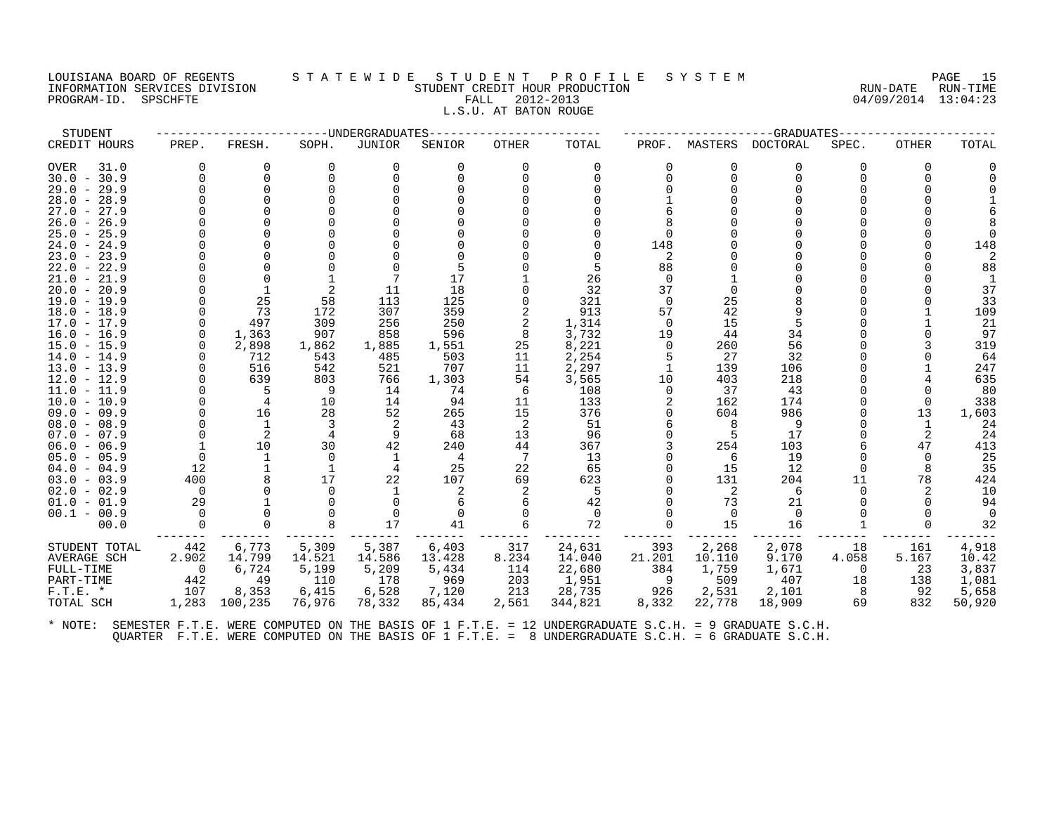LOUISIANA BOARD OF REGENTS — STATEWIDE STUDENT PROFILE SYSTEM
INFORMATION SERVICES DIVISION — STUDENT CREDIT HOUR PRODUCTION — RUN-DATE 04/09/2014 RUN-TIME 13:04:23
PROGRAM-ID. SPSCHFTE — FALL 2012-2013
L.S.U. AT BATON ROUGE

| STUDENT | UNDERGRADUATES | | | | | | | GRADUATES | | | | | |
|---|---|---|---|---|---|---|---|---|---|---|---|---|---|
| CREDIT HOURS | PREP. | FRESH. | SOPH. | JUNIOR | SENIOR | OTHER | TOTAL | PROF. | MASTERS | DOCTORAL | SPEC. | OTHER | TOTAL |
| OVER 31.0 | 0 | 0 | 0 | 0 | 0 | 0 | 0 | 0 | 0 | 0 | 0 | 0 | 0 |
| 30.0 - 30.9 | 0 | 0 | 0 | 0 | 0 | 0 | 0 | 0 | 0 | 0 | 0 | 0 | 0 |
| 29.0 - 29.9 | 0 | 0 | 0 | 0 | 0 | 0 | 0 | 0 | 0 | 0 | 0 | 0 | 0 |
| 28.0 - 28.9 | 0 | 0 | 0 | 0 | 0 | 0 | 0 | 1 | 0 | 0 | 0 | 0 | 1 |
| 27.0 - 27.9 | 0 | 0 | 0 | 0 | 0 | 0 | 0 | 6 | 0 | 0 | 0 | 0 | 6 |
| 26.0 - 26.9 | 0 | 0 | 0 | 0 | 0 | 0 | 0 | 8 | 0 | 0 | 0 | 0 | 8 |
| 25.0 - 25.9 | 0 | 0 | 0 | 0 | 0 | 0 | 0 | 0 | 0 | 0 | 0 | 0 | 0 |
| 24.0 - 24.9 | 0 | 0 | 0 | 0 | 0 | 0 | 0 | 148 | 0 | 0 | 0 | 0 | 148 |
| 23.0 - 23.9 | 0 | 0 | 0 | 0 | 0 | 0 | 0 | 2 | 0 | 0 | 0 | 0 | 2 |
| 22.0 - 22.9 | 0 | 0 | 0 | 0 | 5 | 0 | 5 | 88 | 0 | 0 | 0 | 0 | 88 |
| 21.0 - 21.9 | 0 | 0 | 1 | 7 | 17 | 1 | 26 | 0 | 1 | 0 | 0 | 0 | 1 |
| 20.0 - 20.9 | 0 | 1 | 2 | 11 | 18 | 0 | 32 | 37 | 0 | 0 | 0 | 0 | 37 |
| 19.0 - 19.9 | 0 | 25 | 58 | 113 | 125 | 0 | 321 | 0 | 25 | 8 | 0 | 0 | 33 |
| 18.0 - 18.9 | 0 | 73 | 172 | 307 | 359 | 2 | 913 | 57 | 42 | 9 | 0 | 1 | 109 |
| 17.0 - 17.9 | 0 | 497 | 309 | 256 | 250 | 2 | 1,314 | 0 | 15 | 5 | 0 | 1 | 21 |
| 16.0 - 16.9 | 0 | 1,363 | 907 | 858 | 596 | 8 | 3,732 | 19 | 44 | 34 | 0 | 0 | 97 |
| 15.0 - 15.9 | 0 | 2,898 | 1,862 | 1,885 | 1,551 | 25 | 8,221 | 0 | 260 | 56 | 0 | 3 | 319 |
| 14.0 - 14.9 | 0 | 712 | 543 | 485 | 503 | 11 | 2,254 | 5 | 27 | 32 | 0 | 0 | 64 |
| 13.0 - 13.9 | 0 | 516 | 542 | 521 | 707 | 11 | 2,297 | 1 | 139 | 106 | 0 | 1 | 247 |
| 12.0 - 12.9 | 0 | 639 | 803 | 766 | 1,303 | 54 | 3,565 | 10 | 403 | 218 | 0 | 4 | 635 |
| 11.0 - 11.9 | 0 | 5 | 9 | 14 | 74 | 6 | 108 | 0 | 37 | 43 | 0 | 0 | 80 |
| 10.0 - 10.9 | 0 | 4 | 10 | 14 | 94 | 11 | 133 | 2 | 162 | 174 | 0 | 0 | 338 |
| 09.0 - 09.9 | 0 | 16 | 28 | 52 | 265 | 15 | 376 | 0 | 604 | 986 | 0 | 13 | 1,603 |
| 08.0 - 08.9 | 0 | 1 | 3 | 2 | 43 | 2 | 51 | 6 | 8 | 9 | 0 | 1 | 24 |
| 07.0 - 07.9 | 0 | 2 | 4 | 9 | 68 | 13 | 96 | 0 | 5 | 17 | 0 | 2 | 24 |
| 06.0 - 06.9 | 1 | 10 | 30 | 42 | 240 | 44 | 367 | 3 | 254 | 103 | 6 | 47 | 413 |
| 05.0 - 05.9 | 0 | 1 | 0 | 1 | 4 | 7 | 13 | 0 | 6 | 19 | 0 | 0 | 25 |
| 04.0 - 04.9 | 12 | 1 | 1 | 4 | 25 | 22 | 65 | 0 | 15 | 12 | 0 | 8 | 35 |
| 03.0 - 03.9 | 400 | 8 | 17 | 22 | 107 | 69 | 623 | 0 | 131 | 204 | 11 | 78 | 424 |
| 02.0 - 02.9 | 0 | 0 | 0 | 1 | 2 | 2 | 5 | 0 | 2 | 6 | 0 | 2 | 10 |
| 01.0 - 01.9 | 29 | 1 | 0 | 0 | 6 | 6 | 42 | 0 | 73 | 21 | 0 | 0 | 94 |
| 00.1 - 00.9 | 0 | 0 | 0 | 0 | 0 | 0 | 0 | 0 | 0 | 0 | 0 | 0 | 0 |
| 00.0 | 0 | 0 | 8 | 17 | 41 | 6 | 72 | 0 | 15 | 16 | 1 | 0 | 32 |
| STUDENT TOTAL | 442 | 6,773 | 5,309 | 5,387 | 6,403 | 317 | 24,631 | 393 | 2,268 | 2,078 | 18 | 161 | 4,918 |
| AVERAGE SCH | 2.902 | 14.799 | 14.521 | 14.586 | 13.428 | 8.234 | 14.040 | 21.201 | 10.110 | 9.170 | 4.058 | 5.167 | 10.42 |
| FULL-TIME | 0 | 6,724 | 5,199 | 5,209 | 5,434 | 114 | 22,680 | 384 | 1,759 | 1,671 | 0 | 23 | 3,837 |
| PART-TIME | 442 | 49 | 110 | 178 | 969 | 203 | 1,951 | 9 | 509 | 407 | 18 | 138 | 1,081 |
| F.T.E. * | 107 | 8,353 | 6,415 | 6,528 | 7,120 | 213 | 28,735 | 926 | 2,531 | 2,101 | 8 | 92 | 5,658 |
| TOTAL SCH | 1,283 | 100,235 | 76,976 | 78,332 | 85,434 | 2,561 | 344,821 | 8,332 | 22,778 | 18,909 | 69 | 832 | 50,920 |

* NOTE: SEMESTER F.T.E. WERE COMPUTED ON THE BASIS OF 1 F.T.E. = 12 UNDERGRADUATE S.C.H. = 9 GRADUATE S.C.H.
QUARTER F.T.E. WERE COMPUTED ON THE BASIS OF 1 F.T.E. = 8 UNDERGRADUATE S.C.H. = 6 GRADUATE S.C.H.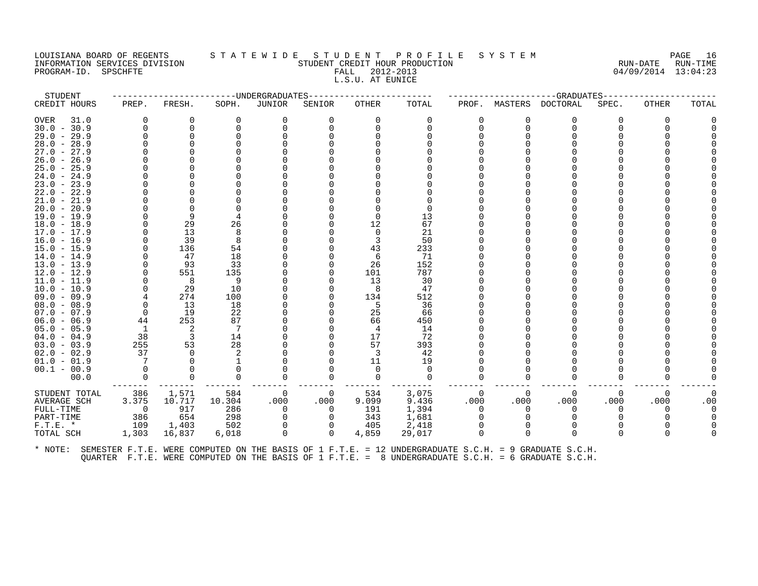LOUISIANA BOARD OF REGENTS — STATEWIDE STUDENT PROFILE SYSTEM
INFORMATION SERVICES DIVISION — STUDENT CREDIT HOUR PRODUCTION — RUN-DATE 04/09/2014 RUN-TIME 13:04:23
PROGRAM-ID. SPSCHFTE — FALL 2012-2013

L.S.U. AT EUNICE

| STUDENT CREDIT HOURS | UNDERGRADUATES PREP. | FRESH. | SOPH. | JUNIOR | SENIOR | OTHER | TOTAL | GRADUATES PROF. | MASTERS | DOCTORAL | SPEC. | OTHER | TOTAL |
|---|---|---|---|---|---|---|---|---|---|---|---|---|---|
| OVER 31.0 | 0 | 0 | 0 | 0 | 0 | 0 | 0 | 0 | 0 | 0 | 0 | 0 | 0 |
| 30.0 - 30.9 | 0 | 0 | 0 | 0 | 0 | 0 | 0 | 0 | 0 | 0 | 0 | 0 | 0 |
| 29.0 - 29.9 | 0 | 0 | 0 | 0 | 0 | 0 | 0 | 0 | 0 | 0 | 0 | 0 | 0 |
| 28.0 - 28.9 | 0 | 0 | 0 | 0 | 0 | 0 | 0 | 0 | 0 | 0 | 0 | 0 | 0 |
| 27.0 - 27.9 | 0 | 0 | 0 | 0 | 0 | 0 | 0 | 0 | 0 | 0 | 0 | 0 | 0 |
| 26.0 - 26.9 | 0 | 0 | 0 | 0 | 0 | 0 | 0 | 0 | 0 | 0 | 0 | 0 | 0 |
| 25.0 - 25.9 | 0 | 0 | 0 | 0 | 0 | 0 | 0 | 0 | 0 | 0 | 0 | 0 | 0 |
| 24.0 - 24.9 | 0 | 0 | 0 | 0 | 0 | 0 | 0 | 0 | 0 | 0 | 0 | 0 | 0 |
| 23.0 - 23.9 | 0 | 0 | 0 | 0 | 0 | 0 | 0 | 0 | 0 | 0 | 0 | 0 | 0 |
| 22.0 - 22.9 | 0 | 0 | 0 | 0 | 0 | 0 | 0 | 0 | 0 | 0 | 0 | 0 | 0 |
| 21.0 - 21.9 | 0 | 0 | 0 | 0 | 0 | 0 | 0 | 0 | 0 | 0 | 0 | 0 | 0 |
| 20.0 - 20.9 | 0 | 0 | 0 | 0 | 0 | 0 | 0 | 0 | 0 | 0 | 0 | 0 | 0 |
| 19.0 - 19.9 | 0 | 9 | 4 | 0 | 0 | 0 | 13 | 0 | 0 | 0 | 0 | 0 | 0 |
| 18.0 - 18.9 | 0 | 29 | 26 | 0 | 0 | 12 | 67 | 0 | 0 | 0 | 0 | 0 | 0 |
| 17.0 - 17.9 | 0 | 13 | 8 | 0 | 0 | 0 | 21 | 0 | 0 | 0 | 0 | 0 | 0 |
| 16.0 - 16.9 | 0 | 39 | 8 | 0 | 0 | 3 | 50 | 0 | 0 | 0 | 0 | 0 | 0 |
| 15.0 - 15.9 | 0 | 136 | 54 | 0 | 0 | 43 | 233 | 0 | 0 | 0 | 0 | 0 | 0 |
| 14.0 - 14.9 | 0 | 47 | 18 | 0 | 0 | 6 | 71 | 0 | 0 | 0 | 0 | 0 | 0 |
| 13.0 - 13.9 | 0 | 93 | 33 | 0 | 0 | 26 | 152 | 0 | 0 | 0 | 0 | 0 | 0 |
| 12.0 - 12.9 | 0 | 551 | 135 | 0 | 0 | 101 | 787 | 0 | 0 | 0 | 0 | 0 | 0 |
| 11.0 - 11.9 | 0 | 8 | 9 | 0 | 0 | 13 | 30 | 0 | 0 | 0 | 0 | 0 | 0 |
| 10.0 - 10.9 | 0 | 29 | 10 | 0 | 0 | 8 | 47 | 0 | 0 | 0 | 0 | 0 | 0 |
| 09.0 - 09.9 | 4 | 274 | 100 | 0 | 0 | 134 | 512 | 0 | 0 | 0 | 0 | 0 | 0 |
| 08.0 - 08.9 | 0 | 13 | 18 | 0 | 0 | 5 | 36 | 0 | 0 | 0 | 0 | 0 | 0 |
| 07.0 - 07.9 | 0 | 19 | 22 | 0 | 0 | 25 | 66 | 0 | 0 | 0 | 0 | 0 | 0 |
| 06.0 - 06.9 | 44 | 253 | 87 | 0 | 0 | 66 | 450 | 0 | 0 | 0 | 0 | 0 | 0 |
| 05.0 - 05.9 | 1 | 2 | 7 | 0 | 0 | 4 | 14 | 0 | 0 | 0 | 0 | 0 | 0 |
| 04.0 - 04.9 | 38 | 3 | 14 | 0 | 0 | 17 | 72 | 0 | 0 | 0 | 0 | 0 | 0 |
| 03.0 - 03.9 | 255 | 53 | 28 | 0 | 0 | 57 | 393 | 0 | 0 | 0 | 0 | 0 | 0 |
| 02.0 - 02.9 | 37 | 0 | 2 | 0 | 0 | 3 | 42 | 0 | 0 | 0 | 0 | 0 | 0 |
| 01.0 - 01.9 | 7 | 0 | 1 | 0 | 0 | 11 | 19 | 0 | 0 | 0 | 0 | 0 | 0 |
| 00.1 - 00.9 | 0 | 0 | 0 | 0 | 0 | 0 | 0 | 0 | 0 | 0 | 0 | 0 | 0 |
| 00.0 | 0 | 0 | 0 | 0 | 0 | 0 | 0 | 0 | 0 | 0 | 0 | 0 | 0 |
| STUDENT TOTAL | 386 | 1,571 | 584 | 0 | 0 | 534 | 3,075 | 0 | 0 | 0 | 0 | 0 | 0 |
| AVERAGE SCH | 3.375 | 10.717 | 10.304 | .000 | .000 | 9.099 | 9.436 | .000 | .000 | .000 | .000 | .000 | .00 |
| FULL-TIME | 0 | 917 | 286 | 0 | 0 | 191 | 1,394 | 0 | 0 | 0 | 0 | 0 | 0 |
| PART-TIME | 386 | 654 | 298 | 0 | 0 | 343 | 1,681 | 0 | 0 | 0 | 0 | 0 | 0 |
| F.T.E. * | 109 | 1,403 | 502 | 0 | 0 | 405 | 2,418 | 0 | 0 | 0 | 0 | 0 | 0 |
| TOTAL SCH | 1,303 | 16,837 | 6,018 | 0 | 0 | 4,859 | 29,017 | 0 | 0 | 0 | 0 | 0 | 0 |

\* NOTE: SEMESTER F.T.E. WERE COMPUTED ON THE BASIS OF 1 F.T.E. = 12 UNDERGRADUATE S.C.H. = 9 GRADUATE S.C.H.
QUARTER F.T.E. WERE COMPUTED ON THE BASIS OF 1 F.T.E. = 8 UNDERGRADUATE S.C.H. = 6 GRADUATE S.C.H.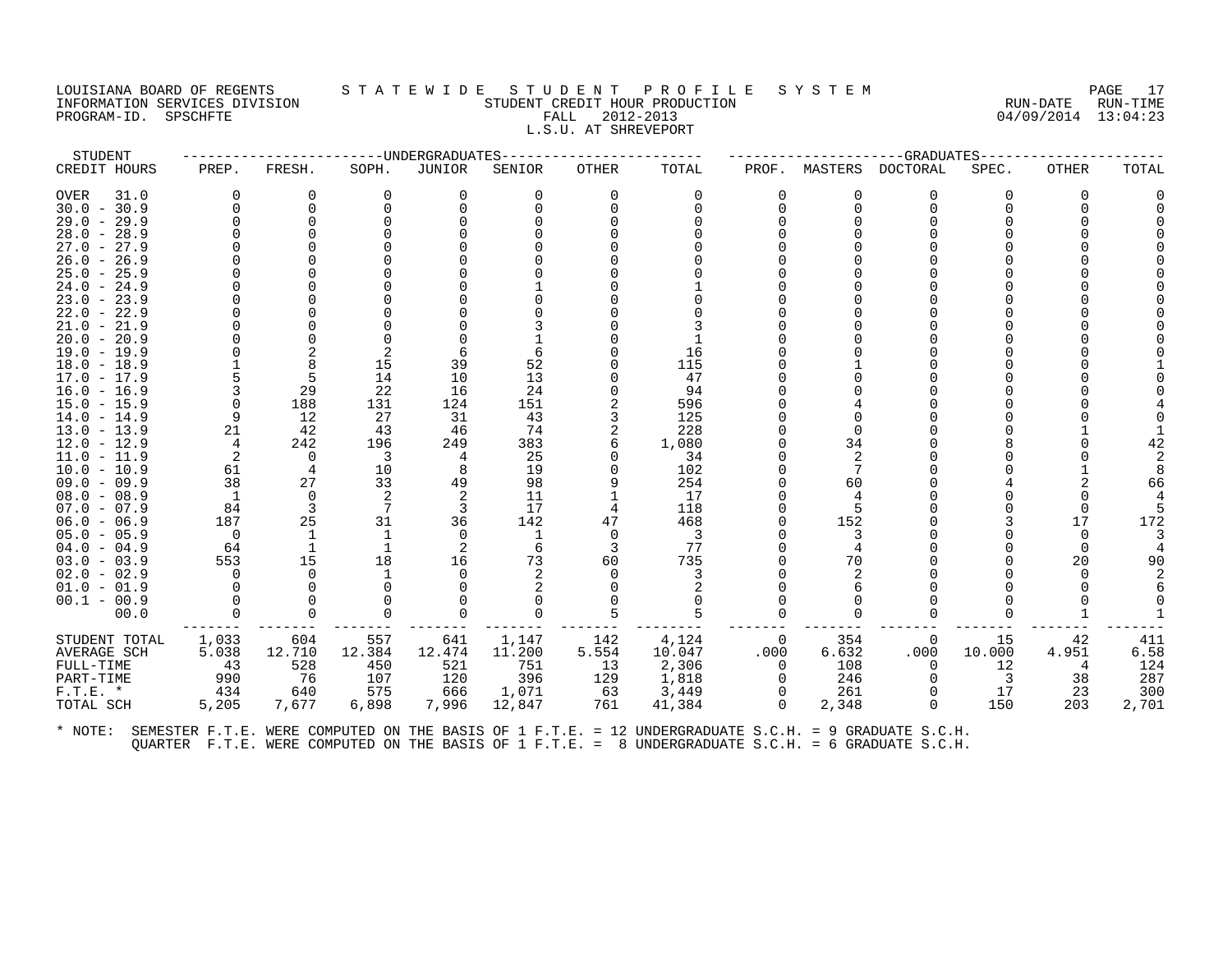LOUISIANA BOARD OF REGENTS — S T A T E W I D E  S T U D E N T  P R O F I L E  S Y S T E M

INFORMATION SERVICES DIVISION — STUDENT CREDIT HOUR PRODUCTION — RUN-DATE RUN-TIME

PROGRAM-ID. SPSCHFTE — FALL 2012-2013 — 04/09/2014 13:04:23

L.S.U. AT SHREVEPORT

| STUDENT | UNDERGRADUATES | | | | | | | GRADUATES | | | | | |
|---|---|---|---|---|---|---|---|---|---|---|---|---|---|
| CREDIT HOURS | PREP. | FRESH. | SOPH. | JUNIOR | SENIOR | OTHER | TOTAL | PROF. | MASTERS | DOCTORAL | SPEC. | OTHER | TOTAL |
| OVER 31.0 | 0 | 0 | 0 | 0 | 0 | 0 | 0 | 0 | 0 | 0 | 0 | 0 | 0 |
| 30.0 - 30.9 | 0 | 0 | 0 | 0 | 0 | 0 | 0 | 0 | 0 | 0 | 0 | 0 | 0 |
| 29.0 - 29.9 | 0 | 0 | 0 | 0 | 0 | 0 | 0 | 0 | 0 | 0 | 0 | 0 | 0 |
| 28.0 - 28.9 | 0 | 0 | 0 | 0 | 0 | 0 | 0 | 0 | 0 | 0 | 0 | 0 | 0 |
| 27.0 - 27.9 | 0 | 0 | 0 | 0 | 0 | 0 | 0 | 0 | 0 | 0 | 0 | 0 | 0 |
| 26.0 - 26.9 | 0 | 0 | 0 | 0 | 0 | 0 | 0 | 0 | 0 | 0 | 0 | 0 | 0 |
| 25.0 - 25.9 | 0 | 0 | 0 | 0 | 0 | 0 | 0 | 0 | 0 | 0 | 0 | 0 | 0 |
| 24.0 - 24.9 | 0 | 0 | 0 | 0 | 1 | 0 | 1 | 0 | 0 | 0 | 0 | 0 | 0 |
| 23.0 - 23.9 | 0 | 0 | 0 | 0 | 0 | 0 | 0 | 0 | 0 | 0 | 0 | 0 | 0 |
| 22.0 - 22.9 | 0 | 0 | 0 | 0 | 0 | 0 | 0 | 0 | 0 | 0 | 0 | 0 | 0 |
| 21.0 - 21.9 | 0 | 0 | 0 | 0 | 3 | 0 | 3 | 0 | 0 | 0 | 0 | 0 | 0 |
| 20.0 - 20.9 | 0 | 0 | 0 | 0 | 1 | 0 | 1 | 0 | 0 | 0 | 0 | 0 | 0 |
| 19.0 - 19.9 | 0 | 2 | 2 | 6 | 6 | 0 | 16 | 0 | 0 | 0 | 0 | 0 | 0 |
| 18.0 - 18.9 | 1 | 8 | 15 | 39 | 52 | 0 | 115 | 0 | 1 | 0 | 0 | 0 | 1 |
| 17.0 - 17.9 | 5 | 5 | 14 | 10 | 13 | 0 | 47 | 0 | 0 | 0 | 0 | 0 | 0 |
| 16.0 - 16.9 | 3 | 29 | 22 | 16 | 24 | 0 | 94 | 0 | 0 | 0 | 0 | 0 | 0 |
| 15.0 - 15.9 | 0 | 188 | 131 | 124 | 151 | 2 | 596 | 0 | 4 | 0 | 0 | 0 | 4 |
| 14.0 - 14.9 | 9 | 12 | 27 | 31 | 43 | 3 | 125 | 0 | 0 | 0 | 0 | 0 | 0 |
| 13.0 - 13.9 | 21 | 42 | 43 | 46 | 74 | 2 | 228 | 0 | 0 | 0 | 0 | 1 | 1 |
| 12.0 - 12.9 | 4 | 242 | 196 | 249 | 383 | 6 | 1,080 | 0 | 34 | 0 | 8 | 0 | 42 |
| 11.0 - 11.9 | 2 | 0 | 3 | 4 | 25 | 0 | 34 | 0 | 2 | 0 | 0 | 0 | 2 |
| 10.0 - 10.9 | 61 | 4 | 10 | 8 | 19 | 0 | 102 | 0 | 7 | 0 | 0 | 1 | 8 |
| 09.0 - 09.9 | 38 | 27 | 33 | 49 | 98 | 9 | 254 | 0 | 60 | 0 | 4 | 2 | 66 |
| 08.0 - 08.9 | 1 | 0 | 2 | 2 | 11 | 1 | 17 | 0 | 4 | 0 | 0 | 0 | 4 |
| 07.0 - 07.9 | 84 | 3 | 7 | 3 | 17 | 4 | 118 | 0 | 5 | 0 | 0 | 0 | 5 |
| 06.0 - 06.9 | 187 | 25 | 31 | 36 | 142 | 47 | 468 | 0 | 152 | 0 | 3 | 17 | 172 |
| 05.0 - 05.9 | 0 | 1 | 1 | 0 | 1 | 0 | 3 | 0 | 3 | 0 | 0 | 0 | 3 |
| 04.0 - 04.9 | 64 | 1 | 1 | 2 | 6 | 3 | 77 | 0 | 4 | 0 | 0 | 0 | 4 |
| 03.0 - 03.9 | 553 | 15 | 18 | 16 | 73 | 60 | 735 | 0 | 70 | 0 | 0 | 20 | 90 |
| 02.0 - 02.9 | 0 | 0 | 1 | 0 | 2 | 0 | 3 | 0 | 2 | 0 | 0 | 0 | 2 |
| 01.0 - 01.9 | 0 | 0 | 0 | 0 | 2 | 0 | 2 | 0 | 6 | 0 | 0 | 0 | 6 |
| 00.1 - 00.9 | 0 | 0 | 0 | 0 | 0 | 0 | 0 | 0 | 0 | 0 | 0 | 0 | 0 |
| 00.0 | 0 | 0 | 0 | 0 | 0 | 5 | 5 | 0 | 0 | 0 | 0 | 1 | 1 |
| STUDENT TOTAL | 1,033 | 604 | 557 | 641 | 1,147 | 142 | 4,124 | 0 | 354 | 0 | 15 | 42 | 411 |
| AVERAGE SCH | 5.038 | 12.710 | 12.384 | 12.474 | 11.200 | 5.554 | 10.047 | .000 | 6.632 | .000 | 10.000 | 4.951 | 6.58 |
| FULL-TIME | 43 | 528 | 450 | 521 | 751 | 13 | 2,306 | 0 | 108 | 0 | 12 | 4 | 124 |
| PART-TIME | 990 | 76 | 107 | 120 | 396 | 129 | 1,818 | 0 | 246 | 0 | 3 | 38 | 287 |
| F.T.E. * | 434 | 640 | 575 | 666 | 1,071 | 63 | 3,449 | 0 | 261 | 0 | 17 | 23 | 300 |
| TOTAL SCH | 5,205 | 7,677 | 6,898 | 7,996 | 12,847 | 761 | 41,384 | 0 | 2,348 | 0 | 150 | 203 | 2,701 |

* NOTE: SEMESTER F.T.E. WERE COMPUTED ON THE BASIS OF 1 F.T.E. = 12 UNDERGRADUATE S.C.H. = 9 GRADUATE S.C.H.
QUARTER F.T.E. WERE COMPUTED ON THE BASIS OF 1 F.T.E. = 8 UNDERGRADUATE S.C.H. = 6 GRADUATE S.C.H.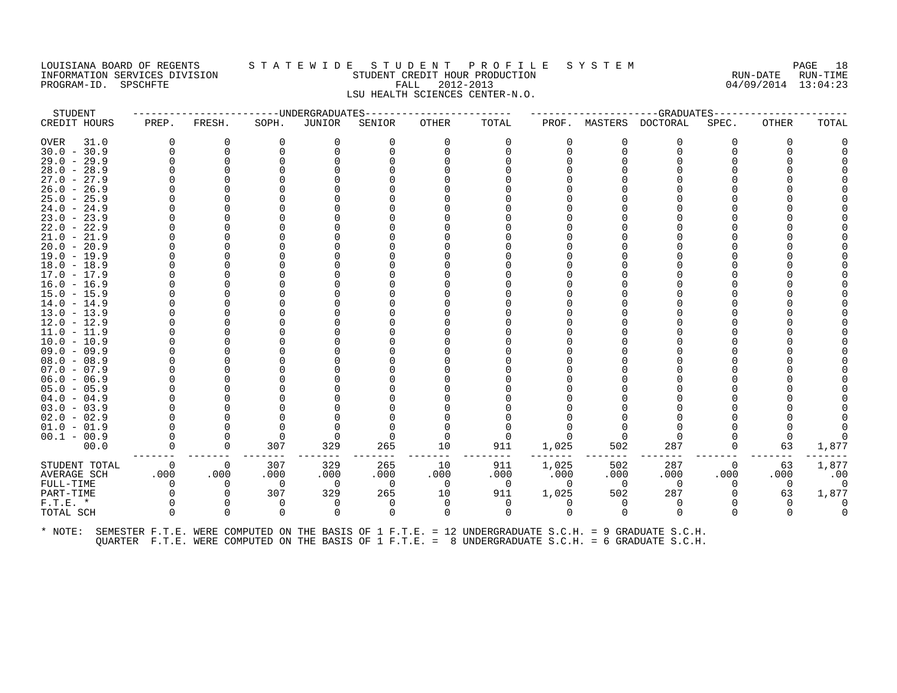LOUISIANA BOARD OF REGENTS  S T A T E W I D E  S T U D E N T  P R O F I L E  S Y S T E M
INFORMATION SERVICES DIVISION  STUDENT CREDIT HOUR PRODUCTION  RUN-DATE RUN-TIME
PROGRAM-ID. SPSCHFTE  FALL 2012-2013  04/09/2014 13:04:23
LSU HEALTH SCIENCES CENTER-N.O.

| STUDENT CREDIT HOURS | UNDERGRADUATES PREP. | FRESH. | SOPH. | JUNIOR | SENIOR | OTHER | TOTAL | GRADUATES PROF. | MASTERS | DOCTORAL | SPEC. | OTHER | TOTAL |
|---|---|---|---|---|---|---|---|---|---|---|---|---|---|
| OVER 31.0 | 0 | 0 | 0 | 0 | 0 | 0 | 0 | 0 | 0 | 0 | 0 | 0 | 0 |
| 30.0 - 30.9 | 0 | 0 | 0 | 0 | 0 | 0 | 0 | 0 | 0 | 0 | 0 | 0 | 0 |
| 29.0 - 29.9 | 0 | 0 | 0 | 0 | 0 | 0 | 0 | 0 | 0 | 0 | 0 | 0 | 0 |
| 28.0 - 28.9 | 0 | 0 | 0 | 0 | 0 | 0 | 0 | 0 | 0 | 0 | 0 | 0 | 0 |
| 27.0 - 27.9 | 0 | 0 | 0 | 0 | 0 | 0 | 0 | 0 | 0 | 0 | 0 | 0 | 0 |
| 26.0 - 26.9 | 0 | 0 | 0 | 0 | 0 | 0 | 0 | 0 | 0 | 0 | 0 | 0 | 0 |
| 25.0 - 25.9 | 0 | 0 | 0 | 0 | 0 | 0 | 0 | 0 | 0 | 0 | 0 | 0 | 0 |
| 24.0 - 24.9 | 0 | 0 | 0 | 0 | 0 | 0 | 0 | 0 | 0 | 0 | 0 | 0 | 0 |
| 23.0 - 23.9 | 0 | 0 | 0 | 0 | 0 | 0 | 0 | 0 | 0 | 0 | 0 | 0 | 0 |
| 22.0 - 22.9 | 0 | 0 | 0 | 0 | 0 | 0 | 0 | 0 | 0 | 0 | 0 | 0 | 0 |
| 21.0 - 21.9 | 0 | 0 | 0 | 0 | 0 | 0 | 0 | 0 | 0 | 0 | 0 | 0 | 0 |
| 20.0 - 20.9 | 0 | 0 | 0 | 0 | 0 | 0 | 0 | 0 | 0 | 0 | 0 | 0 | 0 |
| 19.0 - 19.9 | 0 | 0 | 0 | 0 | 0 | 0 | 0 | 0 | 0 | 0 | 0 | 0 | 0 |
| 18.0 - 18.9 | 0 | 0 | 0 | 0 | 0 | 0 | 0 | 0 | 0 | 0 | 0 | 0 | 0 |
| 17.0 - 17.9 | 0 | 0 | 0 | 0 | 0 | 0 | 0 | 0 | 0 | 0 | 0 | 0 | 0 |
| 16.0 - 16.9 | 0 | 0 | 0 | 0 | 0 | 0 | 0 | 0 | 0 | 0 | 0 | 0 | 0 |
| 15.0 - 15.9 | 0 | 0 | 0 | 0 | 0 | 0 | 0 | 0 | 0 | 0 | 0 | 0 | 0 |
| 14.0 - 14.9 | 0 | 0 | 0 | 0 | 0 | 0 | 0 | 0 | 0 | 0 | 0 | 0 | 0 |
| 13.0 - 13.9 | 0 | 0 | 0 | 0 | 0 | 0 | 0 | 0 | 0 | 0 | 0 | 0 | 0 |
| 12.0 - 12.9 | 0 | 0 | 0 | 0 | 0 | 0 | 0 | 0 | 0 | 0 | 0 | 0 | 0 |
| 11.0 - 11.9 | 0 | 0 | 0 | 0 | 0 | 0 | 0 | 0 | 0 | 0 | 0 | 0 | 0 |
| 10.0 - 10.9 | 0 | 0 | 0 | 0 | 0 | 0 | 0 | 0 | 0 | 0 | 0 | 0 | 0 |
| 09.0 - 09.9 | 0 | 0 | 0 | 0 | 0 | 0 | 0 | 0 | 0 | 0 | 0 | 0 | 0 |
| 08.0 - 08.9 | 0 | 0 | 0 | 0 | 0 | 0 | 0 | 0 | 0 | 0 | 0 | 0 | 0 |
| 07.0 - 07.9 | 0 | 0 | 0 | 0 | 0 | 0 | 0 | 0 | 0 | 0 | 0 | 0 | 0 |
| 06.0 - 06.9 | 0 | 0 | 0 | 0 | 0 | 0 | 0 | 0 | 0 | 0 | 0 | 0 | 0 |
| 05.0 - 05.9 | 0 | 0 | 0 | 0 | 0 | 0 | 0 | 0 | 0 | 0 | 0 | 0 | 0 |
| 04.0 - 04.9 | 0 | 0 | 0 | 0 | 0 | 0 | 0 | 0 | 0 | 0 | 0 | 0 | 0 |
| 03.0 - 03.9 | 0 | 0 | 0 | 0 | 0 | 0 | 0 | 0 | 0 | 0 | 0 | 0 | 0 |
| 02.0 - 02.9 | 0 | 0 | 0 | 0 | 0 | 0 | 0 | 0 | 0 | 0 | 0 | 0 | 0 |
| 01.0 - 01.9 | 0 | 0 | 0 | 0 | 0 | 0 | 0 | 0 | 0 | 0 | 0 | 0 | 0 |
| 00.1 - 00.9 | 0 | 0 | 0 | 0 | 0 | 0 | 0 | 0 | 0 | 0 | 0 | 0 | 0 |
| 00.0 | 0 | 0 | 307 | 329 | 265 | 10 | 911 | 1,025 | 502 | 287 | 0 | 63 | 1,877 |
| STUDENT TOTAL | 0 | 0 | 307 | 329 | 265 | 10 | 911 | 1,025 | 502 | 287 | 0 | 63 | 1,877 |
| AVERAGE SCH | .000 | .000 | .000 | .000 | .000 | .000 | .000 | .000 | .000 | .000 | .000 | .000 | .00 |
| FULL-TIME | 0 | 0 | 0 | 0 | 0 | 0 | 0 | 0 | 0 | 0 | 0 | 0 | 0 |
| PART-TIME | 0 | 0 | 307 | 329 | 265 | 10 | 911 | 1,025 | 502 | 287 | 0 | 63 | 1,877 |
| F.T.E. * | 0 | 0 | 0 | 0 | 0 | 0 | 0 | 0 | 0 | 0 | 0 | 0 | 0 |
| TOTAL SCH | 0 | 0 | 0 | 0 | 0 | 0 | 0 | 0 | 0 | 0 | 0 | 0 | 0 |

* NOTE: SEMESTER F.T.E. WERE COMPUTED ON THE BASIS OF 1 F.T.E. = 12 UNDERGRADUATE S.C.H. = 9 GRADUATE S.C.H.
QUARTER F.T.E. WERE COMPUTED ON THE BASIS OF 1 F.T.E. = 8 UNDERGRADUATE S.C.H. = 6 GRADUATE S.C.H.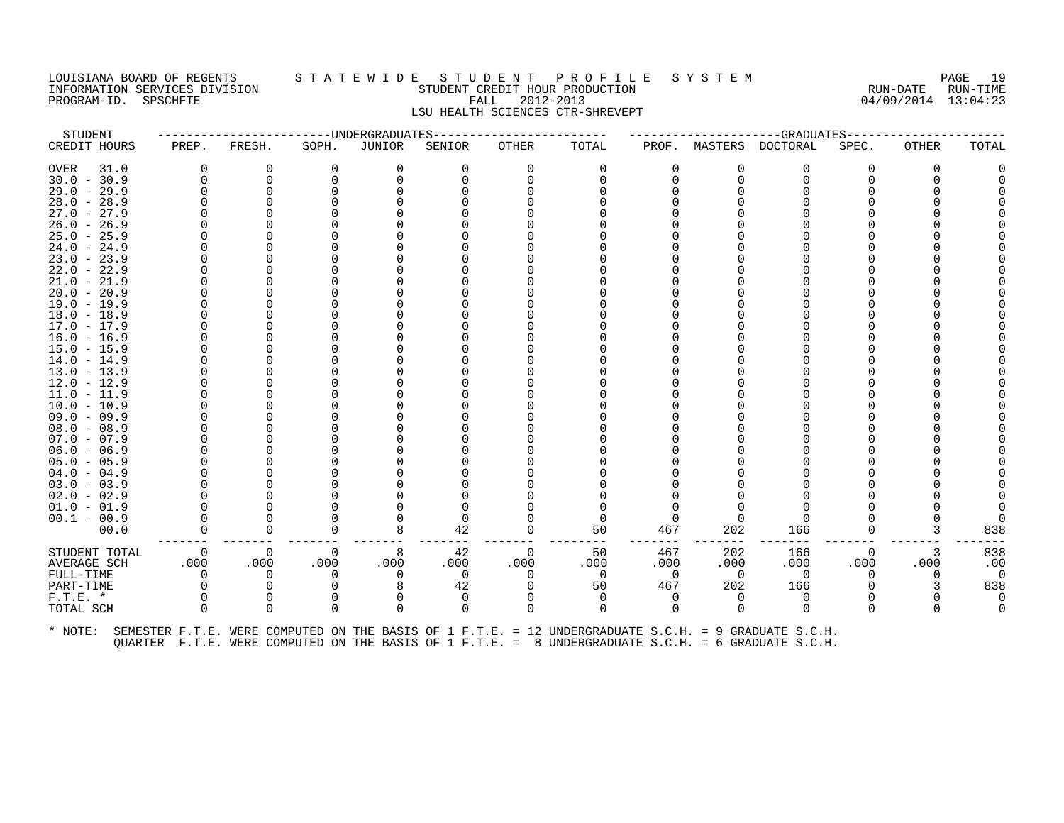LOUISIANA BOARD OF REGENTS S T A T E W I D E S T U D E N T P R O F I L E S Y S T E M
INFORMATION SERVICES DIVISION STUDENT CREDIT HOUR PRODUCTION RUN-DATE RUN-TIME
PROGRAM-ID. SPSCHFTE FALL 2012-2013 04/09/2014 13:04:23
LSU HEALTH SCIENCES CTR-SHREVEPT

| STUDENT | UNDERGRADUATES | | | | | | | GRADUATES | | | | | | |
|---|---|---|---|---|---|---|---|---|---|---|---|---|---|---|
| CREDIT HOURS | PREP. | FRESH. | SOPH. | JUNIOR | SENIOR | OTHER | TOTAL | PROF. | MASTERS | DOCTORAL | SPEC. | OTHER | TOTAL |
| OVER 31.0 | 0 | 0 | 0 | 0 | 0 | 0 | 0 | 0 | 0 | 0 | 0 | 0 | 0 |
| 30.0 - 30.9 | 0 | 0 | 0 | 0 | 0 | 0 | 0 | 0 | 0 | 0 | 0 | 0 | 0 |
| 29.0 - 29.9 | 0 | 0 | 0 | 0 | 0 | 0 | 0 | 0 | 0 | 0 | 0 | 0 | 0 |
| 28.0 - 28.9 | 0 | 0 | 0 | 0 | 0 | 0 | 0 | 0 | 0 | 0 | 0 | 0 | 0 |
| 27.0 - 27.9 | 0 | 0 | 0 | 0 | 0 | 0 | 0 | 0 | 0 | 0 | 0 | 0 | 0 |
| 26.0 - 26.9 | 0 | 0 | 0 | 0 | 0 | 0 | 0 | 0 | 0 | 0 | 0 | 0 | 0 |
| 25.0 - 25.9 | 0 | 0 | 0 | 0 | 0 | 0 | 0 | 0 | 0 | 0 | 0 | 0 | 0 |
| 24.0 - 24.9 | 0 | 0 | 0 | 0 | 0 | 0 | 0 | 0 | 0 | 0 | 0 | 0 | 0 |
| 23.0 - 23.9 | 0 | 0 | 0 | 0 | 0 | 0 | 0 | 0 | 0 | 0 | 0 | 0 | 0 |
| 22.0 - 22.9 | 0 | 0 | 0 | 0 | 0 | 0 | 0 | 0 | 0 | 0 | 0 | 0 | 0 |
| 21.0 - 21.9 | 0 | 0 | 0 | 0 | 0 | 0 | 0 | 0 | 0 | 0 | 0 | 0 | 0 |
| 20.0 - 20.9 | 0 | 0 | 0 | 0 | 0 | 0 | 0 | 0 | 0 | 0 | 0 | 0 | 0 |
| 19.0 - 19.9 | 0 | 0 | 0 | 0 | 0 | 0 | 0 | 0 | 0 | 0 | 0 | 0 | 0 |
| 18.0 - 18.9 | 0 | 0 | 0 | 0 | 0 | 0 | 0 | 0 | 0 | 0 | 0 | 0 | 0 |
| 17.0 - 17.9 | 0 | 0 | 0 | 0 | 0 | 0 | 0 | 0 | 0 | 0 | 0 | 0 | 0 |
| 16.0 - 16.9 | 0 | 0 | 0 | 0 | 0 | 0 | 0 | 0 | 0 | 0 | 0 | 0 | 0 |
| 15.0 - 15.9 | 0 | 0 | 0 | 0 | 0 | 0 | 0 | 0 | 0 | 0 | 0 | 0 | 0 |
| 14.0 - 14.9 | 0 | 0 | 0 | 0 | 0 | 0 | 0 | 0 | 0 | 0 | 0 | 0 | 0 |
| 13.0 - 13.9 | 0 | 0 | 0 | 0 | 0 | 0 | 0 | 0 | 0 | 0 | 0 | 0 | 0 |
| 12.0 - 12.9 | 0 | 0 | 0 | 0 | 0 | 0 | 0 | 0 | 0 | 0 | 0 | 0 | 0 |
| 11.0 - 11.9 | 0 | 0 | 0 | 0 | 0 | 0 | 0 | 0 | 0 | 0 | 0 | 0 | 0 |
| 10.0 - 10.9 | 0 | 0 | 0 | 0 | 0 | 0 | 0 | 0 | 0 | 0 | 0 | 0 | 0 |
| 09.0 - 09.9 | 0 | 0 | 0 | 0 | 0 | 0 | 0 | 0 | 0 | 0 | 0 | 0 | 0 |
| 08.0 - 08.9 | 0 | 0 | 0 | 0 | 0 | 0 | 0 | 0 | 0 | 0 | 0 | 0 | 0 |
| 07.0 - 07.9 | 0 | 0 | 0 | 0 | 0 | 0 | 0 | 0 | 0 | 0 | 0 | 0 | 0 |
| 06.0 - 06.9 | 0 | 0 | 0 | 0 | 0 | 0 | 0 | 0 | 0 | 0 | 0 | 0 | 0 |
| 05.0 - 05.9 | 0 | 0 | 0 | 0 | 0 | 0 | 0 | 0 | 0 | 0 | 0 | 0 | 0 |
| 04.0 - 04.9 | 0 | 0 | 0 | 0 | 0 | 0 | 0 | 0 | 0 | 0 | 0 | 0 | 0 |
| 03.0 - 03.9 | 0 | 0 | 0 | 0 | 0 | 0 | 0 | 0 | 0 | 0 | 0 | 0 | 0 |
| 02.0 - 02.9 | 0 | 0 | 0 | 0 | 0 | 0 | 0 | 0 | 0 | 0 | 0 | 0 | 0 |
| 01.0 - 01.9 | 0 | 0 | 0 | 0 | 0 | 0 | 0 | 0 | 0 | 0 | 0 | 0 | 0 |
| 00.1 - 00.9 | 0 | 0 | 0 | 0 | 0 | 0 | 0 | 0 | 0 | 0 | 0 | 0 | 0 |
| 00.0 | 0 | 0 | 0 | 8 | 42 | 0 | 50 | 467 | 202 | 166 | 0 | 3 | 838 |
| STUDENT TOTAL | 0 | 0 | 0 | 8 | 42 | 0 | 50 | 467 | 202 | 166 | 0 | 3 | 838 |
| AVERAGE SCH | .000 | .000 | .000 | .000 | .000 | .000 | .000 | .000 | .000 | .000 | .000 | .000 | .00 |
| FULL-TIME | 0 | 0 | 0 | 0 | 0 | 0 | 0 | 0 | 0 | 0 | 0 | 0 | 0 |
| PART-TIME | 0 | 0 | 0 | 8 | 42 | 0 | 50 | 467 | 202 | 166 | 0 | 3 | 838 |
| F.T.E. * | 0 | 0 | 0 | 0 | 0 | 0 | 0 | 0 | 0 | 0 | 0 | 0 | 0 |
| TOTAL SCH | 0 | 0 | 0 | 0 | 0 | 0 | 0 | 0 | 0 | 0 | 0 | 0 | 0 |

* NOTE: SEMESTER F.T.E. WERE COMPUTED ON THE BASIS OF 1 F.T.E. = 12 UNDERGRADUATE S.C.H. = 9 GRADUATE S.C.H.
QUARTER F.T.E. WERE COMPUTED ON THE BASIS OF 1 F.T.E. = 8 UNDERGRADUATE S.C.H. = 6 GRADUATE S.C.H.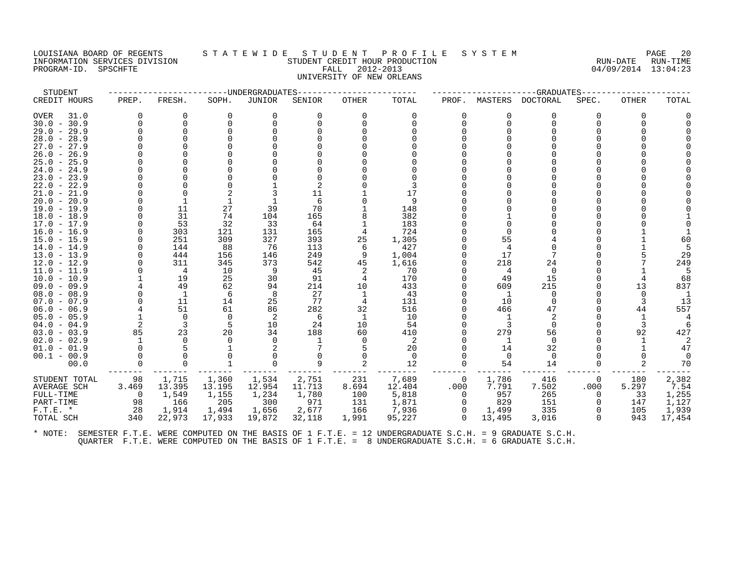LOUISIANA BOARD OF REGENTS — STATEWIDE STUDENT PROFILE SYSTEM
INFORMATION SERVICES DIVISION — STUDENT CREDIT HOUR PRODUCTION — RUN-DATE 04/09/2014 RUN-TIME 13:04:23
PROGRAM-ID. SPSCHFTE — FALL 2012-2013

UNIVERSITY OF NEW ORLEANS

| STUDENT | UNDERGRADUATES | | | | | | | GRADUATES | | | | | |
|---|---|---|---|---|---|---|---|---|---|---|---|---|---|
| CREDIT HOURS | PREP. | FRESH. | SOPH. | JUNIOR | SENIOR | OTHER | TOTAL | PROF. | MASTERS | DOCTORAL | SPEC. | OTHER | TOTAL |
| OVER 31.0 | 0 | 0 | 0 | 0 | 0 | 0 | 0 | 0 | 0 | 0 | 0 | 0 | 0 |
| 30.0 - 30.9 | 0 | 0 | 0 | 0 | 0 | 0 | 0 | 0 | 0 | 0 | 0 | 0 | 0 |
| 29.0 - 29.9 | 0 | 0 | 0 | 0 | 0 | 0 | 0 | 0 | 0 | 0 | 0 | 0 | 0 |
| 28.0 - 28.9 | 0 | 0 | 0 | 0 | 0 | 0 | 0 | 0 | 0 | 0 | 0 | 0 | 0 |
| 27.0 - 27.9 | 0 | 0 | 0 | 0 | 0 | 0 | 0 | 0 | 0 | 0 | 0 | 0 | 0 |
| 26.0 - 26.9 | 0 | 0 | 0 | 0 | 0 | 0 | 0 | 0 | 0 | 0 | 0 | 0 | 0 |
| 25.0 - 25.9 | 0 | 0 | 0 | 0 | 0 | 0 | 0 | 0 | 0 | 0 | 0 | 0 | 0 |
| 24.0 - 24.9 | 0 | 0 | 0 | 0 | 0 | 0 | 0 | 0 | 0 | 0 | 0 | 0 | 0 |
| 23.0 - 23.9 | 0 | 0 | 0 | 0 | 0 | 0 | 0 | 0 | 0 | 0 | 0 | 0 | 0 |
| 22.0 - 22.9 | 0 | 0 | 0 | 1 | 2 | 0 | 3 | 0 | 0 | 0 | 0 | 0 | 0 |
| 21.0 - 21.9 | 0 | 0 | 2 | 3 | 11 | 1 | 17 | 0 | 0 | 0 | 0 | 0 | 0 |
| 20.0 - 20.9 | 0 | 1 | 1 | 1 | 6 | 0 | 9 | 0 | 0 | 0 | 0 | 0 | 0 |
| 19.0 - 19.9 | 0 | 11 | 27 | 39 | 70 | 1 | 148 | 0 | 0 | 0 | 0 | 0 | 0 |
| 18.0 - 18.9 | 0 | 31 | 74 | 104 | 165 | 8 | 382 | 0 | 1 | 0 | 0 | 0 | 1 |
| 17.0 - 17.9 | 0 | 53 | 32 | 33 | 64 | 1 | 183 | 0 | 0 | 0 | 0 | 0 | 0 |
| 16.0 - 16.9 | 0 | 303 | 121 | 131 | 165 | 4 | 724 | 0 | 0 | 0 | 0 | 1 | 1 |
| 15.0 - 15.9 | 0 | 251 | 309 | 327 | 393 | 25 | 1,305 | 0 | 55 | 4 | 0 | 1 | 60 |
| 14.0 - 14.9 | 0 | 144 | 88 | 76 | 113 | 6 | 427 | 0 | 4 | 0 | 0 | 1 | 5 |
| 13.0 - 13.9 | 0 | 444 | 156 | 146 | 249 | 9 | 1,004 | 0 | 17 | 7 | 0 | 5 | 29 |
| 12.0 - 12.9 | 0 | 311 | 345 | 373 | 542 | 45 | 1,616 | 0 | 218 | 24 | 0 | 7 | 249 |
| 11.0 - 11.9 | 0 | 4 | 10 | 9 | 45 | 2 | 70 | 0 | 4 | 0 | 0 | 1 | 5 |
| 10.0 - 10.9 | 1 | 19 | 25 | 30 | 91 | 4 | 170 | 0 | 49 | 15 | 0 | 4 | 68 |
| 09.0 - 09.9 | 4 | 49 | 62 | 94 | 214 | 10 | 433 | 0 | 609 | 215 | 0 | 13 | 837 |
| 08.0 - 08.9 | 0 | 1 | 6 | 8 | 27 | 1 | 43 | 0 | 1 | 0 | 0 | 0 | 1 |
| 07.0 - 07.9 | 0 | 11 | 14 | 25 | 77 | 4 | 131 | 0 | 10 | 0 | 0 | 3 | 13 |
| 06.0 - 06.9 | 4 | 51 | 61 | 86 | 282 | 32 | 516 | 0 | 466 | 47 | 0 | 44 | 557 |
| 05.0 - 05.9 | 1 | 0 | 0 | 2 | 6 | 1 | 10 | 0 | 1 | 2 | 0 | 1 | 4 |
| 04.0 - 04.9 | 2 | 3 | 5 | 10 | 24 | 10 | 54 | 0 | 3 | 0 | 0 | 3 | 6 |
| 03.0 - 03.9 | 85 | 23 | 20 | 34 | 188 | 60 | 410 | 0 | 279 | 56 | 0 | 92 | 427 |
| 02.0 - 02.9 | 1 | 0 | 0 | 0 | 1 | 0 | 2 | 0 | 1 | 0 | 0 | 1 | 2 |
| 01.0 - 01.9 | 0 | 5 | 1 | 2 | 7 | 5 | 20 | 0 | 14 | 32 | 0 | 1 | 47 |
| 00.1 - 00.9 | 0 | 0 | 0 | 0 | 0 | 0 | 0 | 0 | 0 | 0 | 0 | 0 | 0 |
| 00.0 | 0 | 0 | 1 | 0 | 9 | 2 | 12 | 0 | 54 | 14 | 0 | 2 | 70 |
| STUDENT TOTAL | 98 | 1,715 | 1,360 | 1,534 | 2,751 | 231 | 7,689 | 0 | 1,786 | 416 | 0 | 180 | 2,382 |
| AVERAGE SCH | 3.469 | 13.395 | 13.195 | 12.954 | 11.713 | 8.694 | 12.404 | .000 | 7.791 | 7.502 | .000 | 5.297 | 7.54 |
| FULL-TIME | 0 | 1,549 | 1,155 | 1,234 | 1,780 | 100 | 5,818 | 0 | 957 | 265 | 0 | 33 | 1,255 |
| PART-TIME | 98 | 166 | 205 | 300 | 971 | 131 | 1,871 | 0 | 829 | 151 | 0 | 147 | 1,127 |
| F.T.E. * | 28 | 1,914 | 1,494 | 1,656 | 2,677 | 166 | 7,936 | 0 | 1,499 | 335 | 0 | 105 | 1,939 |
| TOTAL SCH | 340 | 22,973 | 17,933 | 19,872 | 32,118 | 1,991 | 95,227 | 0 | 13,495 | 3,016 | 0 | 943 | 17,454 |

* NOTE: SEMESTER F.T.E. WERE COMPUTED ON THE BASIS OF 1 F.T.E. = 12 UNDERGRADUATE S.C.H. = 9 GRADUATE S.C.H.
QUARTER F.T.E. WERE COMPUTED ON THE BASIS OF 1 F.T.E. = 8 UNDERGRADUATE S.C.H. = 6 GRADUATE S.C.H.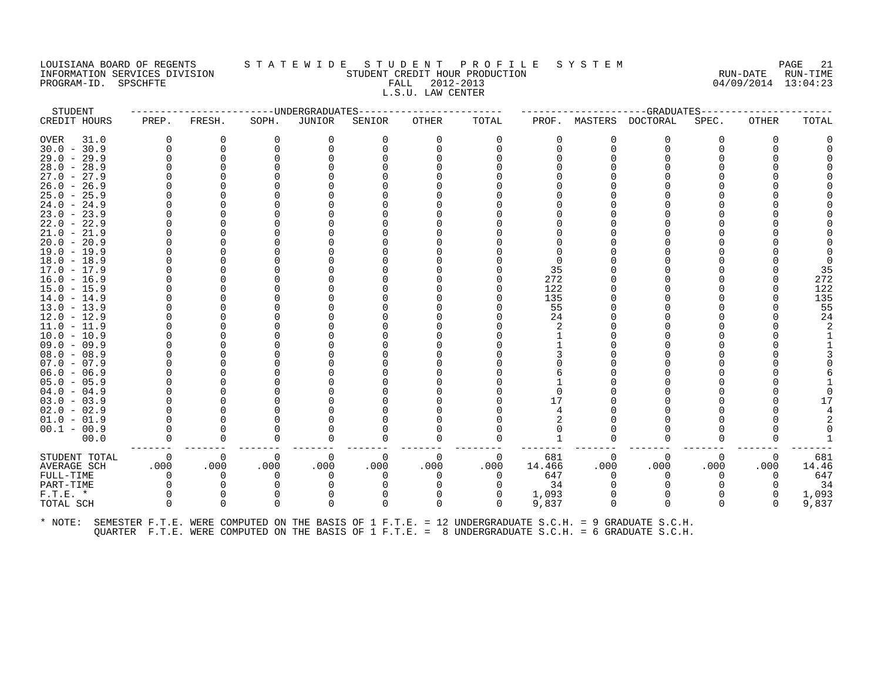LOUISIANA BOARD OF REGENTS — STATEWIDE STUDENT PROFILE SYSTEM
INFORMATION SERVICES DIVISION — STUDENT CREDIT HOUR PRODUCTION — RUN-DATE 04/09/2014 RUN-TIME 13:04:23
PROGRAM-ID. SPSCHFTE — FALL 2012-2013
L.S.U. LAW CENTER

| STUDENT | UNDERGRADUATES | | | | | | | GRADUATES | | | | | |
|---|---|---|---|---|---|---|---|---|---|---|---|---|---|
| CREDIT HOURS | PREP. | FRESH. | SOPH. | JUNIOR | SENIOR | OTHER | TOTAL | PROF. | MASTERS | DOCTORAL | SPEC. | OTHER | TOTAL |
| OVER 31.0 | 0 | 0 | 0 | 0 | 0 | 0 | 0 | 0 | 0 | 0 | 0 | 0 | 0 |
| 30.0 - 30.9 | 0 | 0 | 0 | 0 | 0 | 0 | 0 | 0 | 0 | 0 | 0 | 0 | 0 |
| 29.0 - 29.9 | 0 | 0 | 0 | 0 | 0 | 0 | 0 | 0 | 0 | 0 | 0 | 0 | 0 |
| 28.0 - 28.9 | 0 | 0 | 0 | 0 | 0 | 0 | 0 | 0 | 0 | 0 | 0 | 0 | 0 |
| 27.0 - 27.9 | 0 | 0 | 0 | 0 | 0 | 0 | 0 | 0 | 0 | 0 | 0 | 0 | 0 |
| 26.0 - 26.9 | 0 | 0 | 0 | 0 | 0 | 0 | 0 | 0 | 0 | 0 | 0 | 0 | 0 |
| 25.0 - 25.9 | 0 | 0 | 0 | 0 | 0 | 0 | 0 | 0 | 0 | 0 | 0 | 0 | 0 |
| 24.0 - 24.9 | 0 | 0 | 0 | 0 | 0 | 0 | 0 | 0 | 0 | 0 | 0 | 0 | 0 |
| 23.0 - 23.9 | 0 | 0 | 0 | 0 | 0 | 0 | 0 | 0 | 0 | 0 | 0 | 0 | 0 |
| 22.0 - 22.9 | 0 | 0 | 0 | 0 | 0 | 0 | 0 | 0 | 0 | 0 | 0 | 0 | 0 |
| 21.0 - 21.9 | 0 | 0 | 0 | 0 | 0 | 0 | 0 | 0 | 0 | 0 | 0 | 0 | 0 |
| 20.0 - 20.9 | 0 | 0 | 0 | 0 | 0 | 0 | 0 | 0 | 0 | 0 | 0 | 0 | 0 |
| 19.0 - 19.9 | 0 | 0 | 0 | 0 | 0 | 0 | 0 | 0 | 0 | 0 | 0 | 0 | 0 |
| 18.0 - 18.9 | 0 | 0 | 0 | 0 | 0 | 0 | 0 | 0 | 0 | 0 | 0 | 0 | 0 |
| 17.0 - 17.9 | 0 | 0 | 0 | 0 | 0 | 0 | 0 | 35 | 0 | 0 | 0 | 0 | 35 |
| 16.0 - 16.9 | 0 | 0 | 0 | 0 | 0 | 0 | 0 | 272 | 0 | 0 | 0 | 0 | 272 |
| 15.0 - 15.9 | 0 | 0 | 0 | 0 | 0 | 0 | 0 | 122 | 0 | 0 | 0 | 0 | 122 |
| 14.0 - 14.9 | 0 | 0 | 0 | 0 | 0 | 0 | 0 | 135 | 0 | 0 | 0 | 0 | 135 |
| 13.0 - 13.9 | 0 | 0 | 0 | 0 | 0 | 0 | 0 | 55 | 0 | 0 | 0 | 0 | 55 |
| 12.0 - 12.9 | 0 | 0 | 0 | 0 | 0 | 0 | 0 | 24 | 0 | 0 | 0 | 0 | 24 |
| 11.0 - 11.9 | 0 | 0 | 0 | 0 | 0 | 0 | 0 | 2 | 0 | 0 | 0 | 0 | 2 |
| 10.0 - 10.9 | 0 | 0 | 0 | 0 | 0 | 0 | 0 | 1 | 0 | 0 | 0 | 0 | 1 |
| 09.0 - 09.9 | 0 | 0 | 0 | 0 | 0 | 0 | 0 | 1 | 0 | 0 | 0 | 0 | 1 |
| 08.0 - 08.9 | 0 | 0 | 0 | 0 | 0 | 0 | 0 | 3 | 0 | 0 | 0 | 0 | 3 |
| 07.0 - 07.9 | 0 | 0 | 0 | 0 | 0 | 0 | 0 | 0 | 0 | 0 | 0 | 0 | 0 |
| 06.0 - 06.9 | 0 | 0 | 0 | 0 | 0 | 0 | 0 | 6 | 0 | 0 | 0 | 0 | 6 |
| 05.0 - 05.9 | 0 | 0 | 0 | 0 | 0 | 0 | 0 | 1 | 0 | 0 | 0 | 0 | 1 |
| 04.0 - 04.9 | 0 | 0 | 0 | 0 | 0 | 0 | 0 | 0 | 0 | 0 | 0 | 0 | 0 |
| 03.0 - 03.9 | 0 | 0 | 0 | 0 | 0 | 0 | 0 | 17 | 0 | 0 | 0 | 0 | 17 |
| 02.0 - 02.9 | 0 | 0 | 0 | 0 | 0 | 0 | 0 | 4 | 0 | 0 | 0 | 0 | 4 |
| 01.0 - 01.9 | 0 | 0 | 0 | 0 | 0 | 0 | 0 | 2 | 0 | 0 | 0 | 0 | 2 |
| 00.1 - 00.9 | 0 | 0 | 0 | 0 | 0 | 0 | 0 | 0 | 0 | 0 | 0 | 0 | 0 |
| 00.0 | 0 | 0 | 0 | 0 | 0 | 0 | 0 | 1 | 0 | 0 | 0 | 0 | 1 |
| STUDENT TOTAL | 0 | 0 | 0 | 0 | 0 | 0 | 0 | 681 | 0 | 0 | 0 | 0 | 681 |
| AVERAGE SCH | .000 | .000 | .000 | .000 | .000 | .000 | .000 | 14.466 | .000 | .000 | .000 | .000 | 14.46 |
| FULL-TIME | 0 | 0 | 0 | 0 | 0 | 0 | 0 | 647 | 0 | 0 | 0 | 0 | 647 |
| PART-TIME | 0 | 0 | 0 | 0 | 0 | 0 | 0 | 34 | 0 | 0 | 0 | 0 | 34 |
| F.T.E. * | 0 | 0 | 0 | 0 | 0 | 0 | 0 | 1,093 | 0 | 0 | 0 | 0 | 1,093 |
| TOTAL SCH | 0 | 0 | 0 | 0 | 0 | 0 | 0 | 9,837 | 0 | 0 | 0 | 0 | 9,837 |

* NOTE: SEMESTER F.T.E. WERE COMPUTED ON THE BASIS OF 1 F.T.E. = 12 UNDERGRADUATE S.C.H. = 9 GRADUATE S.C.H.
QUARTER F.T.E. WERE COMPUTED ON THE BASIS OF 1 F.T.E. = 8 UNDERGRADUATE S.C.H. = 6 GRADUATE S.C.H.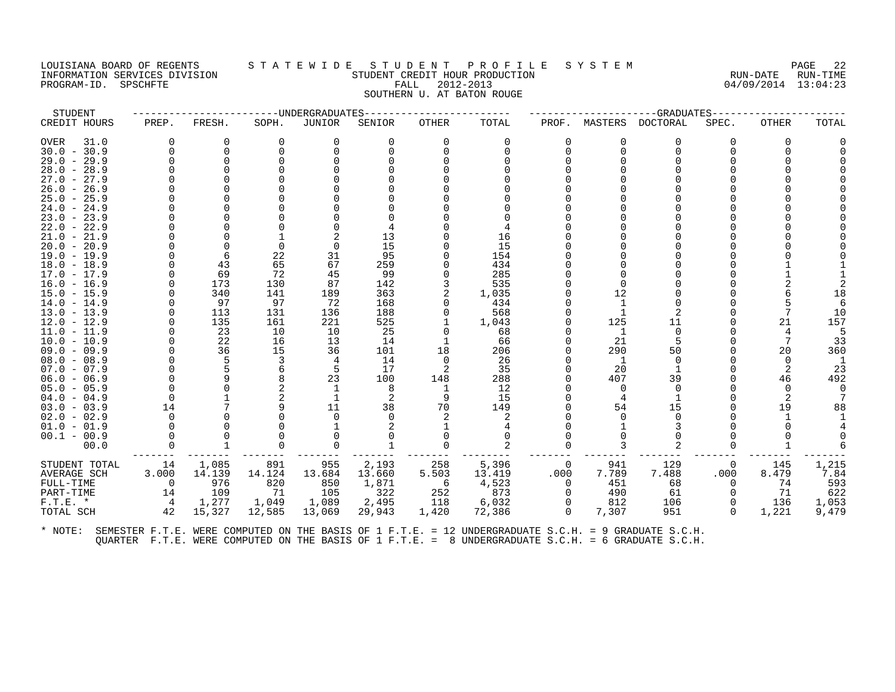LOUISIANA BOARD OF REGENTS — STATEWIDE STUDENT PROFILE SYSTEM
INFORMATION SERVICES DIVISION — STUDENT CREDIT HOUR PRODUCTION — RUN-DATE 04/09/2014 RUN-TIME 13:04:23
PROGRAM-ID. SPSCHFTE — FALL 2012-2013
SOUTHERN U. AT BATON ROUGE

| STUDENT | UNDERGRADUATES | | | | | | | GRADUATES | | | | | |
|---|---|---|---|---|---|---|---|---|---|---|---|---|---|
| CREDIT HOURS | PREP. | FRESH. | SOPH. | JUNIOR | SENIOR | OTHER | TOTAL | PROF. | MASTERS | DOCTORAL | SPEC. | OTHER | TOTAL |
| OVER 31.0 | 0 | 0 | 0 | 0 | 0 | 0 | 0 | 0 | 0 | 0 | 0 | 0 | 0 |
| 30.0 - 30.9 | 0 | 0 | 0 | 0 | 0 | 0 | 0 | 0 | 0 | 0 | 0 | 0 | 0 |
| 29.0 - 29.9 | 0 | 0 | 0 | 0 | 0 | 0 | 0 | 0 | 0 | 0 | 0 | 0 | 0 |
| 28.0 - 28.9 | 0 | 0 | 0 | 0 | 0 | 0 | 0 | 0 | 0 | 0 | 0 | 0 | 0 |
| 27.0 - 27.9 | 0 | 0 | 0 | 0 | 0 | 0 | 0 | 0 | 0 | 0 | 0 | 0 | 0 |
| 26.0 - 26.9 | 0 | 0 | 0 | 0 | 0 | 0 | 0 | 0 | 0 | 0 | 0 | 0 | 0 |
| 25.0 - 25.9 | 0 | 0 | 0 | 0 | 0 | 0 | 0 | 0 | 0 | 0 | 0 | 0 | 0 |
| 24.0 - 24.9 | 0 | 0 | 0 | 0 | 0 | 0 | 0 | 0 | 0 | 0 | 0 | 0 | 0 |
| 23.0 - 23.9 | 0 | 0 | 0 | 0 | 0 | 0 | 0 | 0 | 0 | 0 | 0 | 0 | 0 |
| 22.0 - 22.9 | 0 | 0 | 0 | 0 | 4 | 0 | 4 | 0 | 0 | 0 | 0 | 0 | 0 |
| 21.0 - 21.9 | 0 | 0 | 1 | 2 | 13 | 0 | 16 | 0 | 0 | 0 | 0 | 0 | 0 |
| 20.0 - 20.9 | 0 | 0 | 0 | 0 | 15 | 0 | 15 | 0 | 0 | 0 | 0 | 0 | 0 |
| 19.0 - 19.9 | 0 | 6 | 22 | 31 | 95 | 0 | 154 | 0 | 0 | 0 | 0 | 0 | 0 |
| 18.0 - 18.9 | 0 | 43 | 65 | 67 | 259 | 0 | 434 | 0 | 0 | 0 | 0 | 1 | 1 |
| 17.0 - 17.9 | 0 | 69 | 72 | 45 | 99 | 0 | 285 | 0 | 0 | 0 | 0 | 1 | 1 |
| 16.0 - 16.9 | 0 | 173 | 130 | 87 | 142 | 3 | 535 | 0 | 0 | 0 | 0 | 2 | 2 |
| 15.0 - 15.9 | 0 | 340 | 141 | 189 | 363 | 2 | 1,035 | 0 | 12 | 0 | 0 | 6 | 18 |
| 14.0 - 14.9 | 0 | 97 | 97 | 72 | 168 | 0 | 434 | 0 | 1 | 0 | 0 | 5 | 6 |
| 13.0 - 13.9 | 0 | 113 | 131 | 136 | 188 | 0 | 568 | 0 | 1 | 2 | 0 | 7 | 10 |
| 12.0 - 12.9 | 0 | 135 | 161 | 221 | 525 | 1 | 1,043 | 0 | 125 | 11 | 0 | 21 | 157 |
| 11.0 - 11.9 | 0 | 23 | 10 | 10 | 25 | 0 | 68 | 0 | 1 | 0 | 0 | 4 | 5 |
| 10.0 - 10.9 | 0 | 22 | 16 | 13 | 14 | 1 | 66 | 0 | 21 | 5 | 0 | 7 | 33 |
| 09.0 - 09.9 | 0 | 36 | 15 | 36 | 101 | 18 | 206 | 0 | 290 | 50 | 0 | 20 | 360 |
| 08.0 - 08.9 | 0 | 5 | 3 | 4 | 14 | 0 | 26 | 0 | 1 | 0 | 0 | 0 | 1 |
| 07.0 - 07.9 | 0 | 5 | 6 | 5 | 17 | 2 | 35 | 0 | 20 | 1 | 0 | 2 | 23 |
| 06.0 - 06.9 | 0 | 9 | 8 | 23 | 100 | 148 | 288 | 0 | 407 | 39 | 0 | 46 | 492 |
| 05.0 - 05.9 | 0 | 0 | 2 | 1 | 8 | 1 | 12 | 0 | 0 | 0 | 0 | 0 | 0 |
| 04.0 - 04.9 | 0 | 1 | 2 | 1 | 2 | 9 | 15 | 0 | 4 | 1 | 0 | 2 | 7 |
| 03.0 - 03.9 | 14 | 7 | 9 | 11 | 38 | 70 | 149 | 0 | 54 | 15 | 0 | 19 | 88 |
| 02.0 - 02.9 | 0 | 0 | 0 | 0 | 0 | 2 | 2 | 0 | 0 | 0 | 0 | 1 | 1 |
| 01.0 - 01.9 | 0 | 0 | 0 | 1 | 2 | 1 | 4 | 0 | 1 | 3 | 0 | 0 | 4 |
| 00.1 - 00.9 | 0 | 0 | 0 | 0 | 0 | 0 | 0 | 0 | 0 | 0 | 0 | 0 | 0 |
| 00.0 | 0 | 1 | 0 | 0 | 1 | 0 | 2 | 0 | 3 | 2 | 0 | 1 | 6 |
| STUDENT TOTAL | 14 | 1,085 | 891 | 955 | 2,193 | 258 | 5,396 | 0 | 941 | 129 | 0 | 145 | 1,215 |
| AVERAGE SCH | 3.000 | 14.139 | 14.124 | 13.684 | 13.660 | 5.503 | 13.419 | .000 | 7.789 | 7.488 | .000 | 8.479 | 7.84 |
| FULL-TIME | 0 | 976 | 820 | 850 | 1,871 | 6 | 4,523 | 0 | 451 | 68 | 0 | 74 | 593 |
| PART-TIME | 14 | 109 | 71 | 105 | 322 | 252 | 873 | 0 | 490 | 61 | 0 | 71 | 622 |
| F.T.E. * | 4 | 1,277 | 1,049 | 1,089 | 2,495 | 118 | 6,032 | 0 | 812 | 106 | 0 | 136 | 1,053 |
| TOTAL SCH | 42 | 15,327 | 12,585 | 13,069 | 29,943 | 1,420 | 72,386 | 0 | 7,307 | 951 | 0 | 1,221 | 9,479 |

* NOTE: SEMESTER F.T.E. WERE COMPUTED ON THE BASIS OF 1 F.T.E. = 12 UNDERGRADUATE S.C.H. = 9 GRADUATE S.C.H.
QUARTER F.T.E. WERE COMPUTED ON THE BASIS OF 1 F.T.E. = 8 UNDERGRADUATE S.C.H. = 6 GRADUATE S.C.H.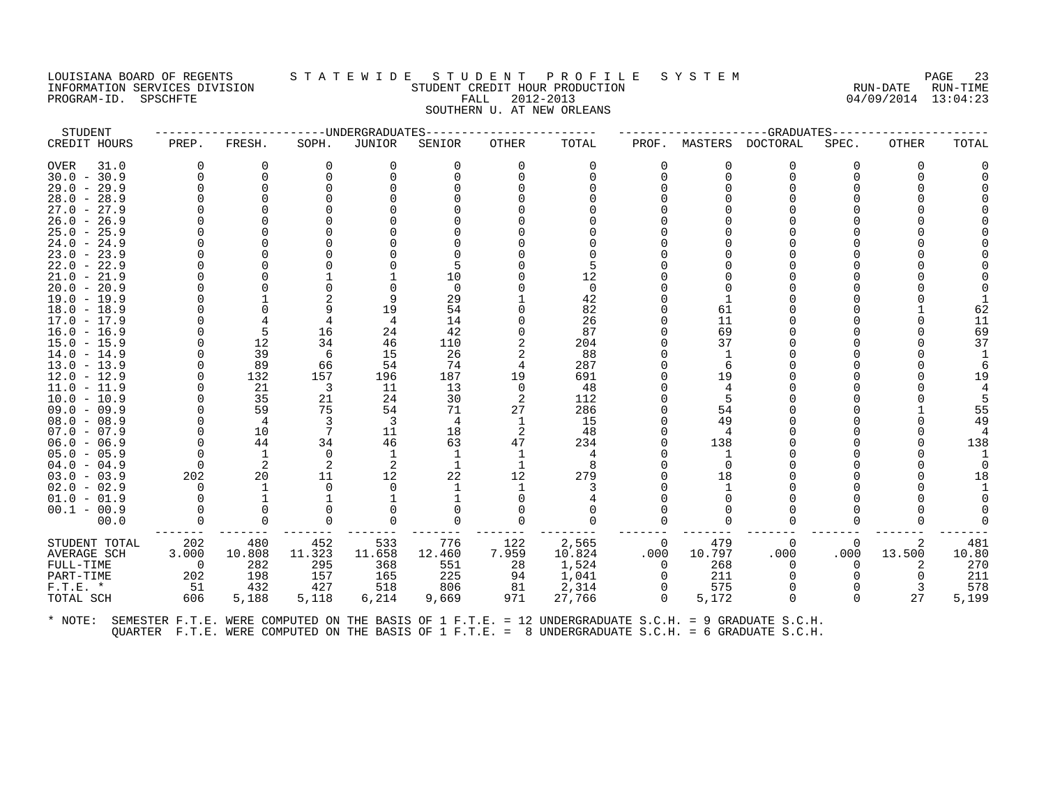LOUISIANA BOARD OF REGENTS — STATEWIDE STUDENT PROFILE SYSTEM
INFORMATION SERVICES DIVISION — STUDENT CREDIT HOUR PRODUCTION — RUN-DATE 04/09/2014 RUN-TIME 13:04:23
PROGRAM-ID. SPSCHFTE — FALL 2012-2013
SOUTHERN U. AT NEW ORLEANS

| STUDENT | UNDERGRADUATES | | | | | | | GRADUATES | | | | | | |
|---|---|---|---|---|---|---|---|---|---|---|---|---|---|---|
| CREDIT HOURS | PREP. | FRESH. | SOPH. | JUNIOR | SENIOR | OTHER | TOTAL | PROF. | MASTERS | DOCTORAL | SPEC. | OTHER | TOTAL |
| OVER 31.0 | 0 | 0 | 0 | 0 | 0 | 0 | 0 | 0 | 0 | 0 | 0 | 0 | 0 |
| 30.0 - 30.9 | 0 | 0 | 0 | 0 | 0 | 0 | 0 | 0 | 0 | 0 | 0 | 0 | 0 |
| 29.0 - 29.9 | 0 | 0 | 0 | 0 | 0 | 0 | 0 | 0 | 0 | 0 | 0 | 0 | 0 |
| 28.0 - 28.9 | 0 | 0 | 0 | 0 | 0 | 0 | 0 | 0 | 0 | 0 | 0 | 0 | 0 |
| 27.0 - 27.9 | 0 | 0 | 0 | 0 | 0 | 0 | 0 | 0 | 0 | 0 | 0 | 0 | 0 |
| 26.0 - 26.9 | 0 | 0 | 0 | 0 | 0 | 0 | 0 | 0 | 0 | 0 | 0 | 0 | 0 |
| 25.0 - 25.9 | 0 | 0 | 0 | 0 | 0 | 0 | 0 | 0 | 0 | 0 | 0 | 0 | 0 |
| 24.0 - 24.9 | 0 | 0 | 0 | 0 | 0 | 0 | 0 | 0 | 0 | 0 | 0 | 0 | 0 |
| 23.0 - 23.9 | 0 | 0 | 0 | 0 | 0 | 0 | 0 | 0 | 0 | 0 | 0 | 0 | 0 |
| 22.0 - 22.9 | 0 | 0 | 0 | 0 | 5 | 0 | 5 | 0 | 0 | 0 | 0 | 0 | 0 |
| 21.0 - 21.9 | 0 | 0 | 1 | 1 | 10 | 0 | 12 | 0 | 0 | 0 | 0 | 0 | 0 |
| 20.0 - 20.9 | 0 | 0 | 0 | 0 | 0 | 0 | 0 | 0 | 0 | 0 | 0 | 0 | 0 |
| 19.0 - 19.9 | 0 | 1 | 2 | 9 | 29 | 1 | 42 | 0 | 1 | 0 | 0 | 0 | 1 |
| 18.0 - 18.9 | 0 | 0 | 9 | 19 | 54 | 0 | 82 | 0 | 61 | 0 | 0 | 1 | 62 |
| 17.0 - 17.9 | 0 | 4 | 4 | 4 | 14 | 0 | 26 | 0 | 11 | 0 | 0 | 0 | 11 |
| 16.0 - 16.9 | 0 | 5 | 16 | 24 | 42 | 0 | 87 | 0 | 69 | 0 | 0 | 0 | 69 |
| 15.0 - 15.9 | 0 | 12 | 34 | 46 | 110 | 2 | 204 | 0 | 37 | 0 | 0 | 0 | 37 |
| 14.0 - 14.9 | 0 | 39 | 6 | 15 | 26 | 2 | 88 | 0 | 1 | 0 | 0 | 0 | 1 |
| 13.0 - 13.9 | 0 | 89 | 66 | 54 | 74 | 4 | 287 | 0 | 6 | 0 | 0 | 0 | 6 |
| 12.0 - 12.9 | 0 | 132 | 157 | 196 | 187 | 19 | 691 | 0 | 19 | 0 | 0 | 0 | 19 |
| 11.0 - 11.9 | 0 | 21 | 3 | 11 | 13 | 0 | 48 | 0 | 4 | 0 | 0 | 0 | 4 |
| 10.0 - 10.9 | 0 | 35 | 21 | 24 | 30 | 2 | 112 | 0 | 5 | 0 | 0 | 0 | 5 |
| 09.0 - 09.9 | 0 | 59 | 75 | 54 | 71 | 27 | 286 | 0 | 54 | 0 | 0 | 1 | 55 |
| 08.0 - 08.9 | 0 | 4 | 3 | 3 | 4 | 1 | 15 | 0 | 49 | 0 | 0 | 0 | 49 |
| 07.0 - 07.9 | 0 | 10 | 7 | 11 | 18 | 2 | 48 | 0 | 4 | 0 | 0 | 0 | 4 |
| 06.0 - 06.9 | 0 | 44 | 34 | 46 | 63 | 47 | 234 | 0 | 138 | 0 | 0 | 0 | 138 |
| 05.0 - 05.9 | 0 | 1 | 0 | 1 | 1 | 1 | 4 | 0 | 1 | 0 | 0 | 0 | 1 |
| 04.0 - 04.9 | 0 | 2 | 2 | 2 | 1 | 1 | 8 | 0 | 0 | 0 | 0 | 0 | 0 |
| 03.0 - 03.9 | 202 | 20 | 11 | 12 | 22 | 12 | 279 | 0 | 18 | 0 | 0 | 0 | 18 |
| 02.0 - 02.9 | 0 | 1 | 0 | 0 | 1 | 1 | 3 | 0 | 1 | 0 | 0 | 0 | 1 |
| 01.0 - 01.9 | 0 | 1 | 1 | 1 | 1 | 0 | 4 | 0 | 0 | 0 | 0 | 0 | 0 |
| 00.1 - 00.9 | 0 | 0 | 0 | 0 | 0 | 0 | 0 | 0 | 0 | 0 | 0 | 0 | 0 |
| 00.0 | 0 | 0 | 0 | 0 | 0 | 0 | 0 | 0 | 0 | 0 | 0 | 0 | 0 |
| STUDENT TOTAL | 202 | 480 | 452 | 533 | 776 | 122 | 2,565 | 0 | 479 | 0 | 0 | 2 | 481 |
| AVERAGE SCH | 3.000 | 10.808 | 11.323 | 11.658 | 12.460 | 7.959 | 10.824 | .000 | 10.797 | .000 | .000 | 13.500 | 10.80 |
| FULL-TIME | 0 | 282 | 295 | 368 | 551 | 28 | 1,524 | 0 | 268 | 0 | 0 | 2 | 270 |
| PART-TIME | 202 | 198 | 157 | 165 | 225 | 94 | 1,041 | 0 | 211 | 0 | 0 | 0 | 211 |
| F.T.E. * | 51 | 432 | 427 | 518 | 806 | 81 | 2,314 | 0 | 575 | 0 | 0 | 3 | 578 |
| TOTAL SCH | 606 | 5,188 | 5,118 | 6,214 | 9,669 | 971 | 27,766 | 0 | 5,172 | 0 | 0 | 27 | 5,199 |

* NOTE: SEMESTER F.T.E. WERE COMPUTED ON THE BASIS OF 1 F.T.E. = 12 UNDERGRADUATE S.C.H. = 9 GRADUATE S.C.H.
QUARTER F.T.E. WERE COMPUTED ON THE BASIS OF 1 F.T.E. = 8 UNDERGRADUATE S.C.H. = 6 GRADUATE S.C.H.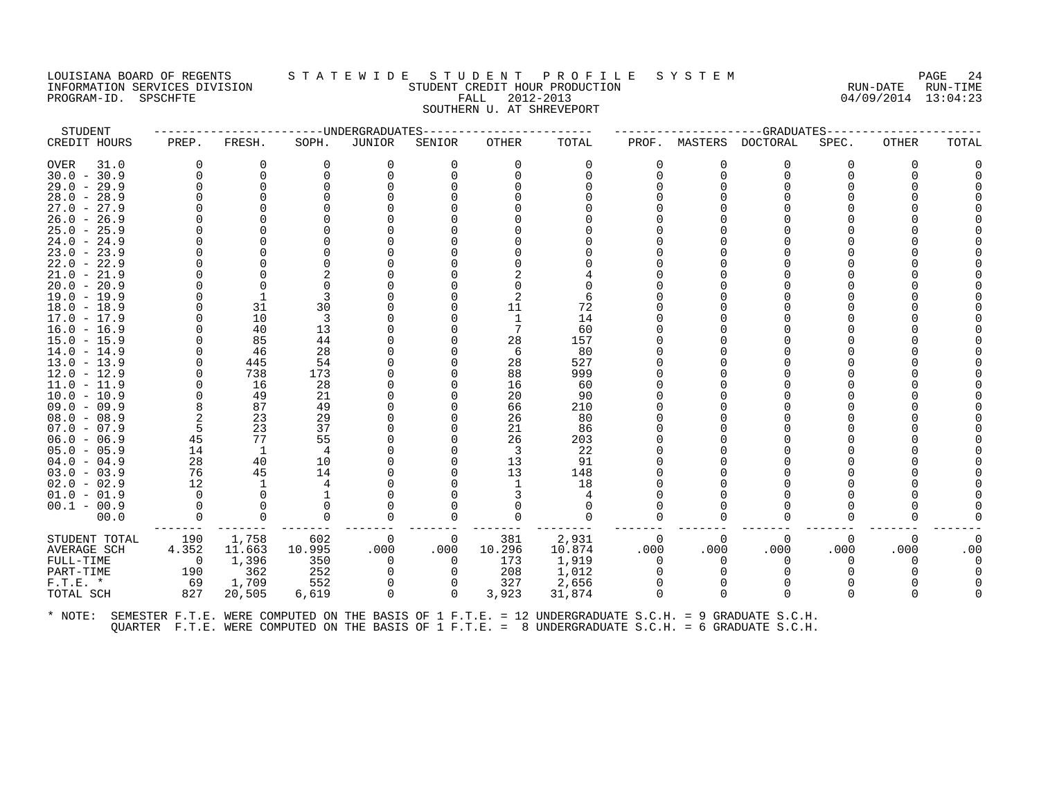LOUISIANA BOARD OF REGENTS — STATEWIDE STUDENT PROFILE SYSTEM
INFORMATION SERVICES DIVISION — STUDENT CREDIT HOUR PRODUCTION — RUN-DATE 04/09/2014 RUN-TIME 13:04:23
PROGRAM-ID. SPSCHFTE — FALL 2012-2013
SOUTHERN U. AT SHREVEPORT

| STUDENT | UNDERGRADUATES | | | | | | | GRADUATES | | | | | | |
|---|---|---|---|---|---|---|---|---|---|---|---|---|---|---|
| CREDIT HOURS | PREP. | FRESH. | SOPH. | JUNIOR | SENIOR | OTHER | TOTAL | PROF. | MASTERS | DOCTORAL | SPEC. | OTHER | TOTAL |
| OVER 31.0 | 0 | 0 | 0 | 0 | 0 | 0 | 0 | 0 | 0 | 0 | 0 | 0 | 0 |
| 30.0 - 30.9 | 0 | 0 | 0 | 0 | 0 | 0 | 0 | 0 | 0 | 0 | 0 | 0 | 0 |
| 29.0 - 29.9 | 0 | 0 | 0 | 0 | 0 | 0 | 0 | 0 | 0 | 0 | 0 | 0 | 0 |
| 28.0 - 28.9 | 0 | 0 | 0 | 0 | 0 | 0 | 0 | 0 | 0 | 0 | 0 | 0 | 0 |
| 27.0 - 27.9 | 0 | 0 | 0 | 0 | 0 | 0 | 0 | 0 | 0 | 0 | 0 | 0 | 0 |
| 26.0 - 26.9 | 0 | 0 | 0 | 0 | 0 | 0 | 0 | 0 | 0 | 0 | 0 | 0 | 0 |
| 25.0 - 25.9 | 0 | 0 | 0 | 0 | 0 | 0 | 0 | 0 | 0 | 0 | 0 | 0 | 0 |
| 24.0 - 24.9 | 0 | 0 | 0 | 0 | 0 | 0 | 0 | 0 | 0 | 0 | 0 | 0 | 0 |
| 23.0 - 23.9 | 0 | 0 | 0 | 0 | 0 | 0 | 0 | 0 | 0 | 0 | 0 | 0 | 0 |
| 22.0 - 22.9 | 0 | 0 | 0 | 0 | 0 | 0 | 0 | 0 | 0 | 0 | 0 | 0 | 0 |
| 21.0 - 21.9 | 0 | 0 | 2 | 0 | 0 | 2 | 4 | 0 | 0 | 0 | 0 | 0 | 0 |
| 20.0 - 20.9 | 0 | 0 | 0 | 0 | 0 | 0 | 0 | 0 | 0 | 0 | 0 | 0 | 0 |
| 19.0 - 19.9 | 0 | 1 | 3 | 0 | 0 | 2 | 6 | 0 | 0 | 0 | 0 | 0 | 0 |
| 18.0 - 18.9 | 0 | 31 | 30 | 0 | 0 | 11 | 72 | 0 | 0 | 0 | 0 | 0 | 0 |
| 17.0 - 17.9 | 0 | 10 | 3 | 0 | 0 | 1 | 14 | 0 | 0 | 0 | 0 | 0 | 0 |
| 16.0 - 16.9 | 0 | 40 | 13 | 0 | 0 | 7 | 60 | 0 | 0 | 0 | 0 | 0 | 0 |
| 15.0 - 15.9 | 0 | 85 | 44 | 0 | 0 | 28 | 157 | 0 | 0 | 0 | 0 | 0 | 0 |
| 14.0 - 14.9 | 0 | 46 | 28 | 0 | 0 | 6 | 80 | 0 | 0 | 0 | 0 | 0 | 0 |
| 13.0 - 13.9 | 0 | 445 | 54 | 0 | 0 | 28 | 527 | 0 | 0 | 0 | 0 | 0 | 0 |
| 12.0 - 12.9 | 0 | 738 | 173 | 0 | 0 | 88 | 999 | 0 | 0 | 0 | 0 | 0 | 0 |
| 11.0 - 11.9 | 0 | 16 | 28 | 0 | 0 | 16 | 60 | 0 | 0 | 0 | 0 | 0 | 0 |
| 10.0 - 10.9 | 0 | 49 | 21 | 0 | 0 | 20 | 90 | 0 | 0 | 0 | 0 | 0 | 0 |
| 09.0 - 09.9 | 8 | 87 | 49 | 0 | 0 | 66 | 210 | 0 | 0 | 0 | 0 | 0 | 0 |
| 08.0 - 08.9 | 2 | 23 | 29 | 0 | 0 | 26 | 80 | 0 | 0 | 0 | 0 | 0 | 0 |
| 07.0 - 07.9 | 5 | 23 | 37 | 0 | 0 | 21 | 86 | 0 | 0 | 0 | 0 | 0 | 0 |
| 06.0 - 06.9 | 45 | 77 | 55 | 0 | 0 | 26 | 203 | 0 | 0 | 0 | 0 | 0 | 0 |
| 05.0 - 05.9 | 14 | 1 | 4 | 0 | 0 | 3 | 22 | 0 | 0 | 0 | 0 | 0 | 0 |
| 04.0 - 04.9 | 28 | 40 | 10 | 0 | 0 | 13 | 91 | 0 | 0 | 0 | 0 | 0 | 0 |
| 03.0 - 03.9 | 76 | 45 | 14 | 0 | 0 | 13 | 148 | 0 | 0 | 0 | 0 | 0 | 0 |
| 02.0 - 02.9 | 12 | 1 | 4 | 0 | 0 | 1 | 18 | 0 | 0 | 0 | 0 | 0 | 0 |
| 01.0 - 01.9 | 0 | 0 | 1 | 0 | 0 | 3 | 4 | 0 | 0 | 0 | 0 | 0 | 0 |
| 00.1 - 00.9 | 0 | 0 | 0 | 0 | 0 | 0 | 0 | 0 | 0 | 0 | 0 | 0 | 0 |
| 00.0 | 0 | 0 | 0 | 0 | 0 | 0 | 0 | 0 | 0 | 0 | 0 | 0 | 0 |
| STUDENT TOTAL | 190 | 1,758 | 602 | 0 | 0 | 381 | 2,931 | 0 | 0 | 0 | 0 | 0 | 0 |
| AVERAGE SCH | 4.352 | 11.663 | 10.995 | .000 | .000 | 10.296 | 10.874 | .000 | .000 | .000 | .000 | .000 | .00 |
| FULL-TIME | 0 | 1,396 | 350 | 0 | 0 | 173 | 1,919 | 0 | 0 | 0 | 0 | 0 | 0 |
| PART-TIME | 190 | 362 | 252 | 0 | 0 | 208 | 1,012 | 0 | 0 | 0 | 0 | 0 | 0 |
| F.T.E. * | 69 | 1,709 | 552 | 0 | 0 | 327 | 2,656 | 0 | 0 | 0 | 0 | 0 | 0 |
| TOTAL SCH | 827 | 20,505 | 6,619 | 0 | 0 | 3,923 | 31,874 | 0 | 0 | 0 | 0 | 0 | 0 |

* NOTE: SEMESTER F.T.E. WERE COMPUTED ON THE BASIS OF 1 F.T.E. = 12 UNDERGRADUATE S.C.H. = 9 GRADUATE S.C.H.
QUARTER F.T.E. WERE COMPUTED ON THE BASIS OF 1 F.T.E. = 8 UNDERGRADUATE S.C.H. = 6 GRADUATE S.C.H.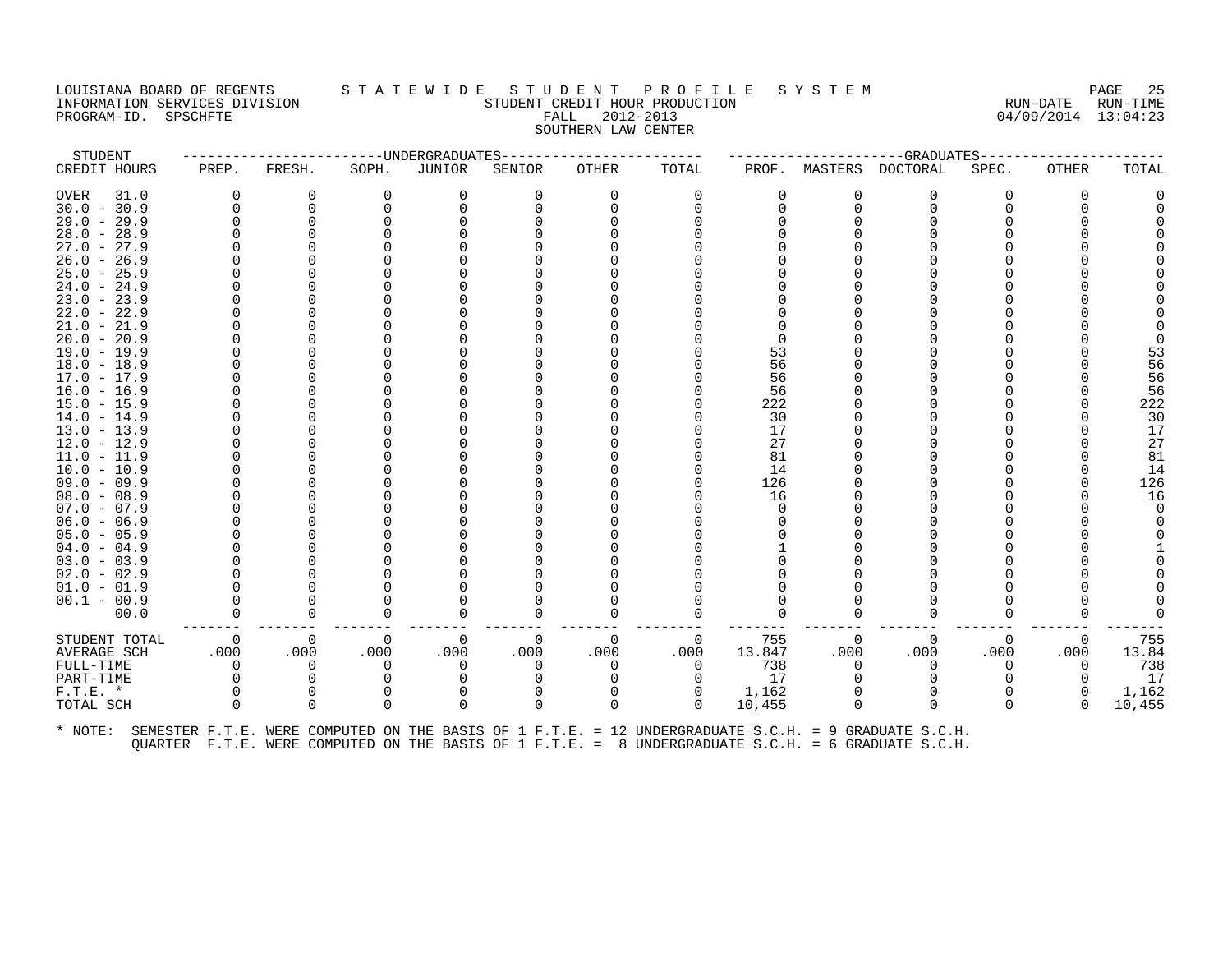LOUISIANA BOARD OF REGENTS S T A T E W I D E S T U D E N T P R O F I L E S Y S T E M
INFORMATION SERVICES DIVISION STUDENT CREDIT HOUR PRODUCTION
PROGRAM-ID. SPSCHFTE FALL 2012-2013

RUN-DATE RUN-TIME 04/09/2014 13:04:23

SOUTHERN LAW CENTER

| STUDENT CREDIT HOURS | UNDERGRADUATES PREP. | FRESH. | SOPH. | JUNIOR | SENIOR | OTHER | TOTAL | GRADUATES PROF. | MASTERS | DOCTORAL | SPEC. | OTHER | TOTAL |
|---|---|---|---|---|---|---|---|---|---|---|---|---|---|
| OVER 31.0 | 0 | 0 | 0 | 0 | 0 | 0 | 0 | 0 | 0 | 0 | 0 | 0 | 0 |
| 30.0 - 30.9 | 0 | 0 | 0 | 0 | 0 | 0 | 0 | 0 | 0 | 0 | 0 | 0 | 0 |
| 29.0 - 29.9 | 0 | 0 | 0 | 0 | 0 | 0 | 0 | 0 | 0 | 0 | 0 | 0 | 0 |
| 28.0 - 28.9 | 0 | 0 | 0 | 0 | 0 | 0 | 0 | 0 | 0 | 0 | 0 | 0 | 0 |
| 27.0 - 27.9 | 0 | 0 | 0 | 0 | 0 | 0 | 0 | 0 | 0 | 0 | 0 | 0 | 0 |
| 26.0 - 26.9 | 0 | 0 | 0 | 0 | 0 | 0 | 0 | 0 | 0 | 0 | 0 | 0 | 0 |
| 25.0 - 25.9 | 0 | 0 | 0 | 0 | 0 | 0 | 0 | 0 | 0 | 0 | 0 | 0 | 0 |
| 24.0 - 24.9 | 0 | 0 | 0 | 0 | 0 | 0 | 0 | 0 | 0 | 0 | 0 | 0 | 0 |
| 23.0 - 23.9 | 0 | 0 | 0 | 0 | 0 | 0 | 0 | 0 | 0 | 0 | 0 | 0 | 0 |
| 22.0 - 22.9 | 0 | 0 | 0 | 0 | 0 | 0 | 0 | 0 | 0 | 0 | 0 | 0 | 0 |
| 21.0 - 21.9 | 0 | 0 | 0 | 0 | 0 | 0 | 0 | 0 | 0 | 0 | 0 | 0 | 0 |
| 20.0 - 20.9 | 0 | 0 | 0 | 0 | 0 | 0 | 0 | 0 | 0 | 0 | 0 | 0 | 0 |
| 19.0 - 19.9 | 0 | 0 | 0 | 0 | 0 | 0 | 0 | 53 | 0 | 0 | 0 | 0 | 53 |
| 18.0 - 18.9 | 0 | 0 | 0 | 0 | 0 | 0 | 0 | 56 | 0 | 0 | 0 | 0 | 56 |
| 17.0 - 17.9 | 0 | 0 | 0 | 0 | 0 | 0 | 0 | 56 | 0 | 0 | 0 | 0 | 56 |
| 16.0 - 16.9 | 0 | 0 | 0 | 0 | 0 | 0 | 0 | 56 | 0 | 0 | 0 | 0 | 56 |
| 15.0 - 15.9 | 0 | 0 | 0 | 0 | 0 | 0 | 0 | 222 | 0 | 0 | 0 | 0 | 222 |
| 14.0 - 14.9 | 0 | 0 | 0 | 0 | 0 | 0 | 0 | 30 | 0 | 0 | 0 | 0 | 30 |
| 13.0 - 13.9 | 0 | 0 | 0 | 0 | 0 | 0 | 0 | 17 | 0 | 0 | 0 | 0 | 17 |
| 12.0 - 12.9 | 0 | 0 | 0 | 0 | 0 | 0 | 0 | 27 | 0 | 0 | 0 | 0 | 27 |
| 11.0 - 11.9 | 0 | 0 | 0 | 0 | 0 | 0 | 0 | 81 | 0 | 0 | 0 | 0 | 81 |
| 10.0 - 10.9 | 0 | 0 | 0 | 0 | 0 | 0 | 0 | 14 | 0 | 0 | 0 | 0 | 14 |
| 09.0 - 09.9 | 0 | 0 | 0 | 0 | 0 | 0 | 0 | 126 | 0 | 0 | 0 | 0 | 126 |
| 08.0 - 08.9 | 0 | 0 | 0 | 0 | 0 | 0 | 0 | 16 | 0 | 0 | 0 | 0 | 16 |
| 07.0 - 07.9 | 0 | 0 | 0 | 0 | 0 | 0 | 0 | 0 | 0 | 0 | 0 | 0 | 0 |
| 06.0 - 06.9 | 0 | 0 | 0 | 0 | 0 | 0 | 0 | 0 | 0 | 0 | 0 | 0 | 0 |
| 05.0 - 05.9 | 0 | 0 | 0 | 0 | 0 | 0 | 0 | 0 | 0 | 0 | 0 | 0 | 0 |
| 04.0 - 04.9 | 0 | 0 | 0 | 0 | 0 | 0 | 0 | 1 | 0 | 0 | 0 | 0 | 1 |
| 03.0 - 03.9 | 0 | 0 | 0 | 0 | 0 | 0 | 0 | 0 | 0 | 0 | 0 | 0 | 0 |
| 02.0 - 02.9 | 0 | 0 | 0 | 0 | 0 | 0 | 0 | 0 | 0 | 0 | 0 | 0 | 0 |
| 01.0 - 01.9 | 0 | 0 | 0 | 0 | 0 | 0 | 0 | 0 | 0 | 0 | 0 | 0 | 0 |
| 00.1 - 00.9 | 0 | 0 | 0 | 0 | 0 | 0 | 0 | 0 | 0 | 0 | 0 | 0 | 0 |
| 00.0 | 0 | 0 | 0 | 0 | 0 | 0 | 0 | 0 | 0 | 0 | 0 | 0 | 0 |
| STUDENT TOTAL | 0 | 0 | 0 | 0 | 0 | 0 | 0 | 755 | 0 | 0 | 0 | 0 | 755 |
| AVERAGE SCH | .000 | .000 | .000 | .000 | .000 | .000 | .000 | 13.847 | .000 | .000 | .000 | .000 | 13.84 |
| FULL-TIME | 0 | 0 | 0 | 0 | 0 | 0 | 0 | 738 | 0 | 0 | 0 | 0 | 738 |
| PART-TIME | 0 | 0 | 0 | 0 | 0 | 0 | 0 | 17 | 0 | 0 | 0 | 0 | 17 |
| F.T.E. * | 0 | 0 | 0 | 0 | 0 | 0 | 0 | 1,162 | 0 | 0 | 0 | 0 | 1,162 |
| TOTAL SCH | 0 | 0 | 0 | 0 | 0 | 0 | 0 | 10,455 | 0 | 0 | 0 | 0 | 10,455 |

* NOTE: SEMESTER F.T.E. WERE COMPUTED ON THE BASIS OF 1 F.T.E. = 12 UNDERGRADUATE S.C.H. = 9 GRADUATE S.C.H.
QUARTER F.T.E. WERE COMPUTED ON THE BASIS OF 1 F.T.E. = 8 UNDERGRADUATE S.C.H. = 6 GRADUATE S.C.H.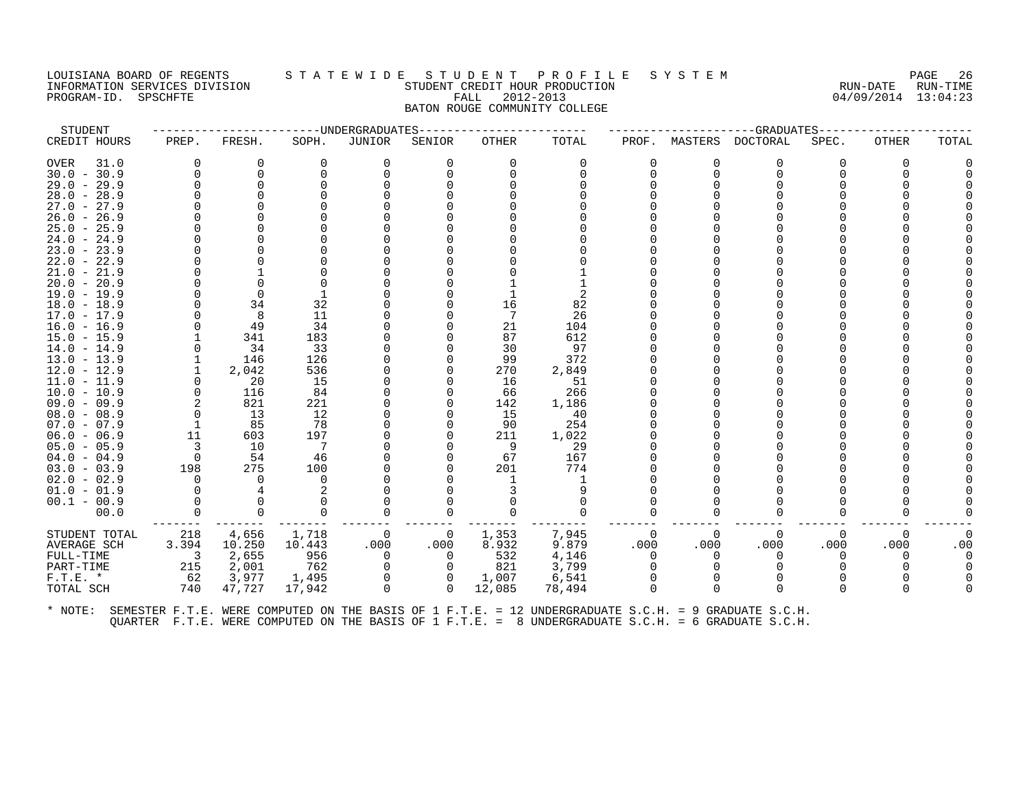LOUISIANA BOARD OF REGENTS
INFORMATION SERVICES DIVISION
PROGRAM-ID. SPSCHFTE

STATEWIDE STUDENT PROFILE SYSTEM
STUDENT CREDIT HOUR PRODUCTION
FALL 2012-2013
BATON ROUGE COMMUNITY COLLEGE

RUN-DATE 04/09/2014 RUN-TIME 13:04:23

| STUDENT CREDIT HOURS | UNDERGRADUATES PREP. | FRESH. | SOPH. | JUNIOR | SENIOR | OTHER | TOTAL | GRADUATES PROF. | MASTERS | DOCTORAL | SPEC. | OTHER | TOTAL |
|---|---|---|---|---|---|---|---|---|---|---|---|---|---|
| OVER 31.0 | 0 | 0 | 0 | 0 | 0 | 0 | 0 | 0 | 0 | 0 | 0 | 0 | 0 |
| 30.0 - 30.9 | 0 | 0 | 0 | 0 | 0 | 0 | 0 | 0 | 0 | 0 | 0 | 0 | 0 |
| 29.0 - 29.9 | 0 | 0 | 0 | 0 | 0 | 0 | 0 | 0 | 0 | 0 | 0 | 0 | 0 |
| 28.0 - 28.9 | 0 | 0 | 0 | 0 | 0 | 0 | 0 | 0 | 0 | 0 | 0 | 0 | 0 |
| 27.0 - 27.9 | 0 | 0 | 0 | 0 | 0 | 0 | 0 | 0 | 0 | 0 | 0 | 0 | 0 |
| 26.0 - 26.9 | 0 | 0 | 0 | 0 | 0 | 0 | 0 | 0 | 0 | 0 | 0 | 0 | 0 |
| 25.0 - 25.9 | 0 | 0 | 0 | 0 | 0 | 0 | 0 | 0 | 0 | 0 | 0 | 0 | 0 |
| 24.0 - 24.9 | 0 | 0 | 0 | 0 | 0 | 0 | 0 | 0 | 0 | 0 | 0 | 0 | 0 |
| 23.0 - 23.9 | 0 | 0 | 0 | 0 | 0 | 0 | 0 | 0 | 0 | 0 | 0 | 0 | 0 |
| 22.0 - 22.9 | 0 | 0 | 0 | 0 | 0 | 0 | 0 | 0 | 0 | 0 | 0 | 0 | 0 |
| 21.0 - 21.9 | 0 | 1 | 0 | 0 | 0 | 0 | 1 | 0 | 0 | 0 | 0 | 0 | 0 |
| 20.0 - 20.9 | 0 | 0 | 0 | 0 | 0 | 1 | 1 | 0 | 0 | 0 | 0 | 0 | 0 |
| 19.0 - 19.9 | 0 | 0 | 1 | 0 | 0 | 1 | 2 | 0 | 0 | 0 | 0 | 0 | 0 |
| 18.0 - 18.9 | 0 | 34 | 32 | 0 | 0 | 16 | 82 | 0 | 0 | 0 | 0 | 0 | 0 |
| 17.0 - 17.9 | 0 | 8 | 11 | 0 | 0 | 7 | 26 | 0 | 0 | 0 | 0 | 0 | 0 |
| 16.0 - 16.9 | 0 | 49 | 34 | 0 | 0 | 21 | 104 | 0 | 0 | 0 | 0 | 0 | 0 |
| 15.0 - 15.9 | 1 | 341 | 183 | 0 | 0 | 87 | 612 | 0 | 0 | 0 | 0 | 0 | 0 |
| 14.0 - 14.9 | 0 | 34 | 33 | 0 | 0 | 30 | 97 | 0 | 0 | 0 | 0 | 0 | 0 |
| 13.0 - 13.9 | 1 | 146 | 126 | 0 | 0 | 99 | 372 | 0 | 0 | 0 | 0 | 0 | 0 |
| 12.0 - 12.9 | 1 | 2,042 | 536 | 0 | 0 | 270 | 2,849 | 0 | 0 | 0 | 0 | 0 | 0 |
| 11.0 - 11.9 | 0 | 20 | 15 | 0 | 0 | 16 | 51 | 0 | 0 | 0 | 0 | 0 | 0 |
| 10.0 - 10.9 | 0 | 116 | 84 | 0 | 0 | 66 | 266 | 0 | 0 | 0 | 0 | 0 | 0 |
| 09.0 - 09.9 | 2 | 821 | 221 | 0 | 0 | 142 | 1,186 | 0 | 0 | 0 | 0 | 0 | 0 |
| 08.0 - 08.9 | 0 | 13 | 12 | 0 | 0 | 15 | 40 | 0 | 0 | 0 | 0 | 0 | 0 |
| 07.0 - 07.9 | 1 | 85 | 78 | 0 | 0 | 90 | 254 | 0 | 0 | 0 | 0 | 0 | 0 |
| 06.0 - 06.9 | 11 | 603 | 197 | 0 | 0 | 211 | 1,022 | 0 | 0 | 0 | 0 | 0 | 0 |
| 05.0 - 05.9 | 3 | 10 | 7 | 0 | 0 | 9 | 29 | 0 | 0 | 0 | 0 | 0 | 0 |
| 04.0 - 04.9 | 0 | 54 | 46 | 0 | 0 | 67 | 167 | 0 | 0 | 0 | 0 | 0 | 0 |
| 03.0 - 03.9 | 198 | 275 | 100 | 0 | 0 | 201 | 774 | 0 | 0 | 0 | 0 | 0 | 0 |
| 02.0 - 02.9 | 0 | 0 | 0 | 0 | 0 | 1 | 1 | 0 | 0 | 0 | 0 | 0 | 0 |
| 01.0 - 01.9 | 0 | 4 | 2 | 0 | 0 | 3 | 9 | 0 | 0 | 0 | 0 | 0 | 0 |
| 00.1 - 00.9 | 0 | 0 | 0 | 0 | 0 | 0 | 0 | 0 | 0 | 0 | 0 | 0 | 0 |
| 00.0 | 0 | 0 | 0 | 0 | 0 | 0 | 0 | 0 | 0 | 0 | 0 | 0 | 0 |
| STUDENT TOTAL | 218 | 4,656 | 1,718 | 0 | 0 | 1,353 | 7,945 | 0 | 0 | 0 | 0 | 0 | 0 |
| AVERAGE SCH | 3.394 | 10.250 | 10.443 | .000 | .000 | 8.932 | 9.879 | .000 | .000 | .000 | .000 | .000 | .00 |
| FULL-TIME | 3 | 2,655 | 956 | 0 | 0 | 532 | 4,146 | 0 | 0 | 0 | 0 | 0 | 0 |
| PART-TIME | 215 | 2,001 | 762 | 0 | 0 | 821 | 3,799 | 0 | 0 | 0 | 0 | 0 | 0 |
| F.T.E. * | 62 | 3,977 | 1,495 | 0 | 0 | 1,007 | 6,541 | 0 | 0 | 0 | 0 | 0 | 0 |
| TOTAL SCH | 740 | 47,727 | 17,942 | 0 | 0 | 12,085 | 78,494 | 0 | 0 | 0 | 0 | 0 | 0 |

* NOTE: SEMESTER F.T.E. WERE COMPUTED ON THE BASIS OF 1 F.T.E. = 12 UNDERGRADUATE S.C.H. = 9 GRADUATE S.C.H.
QUARTER F.T.E. WERE COMPUTED ON THE BASIS OF 1 F.T.E. = 8 UNDERGRADUATE S.C.H. = 6 GRADUATE S.C.H.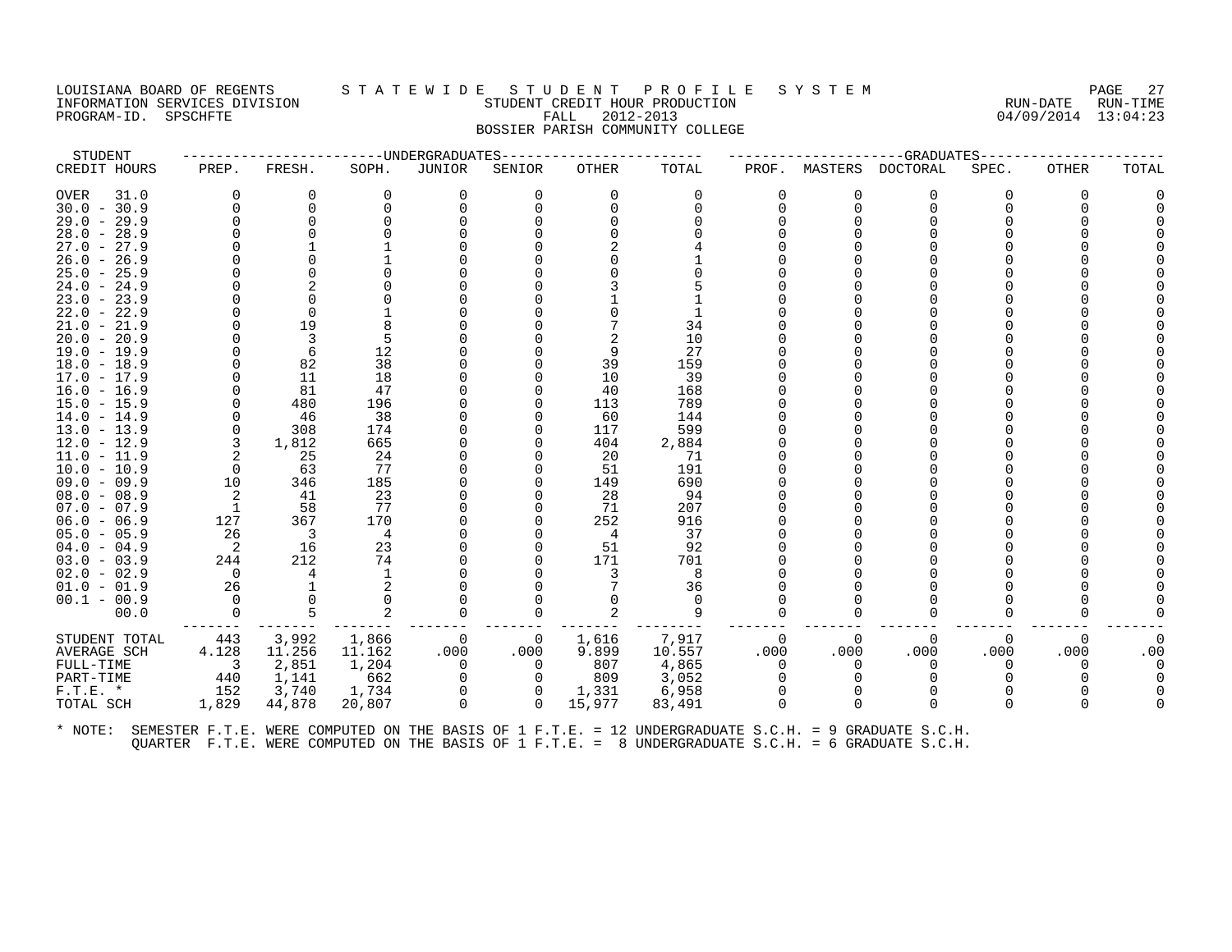LOUISIANA BOARD OF REGENTS — STATEWIDE STUDENT PROFILE SYSTEM
INFORMATION SERVICES DIVISION — STUDENT CREDIT HOUR PRODUCTION — RUN-DATE 04/09/2014 RUN-TIME 13:04:23
PROGRAM-ID. SPSCHFTE — FALL 2012-2013
BOSSIER PARISH COMMUNITY COLLEGE

| STUDENT | UNDERGRADUATES | | | | | | | GRADUATES | | | | | | |
|---|---|---|---|---|---|---|---|---|---|---|---|---|---|---|
| CREDIT HOURS | PREP. | FRESH. | SOPH. | JUNIOR | SENIOR | OTHER | TOTAL | PROF. | MASTERS | DOCTORAL | SPEC. | OTHER | TOTAL |
| OVER 31.0 | 0 | 0 | 0 | 0 | 0 | 0 | 0 | 0 | 0 | 0 | 0 | 0 | 0 |
| 30.0 - 30.9 | 0 | 0 | 0 | 0 | 0 | 0 | 0 | 0 | 0 | 0 | 0 | 0 | 0 |
| 29.0 - 29.9 | 0 | 0 | 0 | 0 | 0 | 0 | 0 | 0 | 0 | 0 | 0 | 0 | 0 |
| 28.0 - 28.9 | 0 | 0 | 0 | 0 | 0 | 0 | 0 | 0 | 0 | 0 | 0 | 0 | 0 |
| 27.0 - 27.9 | 0 | 1 | 1 | 0 | 0 | 2 | 4 | 0 | 0 | 0 | 0 | 0 | 0 |
| 26.0 - 26.9 | 0 | 0 | 1 | 0 | 0 | 0 | 1 | 0 | 0 | 0 | 0 | 0 | 0 |
| 25.0 - 25.9 | 0 | 0 | 0 | 0 | 0 | 0 | 0 | 0 | 0 | 0 | 0 | 0 | 0 |
| 24.0 - 24.9 | 0 | 2 | 0 | 0 | 0 | 3 | 5 | 0 | 0 | 0 | 0 | 0 | 0 |
| 23.0 - 23.9 | 0 | 0 | 0 | 0 | 0 | 1 | 1 | 0 | 0 | 0 | 0 | 0 | 0 |
| 22.0 - 22.9 | 0 | 0 | 1 | 0 | 0 | 0 | 1 | 0 | 0 | 0 | 0 | 0 | 0 |
| 21.0 - 21.9 | 0 | 19 | 8 | 0 | 0 | 7 | 34 | 0 | 0 | 0 | 0 | 0 | 0 |
| 20.0 - 20.9 | 0 | 3 | 5 | 0 | 0 | 2 | 10 | 0 | 0 | 0 | 0 | 0 | 0 |
| 19.0 - 19.9 | 0 | 6 | 12 | 0 | 0 | 9 | 27 | 0 | 0 | 0 | 0 | 0 | 0 |
| 18.0 - 18.9 | 0 | 82 | 38 | 0 | 0 | 39 | 159 | 0 | 0 | 0 | 0 | 0 | 0 |
| 17.0 - 17.9 | 0 | 11 | 18 | 0 | 0 | 10 | 39 | 0 | 0 | 0 | 0 | 0 | 0 |
| 16.0 - 16.9 | 0 | 81 | 47 | 0 | 0 | 40 | 168 | 0 | 0 | 0 | 0 | 0 | 0 |
| 15.0 - 15.9 | 0 | 480 | 196 | 0 | 0 | 113 | 789 | 0 | 0 | 0 | 0 | 0 | 0 |
| 14.0 - 14.9 | 0 | 46 | 38 | 0 | 0 | 60 | 144 | 0 | 0 | 0 | 0 | 0 | 0 |
| 13.0 - 13.9 | 0 | 308 | 174 | 0 | 0 | 117 | 599 | 0 | 0 | 0 | 0 | 0 | 0 |
| 12.0 - 12.9 | 3 | 1,812 | 665 | 0 | 0 | 404 | 2,884 | 0 | 0 | 0 | 0 | 0 | 0 |
| 11.0 - 11.9 | 2 | 25 | 24 | 0 | 0 | 20 | 71 | 0 | 0 | 0 | 0 | 0 | 0 |
| 10.0 - 10.9 | 0 | 63 | 77 | 0 | 0 | 51 | 191 | 0 | 0 | 0 | 0 | 0 | 0 |
| 09.0 - 09.9 | 10 | 346 | 185 | 0 | 0 | 149 | 690 | 0 | 0 | 0 | 0 | 0 | 0 |
| 08.0 - 08.9 | 2 | 41 | 23 | 0 | 0 | 28 | 94 | 0 | 0 | 0 | 0 | 0 | 0 |
| 07.0 - 07.9 | 1 | 58 | 77 | 0 | 0 | 71 | 207 | 0 | 0 | 0 | 0 | 0 | 0 |
| 06.0 - 06.9 | 127 | 367 | 170 | 0 | 0 | 252 | 916 | 0 | 0 | 0 | 0 | 0 | 0 |
| 05.0 - 05.9 | 26 | 3 | 4 | 0 | 0 | 4 | 37 | 0 | 0 | 0 | 0 | 0 | 0 |
| 04.0 - 04.9 | 2 | 16 | 23 | 0 | 0 | 51 | 92 | 0 | 0 | 0 | 0 | 0 | 0 |
| 03.0 - 03.9 | 244 | 212 | 74 | 0 | 0 | 171 | 701 | 0 | 0 | 0 | 0 | 0 | 0 |
| 02.0 - 02.9 | 0 | 4 | 1 | 0 | 0 | 3 | 8 | 0 | 0 | 0 | 0 | 0 | 0 |
| 01.0 - 01.9 | 26 | 1 | 2 | 0 | 0 | 7 | 36 | 0 | 0 | 0 | 0 | 0 | 0 |
| 00.1 - 00.9 | 0 | 0 | 0 | 0 | 0 | 0 | 0 | 0 | 0 | 0 | 0 | 0 | 0 |
| 00.0 | 0 | 5 | 2 | 0 | 0 | 2 | 9 | 0 | 0 | 0 | 0 | 0 | 0 |
| STUDENT TOTAL | 443 | 3,992 | 1,866 | 0 | 0 | 1,616 | 7,917 | 0 | 0 | 0 | 0 | 0 | 0 |
| AVERAGE SCH | 4.128 | 11.256 | 11.162 | .000 | .000 | 9.899 | 10.557 | .000 | .000 | .000 | .000 | .000 | .00 |
| FULL-TIME | 3 | 2,851 | 1,204 | 0 | 0 | 807 | 4,865 | 0 | 0 | 0 | 0 | 0 | 0 |
| PART-TIME | 440 | 1,141 | 662 | 0 | 0 | 809 | 3,052 | 0 | 0 | 0 | 0 | 0 | 0 |
| F.T.E. * | 152 | 3,740 | 1,734 | 0 | 0 | 1,331 | 6,958 | 0 | 0 | 0 | 0 | 0 | 0 |
| TOTAL SCH | 1,829 | 44,878 | 20,807 | 0 | 0 | 15,977 | 83,491 | 0 | 0 | 0 | 0 | 0 | 0 |

* NOTE: SEMESTER F.T.E. WERE COMPUTED ON THE BASIS OF 1 F.T.E. = 12 UNDERGRADUATE S.C.H. = 9 GRADUATE S.C.H.
QUARTER F.T.E. WERE COMPUTED ON THE BASIS OF 1 F.T.E. = 8 UNDERGRADUATE S.C.H. = 6 GRADUATE S.C.H.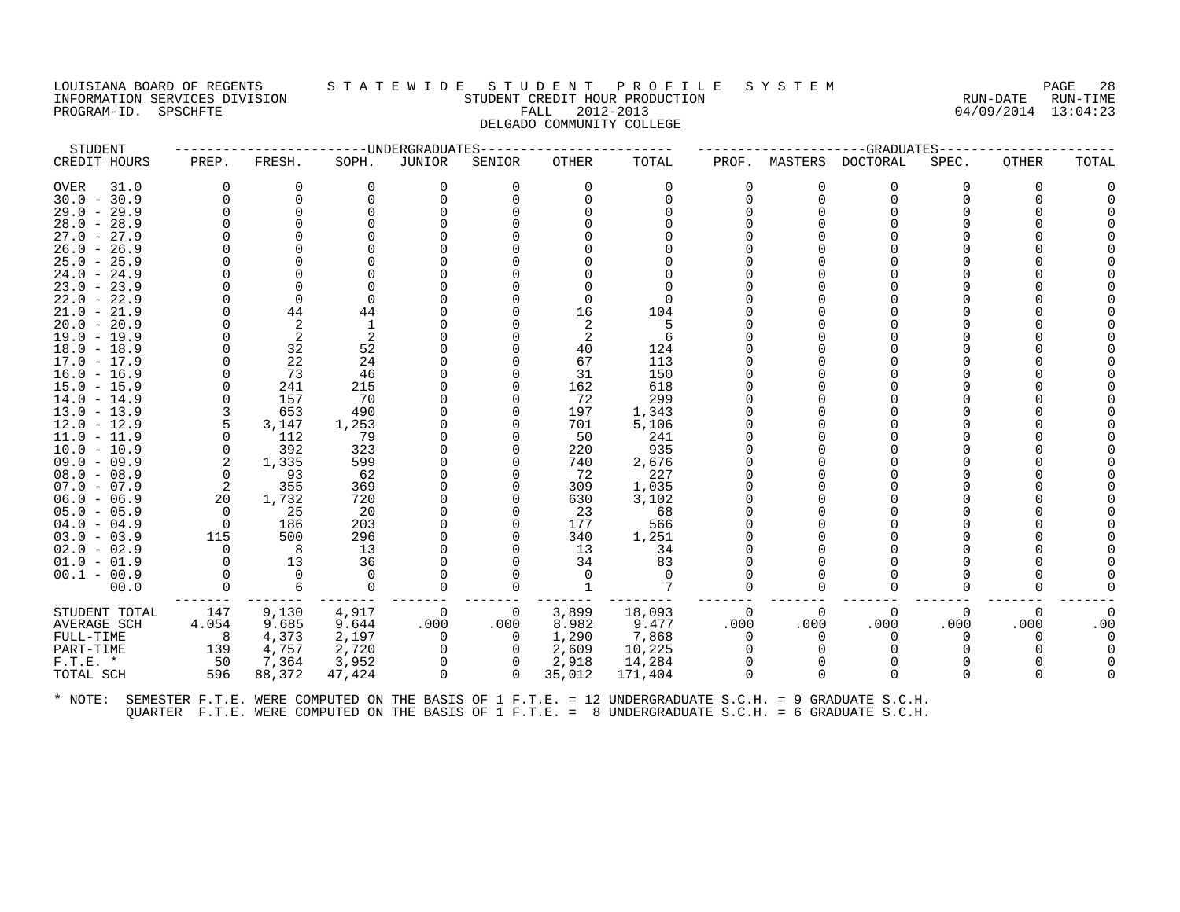LOUISIANA BOARD OF REGENTS — S T A T E W I D E   S T U D E N T   P R O F I L E   S Y S T E M

INFORMATION SERVICES DIVISION — STUDENT CREDIT HOUR PRODUCTION — RUN-DATE 04/09/2014 RUN-TIME 13:04:23

PROGRAM-ID. SPSCHFTE — FALL 2012-2013

DELGADO COMMUNITY COLLEGE

| STUDENT CREDIT HOURS | UNDERGRADUATES PREP. | FRESH. | SOPH. | JUNIOR | SENIOR | OTHER | TOTAL | GRADUATES PROF. | MASTERS | DOCTORAL | SPEC. | OTHER | TOTAL |
|---|---|---|---|---|---|---|---|---|---|---|---|---|---|
| OVER 31.0 | 0 | 0 | 0 | 0 | 0 | 0 | 0 | 0 | 0 | 0 | 0 | 0 | 0 |
| 30.0 - 30.9 | 0 | 0 | 0 | 0 | 0 | 0 | 0 | 0 | 0 | 0 | 0 | 0 | 0 |
| 29.0 - 29.9 | 0 | 0 | 0 | 0 | 0 | 0 | 0 | 0 | 0 | 0 | 0 | 0 | 0 |
| 28.0 - 28.9 | 0 | 0 | 0 | 0 | 0 | 0 | 0 | 0 | 0 | 0 | 0 | 0 | 0 |
| 27.0 - 27.9 | 0 | 0 | 0 | 0 | 0 | 0 | 0 | 0 | 0 | 0 | 0 | 0 | 0 |
| 26.0 - 26.9 | 0 | 0 | 0 | 0 | 0 | 0 | 0 | 0 | 0 | 0 | 0 | 0 | 0 |
| 25.0 - 25.9 | 0 | 0 | 0 | 0 | 0 | 0 | 0 | 0 | 0 | 0 | 0 | 0 | 0 |
| 24.0 - 24.9 | 0 | 0 | 0 | 0 | 0 | 0 | 0 | 0 | 0 | 0 | 0 | 0 | 0 |
| 23.0 - 23.9 | 0 | 0 | 0 | 0 | 0 | 0 | 0 | 0 | 0 | 0 | 0 | 0 | 0 |
| 22.0 - 22.9 | 0 | 0 | 0 | 0 | 0 | 0 | 0 | 0 | 0 | 0 | 0 | 0 | 0 |
| 21.0 - 21.9 | 0 | 44 | 44 | 0 | 0 | 16 | 104 | 0 | 0 | 0 | 0 | 0 | 0 |
| 20.0 - 20.9 | 0 | 2 | 1 | 0 | 0 | 2 | 5 | 0 | 0 | 0 | 0 | 0 | 0 |
| 19.0 - 19.9 | 0 | 2 | 2 | 0 | 0 | 2 | 6 | 0 | 0 | 0 | 0 | 0 | 0 |
| 18.0 - 18.9 | 0 | 32 | 52 | 0 | 0 | 40 | 124 | 0 | 0 | 0 | 0 | 0 | 0 |
| 17.0 - 17.9 | 0 | 22 | 24 | 0 | 0 | 67 | 113 | 0 | 0 | 0 | 0 | 0 | 0 |
| 16.0 - 16.9 | 0 | 73 | 46 | 0 | 0 | 31 | 150 | 0 | 0 | 0 | 0 | 0 | 0 |
| 15.0 - 15.9 | 0 | 241 | 215 | 0 | 0 | 162 | 618 | 0 | 0 | 0 | 0 | 0 | 0 |
| 14.0 - 14.9 | 0 | 157 | 70 | 0 | 0 | 72 | 299 | 0 | 0 | 0 | 0 | 0 | 0 |
| 13.0 - 13.9 | 3 | 653 | 490 | 0 | 0 | 197 | 1,343 | 0 | 0 | 0 | 0 | 0 | 0 |
| 12.0 - 12.9 | 5 | 3,147 | 1,253 | 0 | 0 | 701 | 5,106 | 0 | 0 | 0 | 0 | 0 | 0 |
| 11.0 - 11.9 | 0 | 112 | 79 | 0 | 0 | 50 | 241 | 0 | 0 | 0 | 0 | 0 | 0 |
| 10.0 - 10.9 | 0 | 392 | 323 | 0 | 0 | 220 | 935 | 0 | 0 | 0 | 0 | 0 | 0 |
| 09.0 - 09.9 | 2 | 1,335 | 599 | 0 | 0 | 740 | 2,676 | 0 | 0 | 0 | 0 | 0 | 0 |
| 08.0 - 08.9 | 0 | 93 | 62 | 0 | 0 | 72 | 227 | 0 | 0 | 0 | 0 | 0 | 0 |
| 07.0 - 07.9 | 2 | 355 | 369 | 0 | 0 | 309 | 1,035 | 0 | 0 | 0 | 0 | 0 | 0 |
| 06.0 - 06.9 | 20 | 1,732 | 720 | 0 | 0 | 630 | 3,102 | 0 | 0 | 0 | 0 | 0 | 0 |
| 05.0 - 05.9 | 0 | 25 | 20 | 0 | 0 | 23 | 68 | 0 | 0 | 0 | 0 | 0 | 0 |
| 04.0 - 04.9 | 0 | 186 | 203 | 0 | 0 | 177 | 566 | 0 | 0 | 0 | 0 | 0 | 0 |
| 03.0 - 03.9 | 115 | 500 | 296 | 0 | 0 | 340 | 1,251 | 0 | 0 | 0 | 0 | 0 | 0 |
| 02.0 - 02.9 | 0 | 8 | 13 | 0 | 0 | 13 | 34 | 0 | 0 | 0 | 0 | 0 | 0 |
| 01.0 - 01.9 | 0 | 13 | 36 | 0 | 0 | 34 | 83 | 0 | 0 | 0 | 0 | 0 | 0 |
| 00.1 - 00.9 | 0 | 0 | 0 | 0 | 0 | 0 | 0 | 0 | 0 | 0 | 0 | 0 | 0 |
| 00.0 | 0 | 6 | 0 | 0 | 0 | 1 | 7 | 0 | 0 | 0 | 0 | 0 | 0 |
| STUDENT TOTAL | 147 | 9,130 | 4,917 | 0 | 0 | 3,899 | 18,093 | 0 | 0 | 0 | 0 | 0 | 0 |
| AVERAGE SCH | 4.054 | 9.685 | 9.644 | .000 | .000 | 8.982 | 9.477 | .000 | .000 | .000 | .000 | .000 | .00 |
| FULL-TIME | 8 | 4,373 | 2,197 | 0 | 0 | 1,290 | 7,868 | 0 | 0 | 0 | 0 | 0 | 0 |
| PART-TIME | 139 | 4,757 | 2,720 | 0 | 0 | 2,609 | 10,225 | 0 | 0 | 0 | 0 | 0 | 0 |
| F.T.E. * | 50 | 7,364 | 3,952 | 0 | 0 | 2,918 | 14,284 | 0 | 0 | 0 | 0 | 0 | 0 |
| TOTAL SCH | 596 | 88,372 | 47,424 | 0 | 0 | 35,012 | 171,404 | 0 | 0 | 0 | 0 | 0 | 0 |

\* NOTE: SEMESTER F.T.E. WERE COMPUTED ON THE BASIS OF 1 F.T.E. = 12 UNDERGRADUATE S.C.H. = 9 GRADUATE S.C.H.
QUARTER F.T.E. WERE COMPUTED ON THE BASIS OF 1 F.T.E. = 8 UNDERGRADUATE S.C.H. = 6 GRADUATE S.C.H.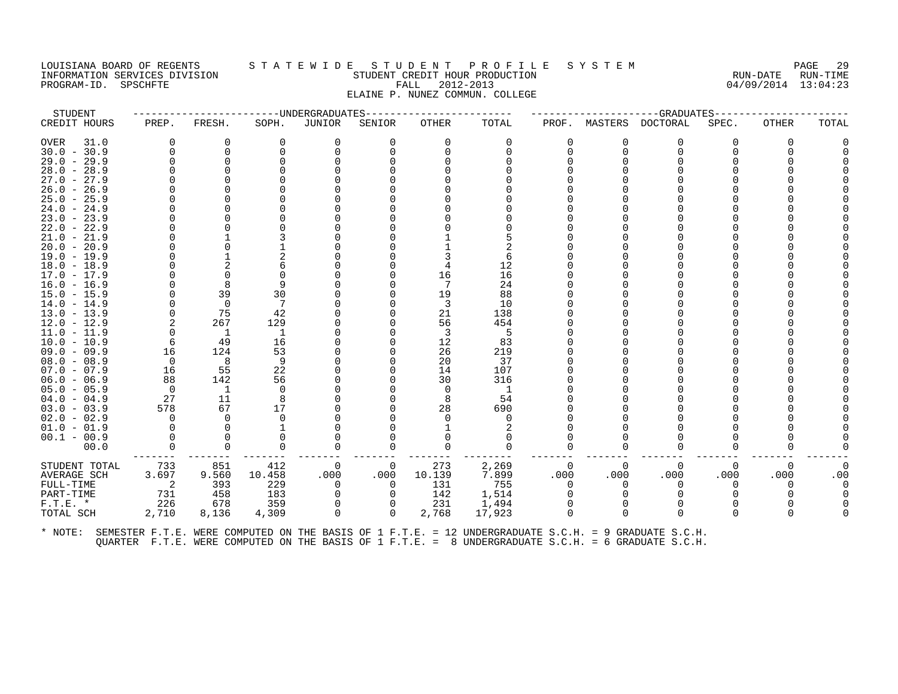LOUISIANA BOARD OF REGENTS — STATEWIDE STUDENT PROFILE SYSTEM
INFORMATION SERVICES DIVISION — STUDENT CREDIT HOUR PRODUCTION — RUN-DATE 04/09/2014 RUN-TIME 13:04:23
PROGRAM-ID. SPSCHFTE — FALL 2012-2013
ELAINE P. NUNEZ COMMUN. COLLEGE

| STUDENT CREDIT HOURS | UNDERGRADUATES PREP. | FRESH. | SOPH. | JUNIOR | SENIOR | OTHER | TOTAL | GRADUATES PROF. | MASTERS | DOCTORAL | SPEC. | OTHER | TOTAL |
|---|---|---|---|---|---|---|---|---|---|---|---|---|---|
| OVER 31.0 | 0 | 0 | 0 | 0 | 0 | 0 | 0 | 0 | 0 | 0 | 0 | 0 | 0 |
| 30.0 - 30.9 | 0 | 0 | 0 | 0 | 0 | 0 | 0 | 0 | 0 | 0 | 0 | 0 | 0 |
| 29.0 - 29.9 | 0 | 0 | 0 | 0 | 0 | 0 | 0 | 0 | 0 | 0 | 0 | 0 | 0 |
| 28.0 - 28.9 | 0 | 0 | 0 | 0 | 0 | 0 | 0 | 0 | 0 | 0 | 0 | 0 | 0 |
| 27.0 - 27.9 | 0 | 0 | 0 | 0 | 0 | 0 | 0 | 0 | 0 | 0 | 0 | 0 | 0 |
| 26.0 - 26.9 | 0 | 0 | 0 | 0 | 0 | 0 | 0 | 0 | 0 | 0 | 0 | 0 | 0 |
| 25.0 - 25.9 | 0 | 0 | 0 | 0 | 0 | 0 | 0 | 0 | 0 | 0 | 0 | 0 | 0 |
| 24.0 - 24.9 | 0 | 0 | 0 | 0 | 0 | 0 | 0 | 0 | 0 | 0 | 0 | 0 | 0 |
| 23.0 - 23.9 | 0 | 0 | 0 | 0 | 0 | 0 | 0 | 0 | 0 | 0 | 0 | 0 | 0 |
| 22.0 - 22.9 | 0 | 0 | 0 | 0 | 0 | 0 | 0 | 0 | 0 | 0 | 0 | 0 | 0 |
| 21.0 - 21.9 | 0 | 1 | 3 | 0 | 0 | 1 | 5 | 0 | 0 | 0 | 0 | 0 | 0 |
| 20.0 - 20.9 | 0 | 0 | 1 | 0 | 0 | 1 | 2 | 0 | 0 | 0 | 0 | 0 | 0 |
| 19.0 - 19.9 | 0 | 1 | 2 | 0 | 0 | 3 | 6 | 0 | 0 | 0 | 0 | 0 | 0 |
| 18.0 - 18.9 | 0 | 2 | 6 | 0 | 0 | 4 | 12 | 0 | 0 | 0 | 0 | 0 | 0 |
| 17.0 - 17.9 | 0 | 0 | 0 | 0 | 0 | 16 | 16 | 0 | 0 | 0 | 0 | 0 | 0 |
| 16.0 - 16.9 | 0 | 8 | 9 | 0 | 0 | 7 | 24 | 0 | 0 | 0 | 0 | 0 | 0 |
| 15.0 - 15.9 | 0 | 39 | 30 | 0 | 0 | 19 | 88 | 0 | 0 | 0 | 0 | 0 | 0 |
| 14.0 - 14.9 | 0 | 0 | 7 | 0 | 0 | 3 | 10 | 0 | 0 | 0 | 0 | 0 | 0 |
| 13.0 - 13.9 | 0 | 75 | 42 | 0 | 0 | 21 | 138 | 0 | 0 | 0 | 0 | 0 | 0 |
| 12.0 - 12.9 | 2 | 267 | 129 | 0 | 0 | 56 | 454 | 0 | 0 | 0 | 0 | 0 | 0 |
| 11.0 - 11.9 | 0 | 1 | 1 | 0 | 0 | 3 | 5 | 0 | 0 | 0 | 0 | 0 | 0 |
| 10.0 - 10.9 | 6 | 49 | 16 | 0 | 0 | 12 | 83 | 0 | 0 | 0 | 0 | 0 | 0 |
| 09.0 - 09.9 | 16 | 124 | 53 | 0 | 0 | 26 | 219 | 0 | 0 | 0 | 0 | 0 | 0 |
| 08.0 - 08.9 | 0 | 8 | 9 | 0 | 0 | 20 | 37 | 0 | 0 | 0 | 0 | 0 | 0 |
| 07.0 - 07.9 | 16 | 55 | 22 | 0 | 0 | 14 | 107 | 0 | 0 | 0 | 0 | 0 | 0 |
| 06.0 - 06.9 | 88 | 142 | 56 | 0 | 0 | 30 | 316 | 0 | 0 | 0 | 0 | 0 | 0 |
| 05.0 - 05.9 | 0 | 1 | 0 | 0 | 0 | 0 | 1 | 0 | 0 | 0 | 0 | 0 | 0 |
| 04.0 - 04.9 | 27 | 11 | 8 | 0 | 0 | 8 | 54 | 0 | 0 | 0 | 0 | 0 | 0 |
| 03.0 - 03.9 | 578 | 67 | 17 | 0 | 0 | 28 | 690 | 0 | 0 | 0 | 0 | 0 | 0 |
| 02.0 - 02.9 | 0 | 0 | 0 | 0 | 0 | 0 | 0 | 0 | 0 | 0 | 0 | 0 | 0 |
| 01.0 - 01.9 | 0 | 0 | 1 | 0 | 0 | 1 | 2 | 0 | 0 | 0 | 0 | 0 | 0 |
| 00.1 - 00.9 | 0 | 0 | 0 | 0 | 0 | 0 | 0 | 0 | 0 | 0 | 0 | 0 | 0 |
| 00.0 | 0 | 0 | 0 | 0 | 0 | 0 | 0 | 0 | 0 | 0 | 0 | 0 | 0 |
| STUDENT TOTAL | 733 | 851 | 412 | 0 | 0 | 273 | 2,269 | 0 | 0 | 0 | 0 | 0 | 0 |
| AVERAGE SCH | 3.697 | 9.560 | 10.458 | .000 | .000 | 10.139 | 7.899 | .000 | .000 | .000 | .000 | .000 | .00 |
| FULL-TIME | 2 | 393 | 229 | 0 | 0 | 131 | 755 | 0 | 0 | 0 | 0 | 0 | 0 |
| PART-TIME | 731 | 458 | 183 | 0 | 0 | 142 | 1,514 | 0 | 0 | 0 | 0 | 0 | 0 |
| F.T.E. * | 226 | 678 | 359 | 0 | 0 | 231 | 1,494 | 0 | 0 | 0 | 0 | 0 | 0 |
| TOTAL SCH | 2,710 | 8,136 | 4,309 | 0 | 0 | 2,768 | 17,923 | 0 | 0 | 0 | 0 | 0 | 0 |

* NOTE: SEMESTER F.T.E. WERE COMPUTED ON THE BASIS OF 1 F.T.E. = 12 UNDERGRADUATE S.C.H. = 9 GRADUATE S.C.H.
QUARTER F.T.E. WERE COMPUTED ON THE BASIS OF 1 F.T.E. = 8 UNDERGRADUATE S.C.H. = 6 GRADUATE S.C.H.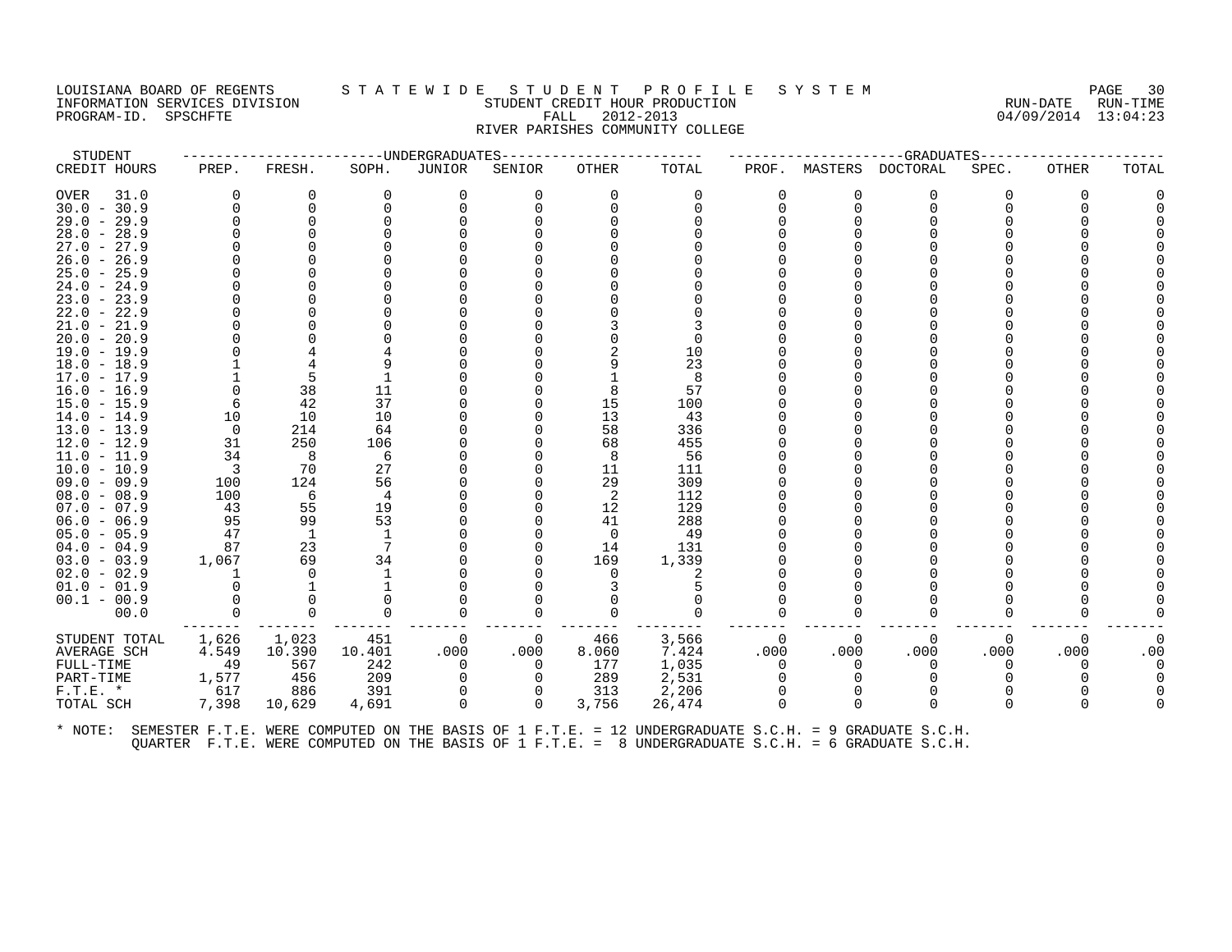LOUISIANA BOARD OF REGENTS — STATEWIDE STUDENT PROFILE SYSTEM
INFORMATION SERVICES DIVISION — STUDENT CREDIT HOUR PRODUCTION — RUN-DATE 04/09/2014 RUN-TIME 13:04:23
PROGRAM-ID. SPSCHFTE — FALL 2012-2013

RIVER PARISHES COMMUNITY COLLEGE

| STUDENT | UNDERGRADUATES | | | | | | | GRADUATES | | | | | | |
|---|---|---|---|---|---|---|---|---|---|---|---|---|---|---|
| CREDIT HOURS | PREP. | FRESH. | SOPH. | JUNIOR | SENIOR | OTHER | TOTAL | PROF. | MASTERS | DOCTORAL | SPEC. | OTHER | TOTAL |
| OVER 31.0 | 0 | 0 | 0 | 0 | 0 | 0 | 0 | 0 | 0 | 0 | 0 | 0 | 0 |
| 30.0 - 30.9 | 0 | 0 | 0 | 0 | 0 | 0 | 0 | 0 | 0 | 0 | 0 | 0 | 0 |
| 29.0 - 29.9 | 0 | 0 | 0 | 0 | 0 | 0 | 0 | 0 | 0 | 0 | 0 | 0 | 0 |
| 28.0 - 28.9 | 0 | 0 | 0 | 0 | 0 | 0 | 0 | 0 | 0 | 0 | 0 | 0 | 0 |
| 27.0 - 27.9 | 0 | 0 | 0 | 0 | 0 | 0 | 0 | 0 | 0 | 0 | 0 | 0 | 0 |
| 26.0 - 26.9 | 0 | 0 | 0 | 0 | 0 | 0 | 0 | 0 | 0 | 0 | 0 | 0 | 0 |
| 25.0 - 25.9 | 0 | 0 | 0 | 0 | 0 | 0 | 0 | 0 | 0 | 0 | 0 | 0 | 0 |
| 24.0 - 24.9 | 0 | 0 | 0 | 0 | 0 | 0 | 0 | 0 | 0 | 0 | 0 | 0 | 0 |
| 23.0 - 23.9 | 0 | 0 | 0 | 0 | 0 | 0 | 0 | 0 | 0 | 0 | 0 | 0 | 0 |
| 22.0 - 22.9 | 0 | 0 | 0 | 0 | 0 | 0 | 0 | 0 | 0 | 0 | 0 | 0 | 0 |
| 21.0 - 21.9 | 0 | 0 | 0 | 0 | 0 | 3 | 3 | 0 | 0 | 0 | 0 | 0 | 0 |
| 20.0 - 20.9 | 0 | 0 | 0 | 0 | 0 | 0 | 0 | 0 | 0 | 0 | 0 | 0 | 0 |
| 19.0 - 19.9 | 0 | 4 | 4 | 0 | 0 | 2 | 10 | 0 | 0 | 0 | 0 | 0 | 0 |
| 18.0 - 18.9 | 1 | 4 | 9 | 0 | 0 | 9 | 23 | 0 | 0 | 0 | 0 | 0 | 0 |
| 17.0 - 17.9 | 1 | 5 | 1 | 0 | 0 | 1 | 8 | 0 | 0 | 0 | 0 | 0 | 0 |
| 16.0 - 16.9 | 0 | 38 | 11 | 0 | 0 | 8 | 57 | 0 | 0 | 0 | 0 | 0 | 0 |
| 15.0 - 15.9 | 6 | 42 | 37 | 0 | 0 | 15 | 100 | 0 | 0 | 0 | 0 | 0 | 0 |
| 14.0 - 14.9 | 10 | 10 | 10 | 0 | 0 | 13 | 43 | 0 | 0 | 0 | 0 | 0 | 0 |
| 13.0 - 13.9 | 0 | 214 | 64 | 0 | 0 | 58 | 336 | 0 | 0 | 0 | 0 | 0 | 0 |
| 12.0 - 12.9 | 31 | 250 | 106 | 0 | 0 | 68 | 455 | 0 | 0 | 0 | 0 | 0 | 0 |
| 11.0 - 11.9 | 34 | 8 | 6 | 0 | 0 | 8 | 56 | 0 | 0 | 0 | 0 | 0 | 0 |
| 10.0 - 10.9 | 3 | 70 | 27 | 0 | 0 | 11 | 111 | 0 | 0 | 0 | 0 | 0 | 0 |
| 09.0 - 09.9 | 100 | 124 | 56 | 0 | 0 | 29 | 309 | 0 | 0 | 0 | 0 | 0 | 0 |
| 08.0 - 08.9 | 100 | 6 | 4 | 0 | 0 | 2 | 112 | 0 | 0 | 0 | 0 | 0 | 0 |
| 07.0 - 07.9 | 43 | 55 | 19 | 0 | 0 | 12 | 129 | 0 | 0 | 0 | 0 | 0 | 0 |
| 06.0 - 06.9 | 95 | 99 | 53 | 0 | 0 | 41 | 288 | 0 | 0 | 0 | 0 | 0 | 0 |
| 05.0 - 05.9 | 47 | 1 | 1 | 0 | 0 | 0 | 49 | 0 | 0 | 0 | 0 | 0 | 0 |
| 04.0 - 04.9 | 87 | 23 | 7 | 0 | 0 | 14 | 131 | 0 | 0 | 0 | 0 | 0 | 0 |
| 03.0 - 03.9 | 1,067 | 69 | 34 | 0 | 0 | 169 | 1,339 | 0 | 0 | 0 | 0 | 0 | 0 |
| 02.0 - 02.9 | 1 | 0 | 1 | 0 | 0 | 0 | 2 | 0 | 0 | 0 | 0 | 0 | 0 |
| 01.0 - 01.9 | 0 | 1 | 1 | 0 | 0 | 3 | 5 | 0 | 0 | 0 | 0 | 0 | 0 |
| 00.1 - 00.9 | 0 | 0 | 0 | 0 | 0 | 0 | 0 | 0 | 0 | 0 | 0 | 0 | 0 |
| 00.0 | 0 | 0 | 0 | 0 | 0 | 0 | 0 | 0 | 0 | 0 | 0 | 0 | 0 |
| STUDENT TOTAL | 1,626 | 1,023 | 451 | 0 | 0 | 466 | 3,566 | 0 | 0 | 0 | 0 | 0 | 0 |
| AVERAGE SCH | 4.549 | 10.390 | 10.401 | .000 | .000 | 8.060 | 7.424 | .000 | .000 | .000 | .000 | .000 | .00 |
| FULL-TIME | 49 | 567 | 242 | 0 | 0 | 177 | 1,035 | 0 | 0 | 0 | 0 | 0 | 0 |
| PART-TIME | 1,577 | 456 | 209 | 0 | 0 | 289 | 2,531 | 0 | 0 | 0 | 0 | 0 | 0 |
| F.T.E. * | 617 | 886 | 391 | 0 | 0 | 313 | 2,206 | 0 | 0 | 0 | 0 | 0 | 0 |
| TOTAL SCH | 7,398 | 10,629 | 4,691 | 0 | 0 | 3,756 | 26,474 | 0 | 0 | 0 | 0 | 0 | 0 |

\* NOTE: SEMESTER F.T.E. WERE COMPUTED ON THE BASIS OF 1 F.T.E. = 12 UNDERGRADUATE S.C.H. = 9 GRADUATE S.C.H.
QUARTER F.T.E. WERE COMPUTED ON THE BASIS OF 1 F.T.E. = 8 UNDERGRADUATE S.C.H. = 6 GRADUATE S.C.H.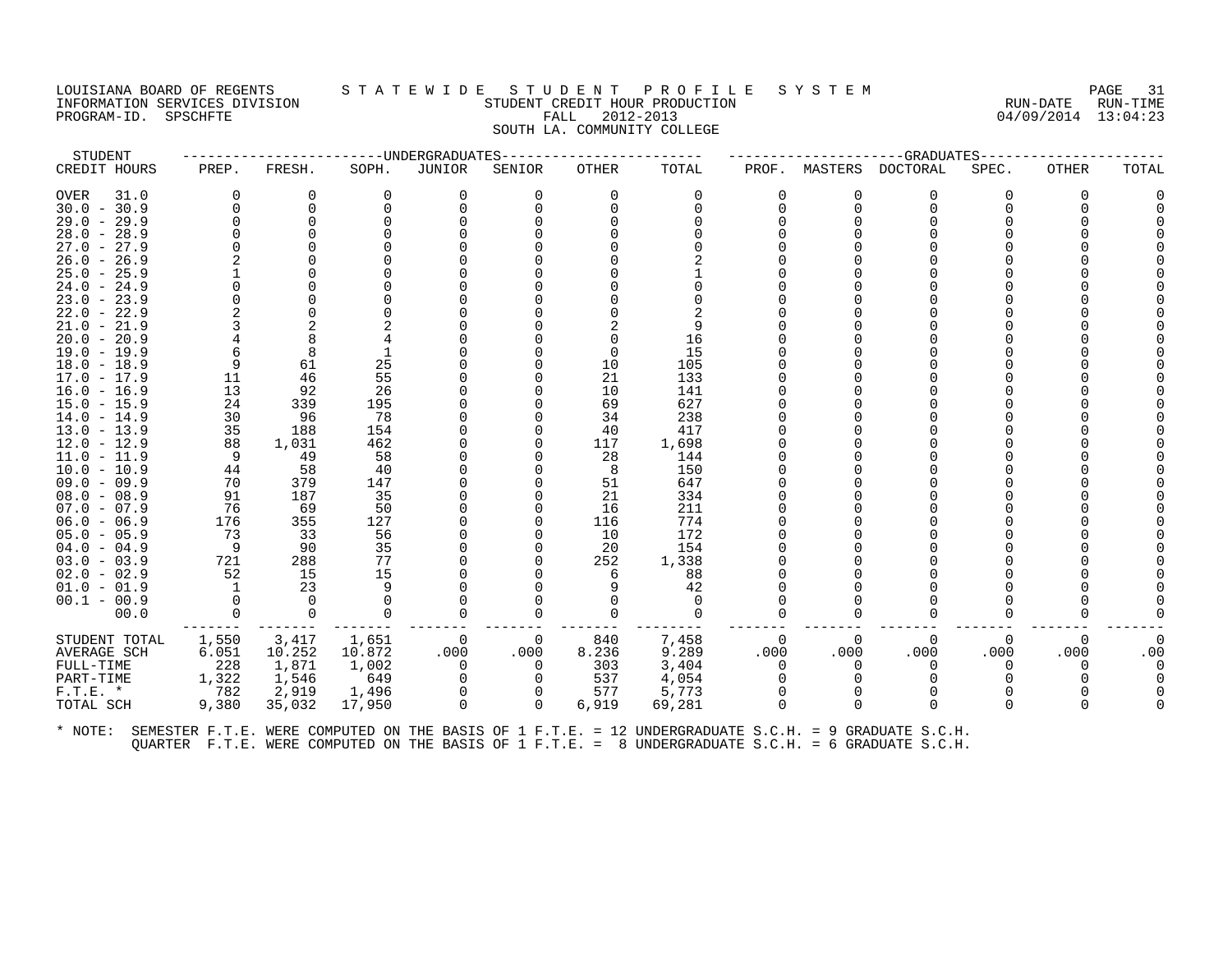LOUISIANA BOARD OF REGENTS — STATEWIDE STUDENT PROFILE SYSTEM
INFORMATION SERVICES DIVISION — STUDENT CREDIT HOUR PRODUCTION — RUN-DATE 04/09/2014 RUN-TIME 13:04:23
PROGRAM-ID. SPSCHFTE — FALL 2012-2013

SOUTH LA. COMMUNITY COLLEGE

| STUDENT | UNDERGRADUATES | | | | | | | GRADUATES | | | | | | |
|---|---|---|---|---|---|---|---|---|---|---|---|---|---|---|
| CREDIT HOURS | PREP. | FRESH. | SOPH. | JUNIOR | SENIOR | OTHER | TOTAL | PROF. | MASTERS | DOCTORAL | SPEC. | OTHER | TOTAL |
| OVER 31.0 | 0 | 0 | 0 | 0 | 0 | 0 | 0 | 0 | 0 | 0 | 0 | 0 | 0 |
| 30.0 - 30.9 | 0 | 0 | 0 | 0 | 0 | 0 | 0 | 0 | 0 | 0 | 0 | 0 | 0 |
| 29.0 - 29.9 | 0 | 0 | 0 | 0 | 0 | 0 | 0 | 0 | 0 | 0 | 0 | 0 | 0 |
| 28.0 - 28.9 | 0 | 0 | 0 | 0 | 0 | 0 | 0 | 0 | 0 | 0 | 0 | 0 | 0 |
| 27.0 - 27.9 | 0 | 0 | 0 | 0 | 0 | 0 | 0 | 0 | 0 | 0 | 0 | 0 | 0 |
| 26.0 - 26.9 | 2 | 0 | 0 | 0 | 0 | 0 | 2 | 0 | 0 | 0 | 0 | 0 | 0 |
| 25.0 - 25.9 | 1 | 0 | 0 | 0 | 0 | 0 | 1 | 0 | 0 | 0 | 0 | 0 | 0 |
| 24.0 - 24.9 | 0 | 0 | 0 | 0 | 0 | 0 | 0 | 0 | 0 | 0 | 0 | 0 | 0 |
| 23.0 - 23.9 | 0 | 0 | 0 | 0 | 0 | 0 | 0 | 0 | 0 | 0 | 0 | 0 | 0 |
| 22.0 - 22.9 | 2 | 0 | 0 | 0 | 0 | 0 | 2 | 0 | 0 | 0 | 0 | 0 | 0 |
| 21.0 - 21.9 | 3 | 2 | 2 | 0 | 0 | 2 | 9 | 0 | 0 | 0 | 0 | 0 | 0 |
| 20.0 - 20.9 | 4 | 8 | 4 | 0 | 0 | 0 | 16 | 0 | 0 | 0 | 0 | 0 | 0 |
| 19.0 - 19.9 | 6 | 8 | 1 | 0 | 0 | 0 | 15 | 0 | 0 | 0 | 0 | 0 | 0 |
| 18.0 - 18.9 | 9 | 61 | 25 | 0 | 0 | 10 | 105 | 0 | 0 | 0 | 0 | 0 | 0 |
| 17.0 - 17.9 | 11 | 46 | 55 | 0 | 0 | 21 | 133 | 0 | 0 | 0 | 0 | 0 | 0 |
| 16.0 - 16.9 | 13 | 92 | 26 | 0 | 0 | 10 | 141 | 0 | 0 | 0 | 0 | 0 | 0 |
| 15.0 - 15.9 | 24 | 339 | 195 | 0 | 0 | 69 | 627 | 0 | 0 | 0 | 0 | 0 | 0 |
| 14.0 - 14.9 | 30 | 96 | 78 | 0 | 0 | 34 | 238 | 0 | 0 | 0 | 0 | 0 | 0 |
| 13.0 - 13.9 | 35 | 188 | 154 | 0 | 0 | 40 | 417 | 0 | 0 | 0 | 0 | 0 | 0 |
| 12.0 - 12.9 | 88 | 1,031 | 462 | 0 | 0 | 117 | 1,698 | 0 | 0 | 0 | 0 | 0 | 0 |
| 11.0 - 11.9 | 9 | 49 | 58 | 0 | 0 | 28 | 144 | 0 | 0 | 0 | 0 | 0 | 0 |
| 10.0 - 10.9 | 44 | 58 | 40 | 0 | 0 | 8 | 150 | 0 | 0 | 0 | 0 | 0 | 0 |
| 09.0 - 09.9 | 70 | 379 | 147 | 0 | 0 | 51 | 647 | 0 | 0 | 0 | 0 | 0 | 0 |
| 08.0 - 08.9 | 91 | 187 | 35 | 0 | 0 | 21 | 334 | 0 | 0 | 0 | 0 | 0 | 0 |
| 07.0 - 07.9 | 76 | 69 | 50 | 0 | 0 | 16 | 211 | 0 | 0 | 0 | 0 | 0 | 0 |
| 06.0 - 06.9 | 176 | 355 | 127 | 0 | 0 | 116 | 774 | 0 | 0 | 0 | 0 | 0 | 0 |
| 05.0 - 05.9 | 73 | 33 | 56 | 0 | 0 | 10 | 172 | 0 | 0 | 0 | 0 | 0 | 0 |
| 04.0 - 04.9 | 9 | 90 | 35 | 0 | 0 | 20 | 154 | 0 | 0 | 0 | 0 | 0 | 0 |
| 03.0 - 03.9 | 721 | 288 | 77 | 0 | 0 | 252 | 1,338 | 0 | 0 | 0 | 0 | 0 | 0 |
| 02.0 - 02.9 | 52 | 15 | 15 | 0 | 0 | 6 | 88 | 0 | 0 | 0 | 0 | 0 | 0 |
| 01.0 - 01.9 | 1 | 23 | 9 | 0 | 0 | 9 | 42 | 0 | 0 | 0 | 0 | 0 | 0 |
| 00.1 - 00.9 | 0 | 0 | 0 | 0 | 0 | 0 | 0 | 0 | 0 | 0 | 0 | 0 | 0 |
| 00.0 | 0 | 0 | 0 | 0 | 0 | 0 | 0 | 0 | 0 | 0 | 0 | 0 | 0 |
| STUDENT TOTAL | 1,550 | 3,417 | 1,651 | 0 | 0 | 840 | 7,458 | 0 | 0 | 0 | 0 | 0 | 0 |
| AVERAGE SCH | 6.051 | 10.252 | 10.872 | .000 | .000 | 8.236 | 9.289 | .000 | .000 | .000 | .000 | .000 | .00 |
| FULL-TIME | 228 | 1,871 | 1,002 | 0 | 0 | 303 | 3,404 | 0 | 0 | 0 | 0 | 0 | 0 |
| PART-TIME | 1,322 | 1,546 | 649 | 0 | 0 | 537 | 4,054 | 0 | 0 | 0 | 0 | 0 | 0 |
| F.T.E. * | 782 | 2,919 | 1,496 | 0 | 0 | 577 | 5,773 | 0 | 0 | 0 | 0 | 0 | 0 |
| TOTAL SCH | 9,380 | 35,032 | 17,950 | 0 | 0 | 6,919 | 69,281 | 0 | 0 | 0 | 0 | 0 | 0 |

\* NOTE: SEMESTER F.T.E. WERE COMPUTED ON THE BASIS OF 1 F.T.E. = 12 UNDERGRADUATE S.C.H. = 9 GRADUATE S.C.H.
QUARTER F.T.E. WERE COMPUTED ON THE BASIS OF 1 F.T.E. = 8 UNDERGRADUATE S.C.H. = 6 GRADUATE S.C.H.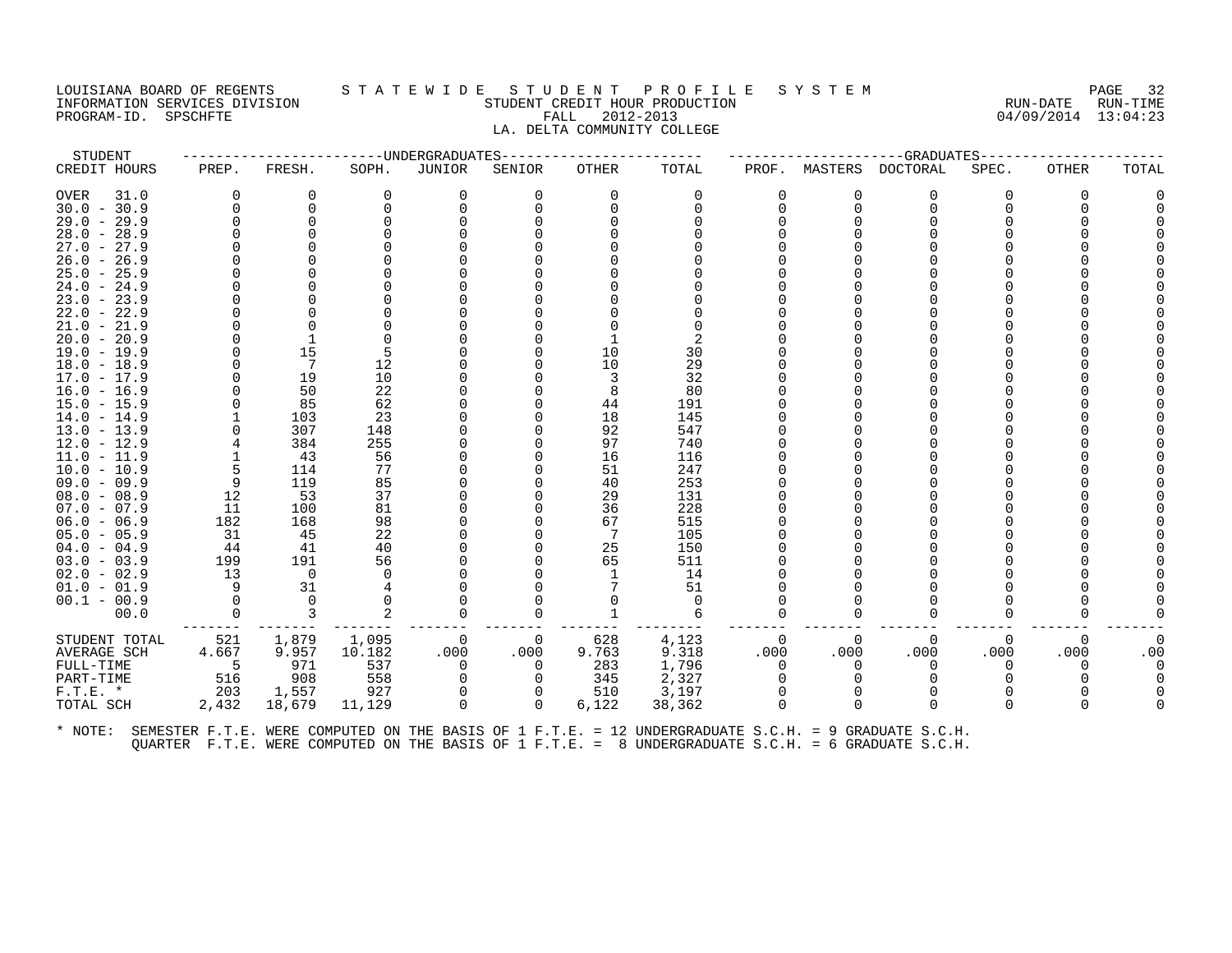LOUISIANA BOARD OF REGENTS
INFORMATION SERVICES DIVISION
PROGRAM-ID. SPSCHFTE

STATEWIDE STUDENT PROFILE SYSTEM
STUDENT CREDIT HOUR PRODUCTION
FALL 2012-2013
LA. DELTA COMMUNITY COLLEGE

RUN-DATE 04/09/2014 RUN-TIME 13:04:23

| STUDENT | UNDERGRADUATES | | | | | | | GRADUATES | | | | | |
|---|---|---|---|---|---|---|---|---|---|---|---|---|---|
| CREDIT HOURS | PREP. | FRESH. | SOPH. | JUNIOR | SENIOR | OTHER | TOTAL | PROF. | MASTERS | DOCTORAL | SPEC. | OTHER | TOTAL |
| OVER 31.0 | 0 | 0 | 0 | 0 | 0 | 0 | 0 | 0 | 0 | 0 | 0 | 0 | 0 |
| 30.0 - 30.9 | 0 | 0 | 0 | 0 | 0 | 0 | 0 | 0 | 0 | 0 | 0 | 0 | 0 |
| 29.0 - 29.9 | 0 | 0 | 0 | 0 | 0 | 0 | 0 | 0 | 0 | 0 | 0 | 0 | 0 |
| 28.0 - 28.9 | 0 | 0 | 0 | 0 | 0 | 0 | 0 | 0 | 0 | 0 | 0 | 0 | 0 |
| 27.0 - 27.9 | 0 | 0 | 0 | 0 | 0 | 0 | 0 | 0 | 0 | 0 | 0 | 0 | 0 |
| 26.0 - 26.9 | 0 | 0 | 0 | 0 | 0 | 0 | 0 | 0 | 0 | 0 | 0 | 0 | 0 |
| 25.0 - 25.9 | 0 | 0 | 0 | 0 | 0 | 0 | 0 | 0 | 0 | 0 | 0 | 0 | 0 |
| 24.0 - 24.9 | 0 | 0 | 0 | 0 | 0 | 0 | 0 | 0 | 0 | 0 | 0 | 0 | 0 |
| 23.0 - 23.9 | 0 | 0 | 0 | 0 | 0 | 0 | 0 | 0 | 0 | 0 | 0 | 0 | 0 |
| 22.0 - 22.9 | 0 | 0 | 0 | 0 | 0 | 0 | 0 | 0 | 0 | 0 | 0 | 0 | 0 |
| 21.0 - 21.9 | 0 | 0 | 0 | 0 | 0 | 0 | 0 | 0 | 0 | 0 | 0 | 0 | 0 |
| 20.0 - 20.9 | 0 | 1 | 0 | 0 | 0 | 1 | 2 | 0 | 0 | 0 | 0 | 0 | 0 |
| 19.0 - 19.9 | 0 | 15 | 5 | 0 | 0 | 10 | 30 | 0 | 0 | 0 | 0 | 0 | 0 |
| 18.0 - 18.9 | 0 | 7 | 12 | 0 | 0 | 10 | 29 | 0 | 0 | 0 | 0 | 0 | 0 |
| 17.0 - 17.9 | 0 | 19 | 10 | 0 | 0 | 3 | 32 | 0 | 0 | 0 | 0 | 0 | 0 |
| 16.0 - 16.9 | 0 | 50 | 22 | 0 | 0 | 8 | 80 | 0 | 0 | 0 | 0 | 0 | 0 |
| 15.0 - 15.9 | 0 | 85 | 62 | 0 | 0 | 44 | 191 | 0 | 0 | 0 | 0 | 0 | 0 |
| 14.0 - 14.9 | 1 | 103 | 23 | 0 | 0 | 18 | 145 | 0 | 0 | 0 | 0 | 0 | 0 |
| 13.0 - 13.9 | 0 | 307 | 148 | 0 | 0 | 92 | 547 | 0 | 0 | 0 | 0 | 0 | 0 |
| 12.0 - 12.9 | 4 | 384 | 255 | 0 | 0 | 97 | 740 | 0 | 0 | 0 | 0 | 0 | 0 |
| 11.0 - 11.9 | 1 | 43 | 56 | 0 | 0 | 16 | 116 | 0 | 0 | 0 | 0 | 0 | 0 |
| 10.0 - 10.9 | 5 | 114 | 77 | 0 | 0 | 51 | 247 | 0 | 0 | 0 | 0 | 0 | 0 |
| 09.0 - 09.9 | 9 | 119 | 85 | 0 | 0 | 40 | 253 | 0 | 0 | 0 | 0 | 0 | 0 |
| 08.0 - 08.9 | 12 | 53 | 37 | 0 | 0 | 29 | 131 | 0 | 0 | 0 | 0 | 0 | 0 |
| 07.0 - 07.9 | 11 | 100 | 81 | 0 | 0 | 36 | 228 | 0 | 0 | 0 | 0 | 0 | 0 |
| 06.0 - 06.9 | 182 | 168 | 98 | 0 | 0 | 67 | 515 | 0 | 0 | 0 | 0 | 0 | 0 |
| 05.0 - 05.9 | 31 | 45 | 22 | 0 | 0 | 7 | 105 | 0 | 0 | 0 | 0 | 0 | 0 |
| 04.0 - 04.9 | 44 | 41 | 40 | 0 | 0 | 25 | 150 | 0 | 0 | 0 | 0 | 0 | 0 |
| 03.0 - 03.9 | 199 | 191 | 56 | 0 | 0 | 65 | 511 | 0 | 0 | 0 | 0 | 0 | 0 |
| 02.0 - 02.9 | 13 | 0 | 0 | 0 | 0 | 1 | 14 | 0 | 0 | 0 | 0 | 0 | 0 |
| 01.0 - 01.9 | 9 | 31 | 4 | 0 | 0 | 7 | 51 | 0 | 0 | 0 | 0 | 0 | 0 |
| 00.1 - 00.9 | 0 | 0 | 0 | 0 | 0 | 0 | 0 | 0 | 0 | 0 | 0 | 0 | 0 |
| 00.0 | 0 | 3 | 2 | 0 | 0 | 1 | 6 | 0 | 0 | 0 | 0 | 0 | 0 |
| STUDENT TOTAL | 521 | 1,879 | 1,095 | 0 | 0 | 628 | 4,123 | 0 | 0 | 0 | 0 | 0 | 0 |
| AVERAGE SCH | 4.667 | 9.957 | 10.182 | .000 | .000 | 9.763 | 9.318 | .000 | .000 | .000 | .000 | .000 | .00 |
| FULL-TIME | 5 | 971 | 537 | 0 | 0 | 283 | 1,796 | 0 | 0 | 0 | 0 | 0 | 0 |
| PART-TIME | 516 | 908 | 558 | 0 | 0 | 345 | 2,327 | 0 | 0 | 0 | 0 | 0 | 0 |
| F.T.E. * | 203 | 1,557 | 927 | 0 | 0 | 510 | 3,197 | 0 | 0 | 0 | 0 | 0 | 0 |
| TOTAL SCH | 2,432 | 18,679 | 11,129 | 0 | 0 | 6,122 | 38,362 | 0 | 0 | 0 | 0 | 0 | 0 |

\* NOTE: SEMESTER F.T.E. WERE COMPUTED ON THE BASIS OF 1 F.T.E. = 12 UNDERGRADUATE S.C.H. = 9 GRADUATE S.C.H.
QUARTER F.T.E. WERE COMPUTED ON THE BASIS OF 1 F.T.E. = 8 UNDERGRADUATE S.C.H. = 6 GRADUATE S.C.H.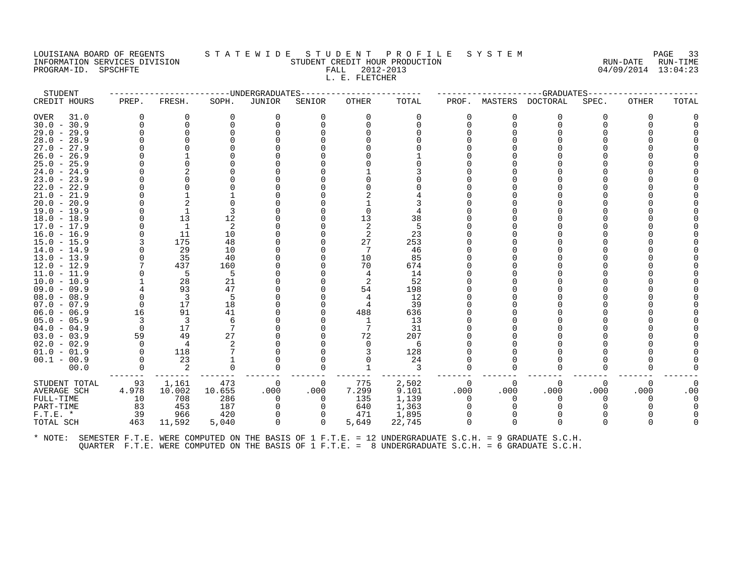LOUISIANA BOARD OF REGENTS — S T A T E W I D E   S T U D E N T   P R O F I L E   S Y S T E M
INFORMATION SERVICES DIVISION — STUDENT CREDIT HOUR PRODUCTION — RUN-DATE 04/09/2014 RUN-TIME 13:04:23
PROGRAM-ID. SPSCHFTE — FALL 2012-2013

L. E. FLETCHER

| STUDENT | UNDERGRADUATES | | | | | | | GRADUATES | | | | | | |
|---|---|---|---|---|---|---|---|---|---|---|---|---|---|---|
| CREDIT HOURS | PREP. | FRESH. | SOPH. | JUNIOR | SENIOR | OTHER | TOTAL | PROF. | MASTERS | DOCTORAL | SPEC. | OTHER | TOTAL |
| OVER 31.0 | 0 | 0 | 0 | 0 | 0 | 0 | 0 | 0 | 0 | 0 | 0 | 0 | 0 |
| 30.0 - 30.9 | 0 | 0 | 0 | 0 | 0 | 0 | 0 | 0 | 0 | 0 | 0 | 0 | 0 |
| 29.0 - 29.9 | 0 | 0 | 0 | 0 | 0 | 0 | 0 | 0 | 0 | 0 | 0 | 0 | 0 |
| 28.0 - 28.9 | 0 | 0 | 0 | 0 | 0 | 0 | 0 | 0 | 0 | 0 | 0 | 0 | 0 |
| 27.0 - 27.9 | 0 | 0 | 0 | 0 | 0 | 0 | 0 | 0 | 0 | 0 | 0 | 0 | 0 |
| 26.0 - 26.9 | 0 | 1 | 0 | 0 | 0 | 0 | 1 | 0 | 0 | 0 | 0 | 0 | 0 |
| 25.0 - 25.9 | 0 | 0 | 0 | 0 | 0 | 0 | 0 | 0 | 0 | 0 | 0 | 0 | 0 |
| 24.0 - 24.9 | 0 | 2 | 0 | 0 | 0 | 1 | 3 | 0 | 0 | 0 | 0 | 0 | 0 |
| 23.0 - 23.9 | 0 | 0 | 0 | 0 | 0 | 0 | 0 | 0 | 0 | 0 | 0 | 0 | 0 |
| 22.0 - 22.9 | 0 | 0 | 0 | 0 | 0 | 0 | 0 | 0 | 0 | 0 | 0 | 0 | 0 |
| 21.0 - 21.9 | 0 | 1 | 1 | 0 | 0 | 2 | 4 | 0 | 0 | 0 | 0 | 0 | 0 |
| 20.0 - 20.9 | 0 | 2 | 0 | 0 | 0 | 1 | 3 | 0 | 0 | 0 | 0 | 0 | 0 |
| 19.0 - 19.9 | 0 | 1 | 3 | 0 | 0 | 0 | 4 | 0 | 0 | 0 | 0 | 0 | 0 |
| 18.0 - 18.9 | 0 | 13 | 12 | 0 | 0 | 13 | 38 | 0 | 0 | 0 | 0 | 0 | 0 |
| 17.0 - 17.9 | 0 | 1 | 2 | 0 | 0 | 2 | 5 | 0 | 0 | 0 | 0 | 0 | 0 |
| 16.0 - 16.9 | 0 | 11 | 10 | 0 | 0 | 2 | 23 | 0 | 0 | 0 | 0 | 0 | 0 |
| 15.0 - 15.9 | 3 | 175 | 48 | 0 | 0 | 27 | 253 | 0 | 0 | 0 | 0 | 0 | 0 |
| 14.0 - 14.9 | 0 | 29 | 10 | 0 | 0 | 7 | 46 | 0 | 0 | 0 | 0 | 0 | 0 |
| 13.0 - 13.9 | 0 | 35 | 40 | 0 | 0 | 10 | 85 | 0 | 0 | 0 | 0 | 0 | 0 |
| 12.0 - 12.9 | 7 | 437 | 160 | 0 | 0 | 70 | 674 | 0 | 0 | 0 | 0 | 0 | 0 |
| 11.0 - 11.9 | 0 | 5 | 5 | 0 | 0 | 4 | 14 | 0 | 0 | 0 | 0 | 0 | 0 |
| 10.0 - 10.9 | 1 | 28 | 21 | 0 | 0 | 2 | 52 | 0 | 0 | 0 | 0 | 0 | 0 |
| 09.0 - 09.9 | 4 | 93 | 47 | 0 | 0 | 54 | 198 | 0 | 0 | 0 | 0 | 0 | 0 |
| 08.0 - 08.9 | 0 | 3 | 5 | 0 | 0 | 4 | 12 | 0 | 0 | 0 | 0 | 0 | 0 |
| 07.0 - 07.9 | 0 | 17 | 18 | 0 | 0 | 4 | 39 | 0 | 0 | 0 | 0 | 0 | 0 |
| 06.0 - 06.9 | 16 | 91 | 41 | 0 | 0 | 488 | 636 | 0 | 0 | 0 | 0 | 0 | 0 |
| 05.0 - 05.9 | 3 | 3 | 6 | 0 | 0 | 1 | 13 | 0 | 0 | 0 | 0 | 0 | 0 |
| 04.0 - 04.9 | 0 | 17 | 7 | 0 | 0 | 7 | 31 | 0 | 0 | 0 | 0 | 0 | 0 |
| 03.0 - 03.9 | 59 | 49 | 27 | 0 | 0 | 72 | 207 | 0 | 0 | 0 | 0 | 0 | 0 |
| 02.0 - 02.9 | 0 | 4 | 2 | 0 | 0 | 0 | 6 | 0 | 0 | 0 | 0 | 0 | 0 |
| 01.0 - 01.9 | 0 | 118 | 7 | 0 | 0 | 3 | 128 | 0 | 0 | 0 | 0 | 0 | 0 |
| 00.1 - 00.9 | 0 | 23 | 1 | 0 | 0 | 0 | 24 | 0 | 0 | 0 | 0 | 0 | 0 |
| 00.0 | 0 | 2 | 0 | 0 | 0 | 1 | 3 | 0 | 0 | 0 | 0 | 0 | 0 |
| STUDENT TOTAL | 93 | 1,161 | 473 | 0 | 0 | 775 | 2,502 | 0 | 0 | 0 | 0 | 0 | 0 |
| AVERAGE SCH | 4.978 | 10.002 | 10.655 | .000 | .000 | 7.299 | 9.101 | .000 | .000 | .000 | .000 | .000 | .00 |
| FULL-TIME | 10 | 708 | 286 | 0 | 0 | 135 | 1,139 | 0 | 0 | 0 | 0 | 0 | 0 |
| PART-TIME | 83 | 453 | 187 | 0 | 0 | 640 | 1,363 | 0 | 0 | 0 | 0 | 0 | 0 |
| F.T.E. * | 39 | 966 | 420 | 0 | 0 | 471 | 1,895 | 0 | 0 | 0 | 0 | 0 | 0 |
| TOTAL SCH | 463 | 11,592 | 5,040 | 0 | 0 | 5,649 | 22,745 | 0 | 0 | 0 | 0 | 0 | 0 |

* NOTE: SEMESTER F.T.E. WERE COMPUTED ON THE BASIS OF 1 F.T.E. = 12 UNDERGRADUATE S.C.H. = 9 GRADUATE S.C.H.
QUARTER F.T.E. WERE COMPUTED ON THE BASIS OF 1 F.T.E. = 8 UNDERGRADUATE S.C.H. = 6 GRADUATE S.C.H.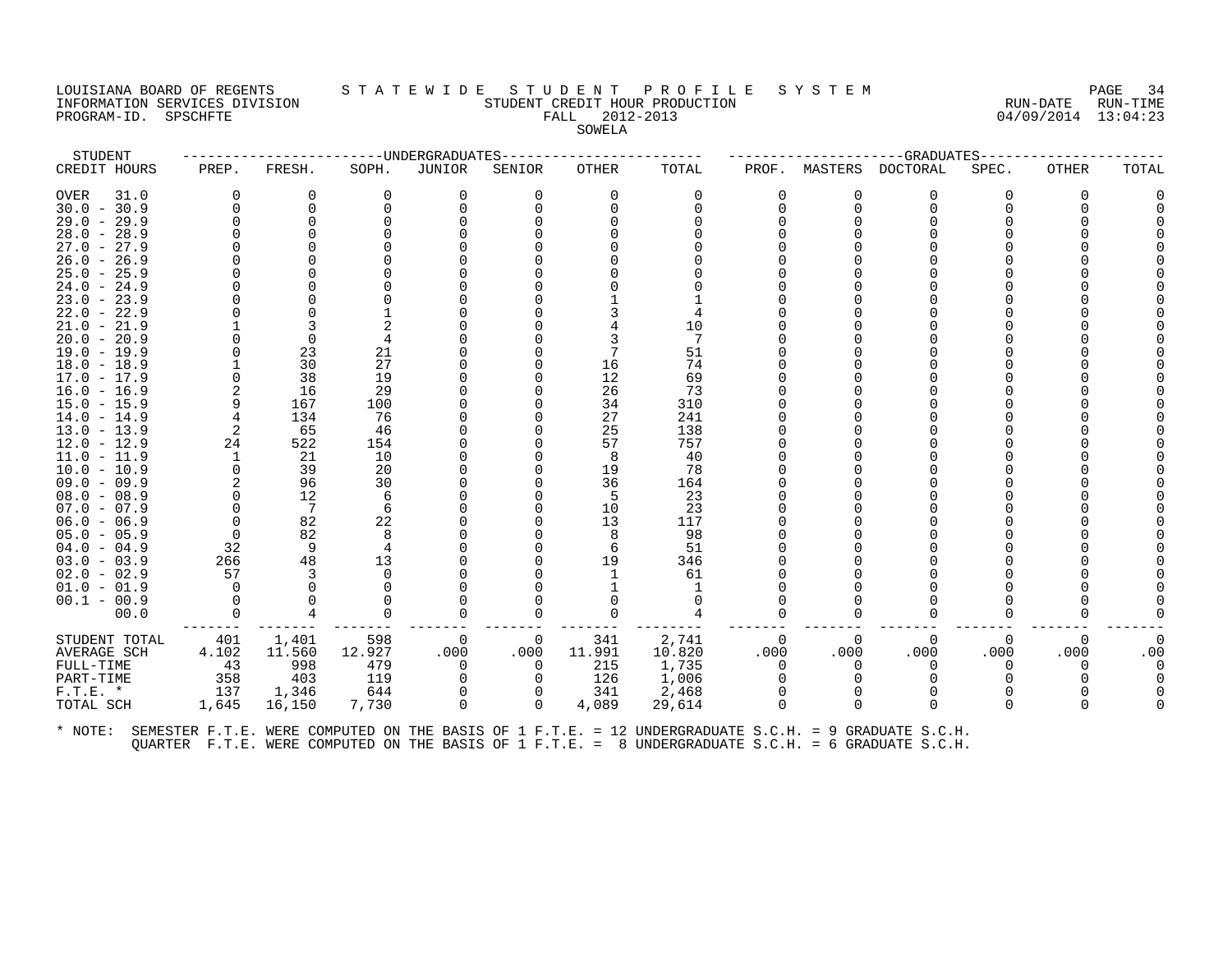LOUISIANA BOARD OF REGENTS — STATEWIDE STUDENT PROFILE SYSTEM
INFORMATION SERVICES DIVISION — STUDENT CREDIT HOUR PRODUCTION — RUN-DATE 04/09/2014 RUN-TIME 13:04:23
PROGRAM-ID. SPSCHFTE — FALL 2012-2013

SOWELA

| STUDENT CREDIT HOURS | UNDERGRADUATES PREP. | FRESH. | SOPH. | JUNIOR | SENIOR | OTHER | TOTAL | GRADUATES PROF. | MASTERS | DOCTORAL | SPEC. | OTHER | TOTAL |
|---|---|---|---|---|---|---|---|---|---|---|---|---|---|
| OVER 31.0 | 0 | 0 | 0 | 0 | 0 | 0 | 0 | 0 | 0 | 0 | 0 | 0 | 0 |
| 30.0 - 30.9 | 0 | 0 | 0 | 0 | 0 | 0 | 0 | 0 | 0 | 0 | 0 | 0 | 0 |
| 29.0 - 29.9 | 0 | 0 | 0 | 0 | 0 | 0 | 0 | 0 | 0 | 0 | 0 | 0 | 0 |
| 28.0 - 28.9 | 0 | 0 | 0 | 0 | 0 | 0 | 0 | 0 | 0 | 0 | 0 | 0 | 0 |
| 27.0 - 27.9 | 0 | 0 | 0 | 0 | 0 | 0 | 0 | 0 | 0 | 0 | 0 | 0 | 0 |
| 26.0 - 26.9 | 0 | 0 | 0 | 0 | 0 | 0 | 0 | 0 | 0 | 0 | 0 | 0 | 0 |
| 25.0 - 25.9 | 0 | 0 | 0 | 0 | 0 | 0 | 0 | 0 | 0 | 0 | 0 | 0 | 0 |
| 24.0 - 24.9 | 0 | 0 | 0 | 0 | 0 | 0 | 0 | 0 | 0 | 0 | 0 | 0 | 0 |
| 23.0 - 23.9 | 0 | 0 | 0 | 0 | 0 | 1 | 1 | 0 | 0 | 0 | 0 | 0 | 0 |
| 22.0 - 22.9 | 0 | 0 | 1 | 0 | 0 | 3 | 4 | 0 | 0 | 0 | 0 | 0 | 0 |
| 21.0 - 21.9 | 1 | 3 | 2 | 0 | 0 | 4 | 10 | 0 | 0 | 0 | 0 | 0 | 0 |
| 20.0 - 20.9 | 0 | 0 | 4 | 0 | 0 | 3 | 7 | 0 | 0 | 0 | 0 | 0 | 0 |
| 19.0 - 19.9 | 0 | 23 | 21 | 0 | 0 | 7 | 51 | 0 | 0 | 0 | 0 | 0 | 0 |
| 18.0 - 18.9 | 1 | 30 | 27 | 0 | 0 | 16 | 74 | 0 | 0 | 0 | 0 | 0 | 0 |
| 17.0 - 17.9 | 0 | 38 | 19 | 0 | 0 | 12 | 69 | 0 | 0 | 0 | 0 | 0 | 0 |
| 16.0 - 16.9 | 2 | 16 | 29 | 0 | 0 | 26 | 73 | 0 | 0 | 0 | 0 | 0 | 0 |
| 15.0 - 15.9 | 9 | 167 | 100 | 0 | 0 | 34 | 310 | 0 | 0 | 0 | 0 | 0 | 0 |
| 14.0 - 14.9 | 4 | 134 | 76 | 0 | 0 | 27 | 241 | 0 | 0 | 0 | 0 | 0 | 0 |
| 13.0 - 13.9 | 2 | 65 | 46 | 0 | 0 | 25 | 138 | 0 | 0 | 0 | 0 | 0 | 0 |
| 12.0 - 12.9 | 24 | 522 | 154 | 0 | 0 | 57 | 757 | 0 | 0 | 0 | 0 | 0 | 0 |
| 11.0 - 11.9 | 1 | 21 | 10 | 0 | 0 | 8 | 40 | 0 | 0 | 0 | 0 | 0 | 0 |
| 10.0 - 10.9 | 0 | 39 | 20 | 0 | 0 | 19 | 78 | 0 | 0 | 0 | 0 | 0 | 0 |
| 09.0 - 09.9 | 2 | 96 | 30 | 0 | 0 | 36 | 164 | 0 | 0 | 0 | 0 | 0 | 0 |
| 08.0 - 08.9 | 0 | 12 | 6 | 0 | 0 | 5 | 23 | 0 | 0 | 0 | 0 | 0 | 0 |
| 07.0 - 07.9 | 0 | 7 | 6 | 0 | 0 | 10 | 23 | 0 | 0 | 0 | 0 | 0 | 0 |
| 06.0 - 06.9 | 0 | 82 | 22 | 0 | 0 | 13 | 117 | 0 | 0 | 0 | 0 | 0 | 0 |
| 05.0 - 05.9 | 0 | 82 | 8 | 0 | 0 | 8 | 98 | 0 | 0 | 0 | 0 | 0 | 0 |
| 04.0 - 04.9 | 32 | 9 | 4 | 0 | 0 | 6 | 51 | 0 | 0 | 0 | 0 | 0 | 0 |
| 03.0 - 03.9 | 266 | 48 | 13 | 0 | 0 | 19 | 346 | 0 | 0 | 0 | 0 | 0 | 0 |
| 02.0 - 02.9 | 57 | 3 | 0 | 0 | 0 | 1 | 61 | 0 | 0 | 0 | 0 | 0 | 0 |
| 01.0 - 01.9 | 0 | 0 | 0 | 0 | 0 | 1 | 1 | 0 | 0 | 0 | 0 | 0 | 0 |
| 00.1 - 00.9 | 0 | 0 | 0 | 0 | 0 | 0 | 0 | 0 | 0 | 0 | 0 | 0 | 0 |
| 00.0 | 0 | 4 | 0 | 0 | 0 | 0 | 4 | 0 | 0 | 0 | 0 | 0 | 0 |
| STUDENT TOTAL | 401 | 1,401 | 598 | 0 | 0 | 341 | 2,741 | 0 | 0 | 0 | 0 | 0 | 0 |
| AVERAGE SCH | 4.102 | 11.560 | 12.927 | .000 | .000 | 11.991 | 10.820 | .000 | .000 | .000 | .000 | .000 | .00 |
| FULL-TIME | 43 | 998 | 479 | 0 | 0 | 215 | 1,735 | 0 | 0 | 0 | 0 | 0 | 0 |
| PART-TIME | 358 | 403 | 119 | 0 | 0 | 126 | 1,006 | 0 | 0 | 0 | 0 | 0 | 0 |
| F.T.E. * | 137 | 1,346 | 644 | 0 | 0 | 341 | 2,468 | 0 | 0 | 0 | 0 | 0 | 0 |
| TOTAL SCH | 1,645 | 16,150 | 7,730 | 0 | 0 | 4,089 | 29,614 | 0 | 0 | 0 | 0 | 0 | 0 |

* NOTE: SEMESTER F.T.E. WERE COMPUTED ON THE BASIS OF 1 F.T.E. = 12 UNDERGRADUATE S.C.H. = 9 GRADUATE S.C.H.
QUARTER F.T.E. WERE COMPUTED ON THE BASIS OF 1 F.T.E. = 8 UNDERGRADUATE S.C.H. = 6 GRADUATE S.C.H.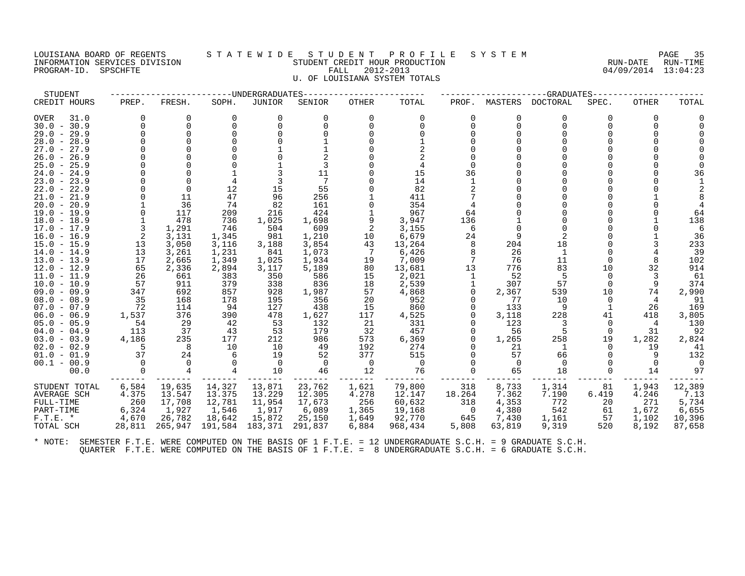LOUISIANA BOARD OF REGENTS — STATEWIDE STUDENT PROFILE SYSTEM
INFORMATION SERVICES DIVISION — STUDENT CREDIT HOUR PRODUCTION — RUN-DATE 04/09/2014 RUN-TIME 13:04:23
PROGRAM-ID. SPSCHFTE — FALL 2012-2013

## U. OF LOUISIANA SYSTEM TOTALS

| STUDENT CREDIT HOURS | UNDERGRADUATES PREP. | FRESH. | SOPH. | JUNIOR | SENIOR | OTHER | TOTAL | GRADUATES PROF. | MASTERS | DOCTORAL | SPEC. | OTHER | TOTAL |
|---|---|---|---|---|---|---|---|---|---|---|---|---|---|
| OVER 31.0 | 0 | 0 | 0 | 0 | 0 | 0 | 0 | 0 | 0 | 0 | 0 | 0 | 0 |
| 30.0 - 30.9 | 0 | 0 | 0 | 0 | 0 | 0 | 0 | 0 | 0 | 0 | 0 | 0 | 0 |
| 29.0 - 29.9 | 0 | 0 | 0 | 0 | 0 | 0 | 0 | 0 | 0 | 0 | 0 | 0 | 0 |
| 28.0 - 28.9 | 0 | 0 | 0 | 0 | 1 | 0 | 1 | 0 | 0 | 0 | 0 | 0 | 0 |
| 27.0 - 27.9 | 0 | 0 | 0 | 1 | 1 | 0 | 2 | 0 | 0 | 0 | 0 | 0 | 0 |
| 26.0 - 26.9 | 0 | 0 | 0 | 0 | 2 | 0 | 2 | 0 | 0 | 0 | 0 | 0 | 0 |
| 25.0 - 25.9 | 0 | 0 | 0 | 1 | 3 | 0 | 4 | 0 | 0 | 0 | 0 | 0 | 0 |
| 24.0 - 24.9 | 0 | 0 | 1 | 3 | 11 | 0 | 15 | 36 | 0 | 0 | 0 | 0 | 36 |
| 23.0 - 23.9 | 0 | 0 | 4 | 3 | 7 | 0 | 14 | 1 | 0 | 0 | 0 | 0 | 1 |
| 22.0 - 22.9 | 0 | 0 | 12 | 15 | 55 | 0 | 82 | 2 | 0 | 0 | 0 | 0 | 2 |
| 21.0 - 21.9 | 0 | 11 | 47 | 96 | 256 | 1 | 411 | 7 | 0 | 0 | 0 | 1 | 8 |
| 20.0 - 20.9 | 1 | 36 | 74 | 82 | 161 | 0 | 354 | 4 | 0 | 0 | 0 | 0 | 4 |
| 19.0 - 19.9 | 0 | 117 | 209 | 216 | 424 | 1 | 967 | 64 | 0 | 0 | 0 | 0 | 64 |
| 18.0 - 18.9 | 1 | 478 | 736 | 1,025 | 1,698 | 9 | 3,947 | 136 | 1 | 0 | 0 | 1 | 138 |
| 17.0 - 17.9 | 3 | 1,291 | 746 | 504 | 609 | 2 | 3,155 | 6 | 0 | 0 | 0 | 0 | 6 |
| 16.0 - 16.9 | 2 | 3,131 | 1,345 | 981 | 1,210 | 10 | 6,679 | 24 | 9 | 2 | 0 | 1 | 36 |
| 15.0 - 15.9 | 13 | 3,050 | 3,116 | 3,188 | 3,854 | 43 | 13,264 | 8 | 204 | 18 | 0 | 3 | 233 |
| 14.0 - 14.9 | 13 | 3,261 | 1,231 | 841 | 1,073 | 7 | 6,426 | 8 | 26 | 1 | 0 | 4 | 39 |
| 13.0 - 13.9 | 17 | 2,665 | 1,349 | 1,025 | 1,934 | 19 | 7,009 | 7 | 76 | 11 | 0 | 8 | 102 |
| 12.0 - 12.9 | 65 | 2,336 | 2,894 | 3,117 | 5,189 | 80 | 13,681 | 13 | 776 | 83 | 10 | 32 | 914 |
| 11.0 - 11.9 | 26 | 661 | 383 | 350 | 586 | 15 | 2,021 | 1 | 52 | 5 | 0 | 3 | 61 |
| 10.0 - 10.9 | 57 | 911 | 379 | 338 | 836 | 18 | 2,539 | 1 | 307 | 57 | 0 | 9 | 374 |
| 09.0 - 09.9 | 347 | 692 | 857 | 928 | 1,987 | 57 | 4,868 | 0 | 2,367 | 539 | 10 | 74 | 2,990 |
| 08.0 - 08.9 | 35 | 168 | 178 | 195 | 356 | 20 | 952 | 0 | 77 | 10 | 0 | 4 | 91 |
| 07.0 - 07.9 | 72 | 114 | 94 | 127 | 438 | 15 | 860 | 0 | 133 | 9 | 1 | 26 | 169 |
| 06.0 - 06.9 | 1,537 | 376 | 390 | 478 | 1,627 | 117 | 4,525 | 0 | 3,118 | 228 | 41 | 418 | 3,805 |
| 05.0 - 05.9 | 54 | 29 | 42 | 53 | 132 | 21 | 331 | 0 | 123 | 3 | 0 | 4 | 130 |
| 04.0 - 04.9 | 113 | 37 | 43 | 53 | 179 | 32 | 457 | 0 | 56 | 5 | 0 | 31 | 92 |
| 03.0 - 03.9 | 4,186 | 235 | 177 | 212 | 986 | 573 | 6,369 | 0 | 1,265 | 258 | 19 | 1,282 | 2,824 |
| 02.0 - 02.9 | 5 | 8 | 10 | 10 | 49 | 192 | 274 | 0 | 21 | 1 | 0 | 19 | 41 |
| 01.0 - 01.9 | 37 | 24 | 6 | 19 | 52 | 377 | 515 | 0 | 57 | 66 | 0 | 9 | 132 |
| 00.1 - 00.9 | 0 | 0 | 0 | 0 | 0 | 0 | 0 | 0 | 0 | 0 | 0 | 0 | 0 |
| 00.0 | 0 | 4 | 4 | 10 | 46 | 12 | 76 | 0 | 65 | 18 | 0 | 14 | 97 |
| STUDENT TOTAL | 6,584 | 19,635 | 14,327 | 13,871 | 23,762 | 1,621 | 79,800 | 318 | 8,733 | 1,314 | 81 | 1,943 | 12,389 |
| AVERAGE SCH | 4.375 | 13.547 | 13.375 | 13.229 | 12.305 | 4.278 | 12.147 | 18.264 | 7.362 | 7.190 | 6.419 | 4.246 | 7.13 |
| FULL-TIME | 260 | 17,708 | 12,781 | 11,954 | 17,673 | 256 | 60,632 | 318 | 4,353 | 772 | 20 | 271 | 5,734 |
| PART-TIME | 6,324 | 1,927 | 1,546 | 1,917 | 6,089 | 1,365 | 19,168 | 0 | 4,380 | 542 | 61 | 1,672 | 6,655 |
| F.T.E. * | 4,670 | 26,782 | 18,642 | 15,872 | 25,150 | 1,649 | 92,770 | 645 | 7,430 | 1,161 | 57 | 1,102 | 10,396 |
| TOTAL SCH | 28,811 | 265,947 | 191,584 | 183,371 | 291,837 | 6,884 | 968,434 | 5,808 | 63,819 | 9,319 | 520 | 8,192 | 87,658 |

\* NOTE: SEMESTER F.T.E. WERE COMPUTED ON THE BASIS OF 1 F.T.E. = 12 UNDERGRADUATE S.C.H. = 9 GRADUATE S.C.H.
QUARTER F.T.E. WERE COMPUTED ON THE BASIS OF 1 F.T.E. = 8 UNDERGRADUATE S.C.H. = 6 GRADUATE S.C.H.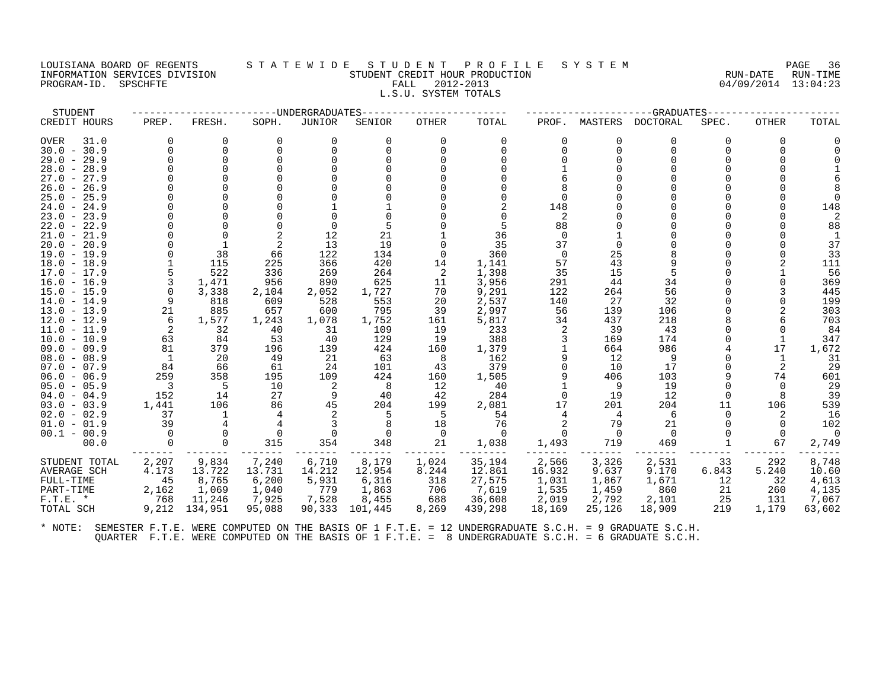LOUISIANA BOARD OF REGENTS — STATEWIDE STUDENT PROFILE SYSTEM
INFORMATION SERVICES DIVISION — STUDENT CREDIT HOUR PRODUCTION — RUN-DATE 04/09/2014 RUN-TIME 13:04:23
PROGRAM-ID. SPSCHFTE — FALL 2012-2013

L.S.U. SYSTEM TOTALS

| STUDENT | UNDERGRADUATES | | | | | | | GRADUATES | | | | | |
|---|---|---|---|---|---|---|---|---|---|---|---|---|---|
| CREDIT HOURS | PREP. | FRESH. | SOPH. | JUNIOR | SENIOR | OTHER | TOTAL | PROF. | MASTERS | DOCTORAL | SPEC. | OTHER | TOTAL |
| OVER 31.0 | 0 | 0 | 0 | 0 | 0 | 0 | 0 | 0 | 0 | 0 | 0 | 0 | 0 |
| 30.0 - 30.9 | 0 | 0 | 0 | 0 | 0 | 0 | 0 | 0 | 0 | 0 | 0 | 0 | 0 |
| 29.0 - 29.9 | 0 | 0 | 0 | 0 | 0 | 0 | 0 | 0 | 0 | 0 | 0 | 0 | 0 |
| 28.0 - 28.9 | 0 | 0 | 0 | 0 | 0 | 0 | 0 | 1 | 0 | 0 | 0 | 0 | 1 |
| 27.0 - 27.9 | 0 | 0 | 0 | 0 | 0 | 0 | 0 | 6 | 0 | 0 | 0 | 0 | 6 |
| 26.0 - 26.9 | 0 | 0 | 0 | 0 | 0 | 0 | 0 | 8 | 0 | 0 | 0 | 0 | 8 |
| 25.0 - 25.9 | 0 | 0 | 0 | 0 | 0 | 0 | 0 | 0 | 0 | 0 | 0 | 0 | 0 |
| 24.0 - 24.9 | 0 | 0 | 0 | 1 | 1 | 0 | 2 | 148 | 0 | 0 | 0 | 0 | 148 |
| 23.0 - 23.9 | 0 | 0 | 0 | 0 | 0 | 0 | 0 | 2 | 0 | 0 | 0 | 0 | 2 |
| 22.0 - 22.9 | 0 | 0 | 0 | 0 | 5 | 0 | 5 | 88 | 0 | 0 | 0 | 0 | 88 |
| 21.0 - 21.9 | 0 | 0 | 2 | 12 | 21 | 1 | 36 | 0 | 1 | 0 | 0 | 0 | 1 |
| 20.0 - 20.9 | 0 | 1 | 2 | 13 | 19 | 0 | 35 | 37 | 0 | 0 | 0 | 0 | 37 |
| 19.0 - 19.9 | 0 | 38 | 66 | 122 | 134 | 0 | 360 | 0 | 25 | 8 | 0 | 0 | 33 |
| 18.0 - 18.9 | 1 | 115 | 225 | 366 | 420 | 14 | 1,141 | 57 | 43 | 9 | 0 | 2 | 111 |
| 17.0 - 17.9 | 5 | 522 | 336 | 269 | 264 | 2 | 1,398 | 35 | 15 | 5 | 0 | 1 | 56 |
| 16.0 - 16.9 | 3 | 1,471 | 956 | 890 | 625 | 11 | 3,956 | 291 | 44 | 34 | 0 | 0 | 369 |
| 15.0 - 15.9 | 0 | 3,338 | 2,104 | 2,052 | 1,727 | 70 | 9,291 | 122 | 264 | 56 | 0 | 3 | 445 |
| 14.0 - 14.9 | 9 | 818 | 609 | 528 | 553 | 20 | 2,537 | 140 | 27 | 32 | 0 | 0 | 199 |
| 13.0 - 13.9 | 21 | 885 | 657 | 600 | 795 | 39 | 2,997 | 56 | 139 | 106 | 0 | 2 | 303 |
| 12.0 - 12.9 | 6 | 1,577 | 1,243 | 1,078 | 1,752 | 161 | 5,817 | 34 | 437 | 218 | 8 | 6 | 703 |
| 11.0 - 11.9 | 2 | 32 | 40 | 31 | 109 | 19 | 233 | 2 | 39 | 43 | 0 | 0 | 84 |
| 10.0 - 10.9 | 63 | 84 | 53 | 40 | 129 | 19 | 388 | 3 | 169 | 174 | 0 | 1 | 347 |
| 09.0 - 09.9 | 81 | 379 | 196 | 139 | 424 | 160 | 1,379 | 1 | 664 | 986 | 4 | 17 | 1,672 |
| 08.0 - 08.9 | 1 | 20 | 49 | 21 | 63 | 8 | 162 | 9 | 12 | 9 | 0 | 1 | 31 |
| 07.0 - 07.9 | 84 | 66 | 61 | 24 | 101 | 43 | 379 | 0 | 10 | 17 | 0 | 2 | 29 |
| 06.0 - 06.9 | 259 | 358 | 195 | 109 | 424 | 160 | 1,505 | 9 | 406 | 103 | 9 | 74 | 601 |
| 05.0 - 05.9 | 3 | 5 | 10 | 2 | 8 | 12 | 40 | 1 | 9 | 19 | 0 | 0 | 29 |
| 04.0 - 04.9 | 152 | 14 | 27 | 9 | 40 | 42 | 284 | 0 | 19 | 12 | 0 | 8 | 39 |
| 03.0 - 03.9 | 1,441 | 106 | 86 | 45 | 204 | 199 | 2,081 | 17 | 201 | 204 | 11 | 106 | 539 |
| 02.0 - 02.9 | 37 | 1 | 4 | 2 | 5 | 5 | 54 | 4 | 4 | 6 | 0 | 2 | 16 |
| 01.0 - 01.9 | 39 | 4 | 4 | 3 | 8 | 18 | 76 | 2 | 79 | 21 | 0 | 0 | 102 |
| 00.1 - 00.9 | 0 | 0 | 0 | 0 | 0 | 0 | 0 | 0 | 0 | 0 | 0 | 0 | 0 |
| 00.0 | 0 | 0 | 315 | 354 | 348 | 21 | 1,038 | 1,493 | 719 | 469 | 1 | 67 | 2,749 |
| STUDENT TOTAL | 2,207 | 9,834 | 7,240 | 6,710 | 8,179 | 1,024 | 35,194 | 2,566 | 3,326 | 2,531 | 33 | 292 | 8,748 |
| AVERAGE SCH | 4.173 | 13.722 | 13.731 | 14.212 | 12.954 | 8.244 | 12.861 | 16.932 | 9.637 | 9.170 | 6.843 | 5.240 | 10.60 |
| FULL-TIME | 45 | 8,765 | 6,200 | 5,931 | 6,316 | 318 | 27,575 | 1,031 | 1,867 | 1,671 | 12 | 32 | 4,613 |
| PART-TIME | 2,162 | 1,069 | 1,040 | 779 | 1,863 | 706 | 7,619 | 1,535 | 1,459 | 860 | 21 | 260 | 4,135 |
| F.T.E. * | 768 | 11,246 | 7,925 | 7,528 | 8,455 | 688 | 36,608 | 2,019 | 2,792 | 2,101 | 25 | 131 | 7,067 |
| TOTAL SCH | 9,212 | 134,951 | 95,088 | 90,333 | 101,445 | 8,269 | 439,298 | 18,169 | 25,126 | 18,909 | 219 | 1,179 | 63,602 |

\* NOTE: SEMESTER F.T.E. WERE COMPUTED ON THE BASIS OF 1 F.T.E. = 12 UNDERGRADUATE S.C.H. = 9 GRADUATE S.C.H.
QUARTER F.T.E. WERE COMPUTED ON THE BASIS OF 1 F.T.E. = 8 UNDERGRADUATE S.C.H. = 6 GRADUATE S.C.H.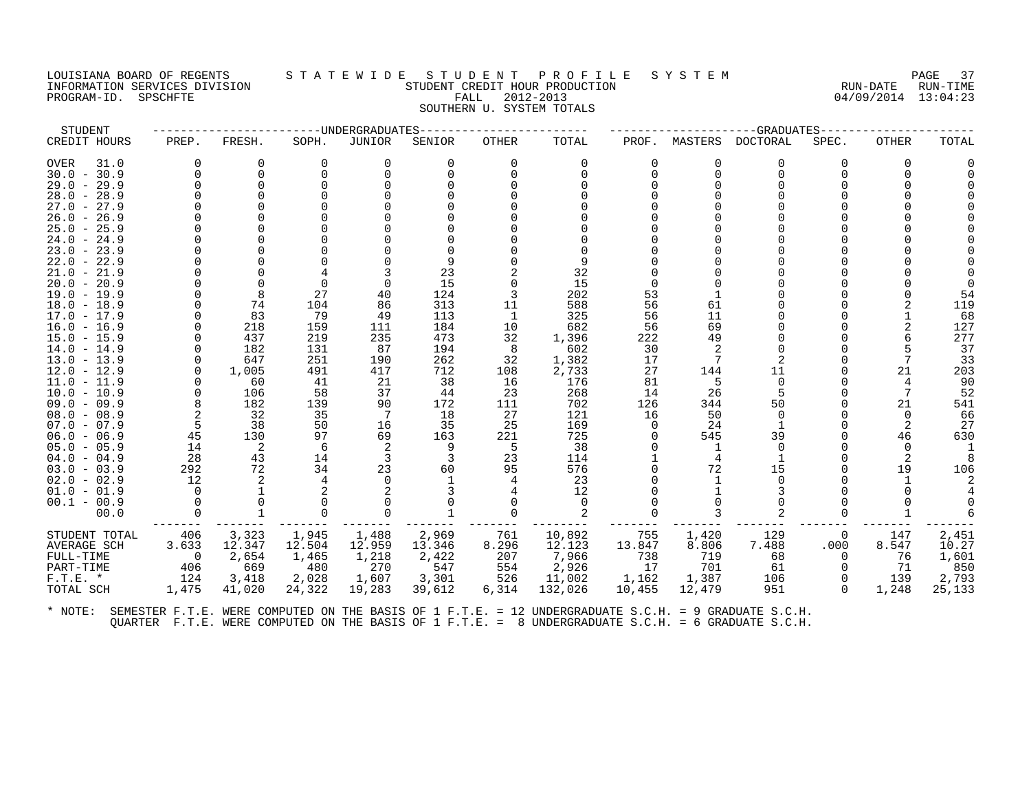LOUISIANA BOARD OF REGENTS
INFORMATION SERVICES DIVISION
PROGRAM-ID. SPSCHFTE

# STATEWIDE STUDENT PROFILE SYSTEM
## STUDENT CREDIT HOUR PRODUCTION
### FALL 2012-2013
### SOUTHERN U. SYSTEM TOTALS

RUN-DATE 04/09/2014 RUN-TIME 13:04:23

| STUDENT CREDIT HOURS | UNDERGRADUATES PREP. | FRESH. | SOPH. | JUNIOR | SENIOR | OTHER | TOTAL | GRADUATES PROF. | MASTERS | DOCTORAL | SPEC. | OTHER | TOTAL |
|---|---|---|---|---|---|---|---|---|---|---|---|---|---|
| OVER 31.0 | 0 | 0 | 0 | 0 | 0 | 0 | 0 | 0 | 0 | 0 | 0 | 0 | 0 |
| 30.0 - 30.9 | 0 | 0 | 0 | 0 | 0 | 0 | 0 | 0 | 0 | 0 | 0 | 0 | 0 |
| 29.0 - 29.9 | 0 | 0 | 0 | 0 | 0 | 0 | 0 | 0 | 0 | 0 | 0 | 0 | 0 |
| 28.0 - 28.9 | 0 | 0 | 0 | 0 | 0 | 0 | 0 | 0 | 0 | 0 | 0 | 0 | 0 |
| 27.0 - 27.9 | 0 | 0 | 0 | 0 | 0 | 0 | 0 | 0 | 0 | 0 | 0 | 0 | 0 |
| 26.0 - 26.9 | 0 | 0 | 0 | 0 | 0 | 0 | 0 | 0 | 0 | 0 | 0 | 0 | 0 |
| 25.0 - 25.9 | 0 | 0 | 0 | 0 | 0 | 0 | 0 | 0 | 0 | 0 | 0 | 0 | 0 |
| 24.0 - 24.9 | 0 | 0 | 0 | 0 | 0 | 0 | 0 | 0 | 0 | 0 | 0 | 0 | 0 |
| 23.0 - 23.9 | 0 | 0 | 0 | 0 | 0 | 0 | 0 | 0 | 0 | 0 | 0 | 0 | 0 |
| 22.0 - 22.9 | 0 | 0 | 0 | 0 | 9 | 0 | 9 | 0 | 0 | 0 | 0 | 0 | 0 |
| 21.0 - 21.9 | 0 | 0 | 4 | 3 | 23 | 2 | 32 | 0 | 0 | 0 | 0 | 0 | 0 |
| 20.0 - 20.9 | 0 | 0 | 0 | 0 | 15 | 0 | 15 | 0 | 0 | 0 | 0 | 0 | 0 |
| 19.0 - 19.9 | 0 | 8 | 27 | 40 | 124 | 3 | 202 | 53 | 1 | 0 | 0 | 0 | 54 |
| 18.0 - 18.9 | 0 | 74 | 104 | 86 | 313 | 11 | 588 | 56 | 61 | 0 | 0 | 2 | 119 |
| 17.0 - 17.9 | 0 | 83 | 79 | 49 | 113 | 1 | 325 | 56 | 11 | 0 | 0 | 1 | 68 |
| 16.0 - 16.9 | 0 | 218 | 159 | 111 | 184 | 10 | 682 | 56 | 69 | 0 | 0 | 2 | 127 |
| 15.0 - 15.9 | 0 | 437 | 219 | 235 | 473 | 32 | 1,396 | 222 | 49 | 0 | 0 | 6 | 277 |
| 14.0 - 14.9 | 0 | 182 | 131 | 87 | 194 | 8 | 602 | 30 | 2 | 0 | 0 | 5 | 37 |
| 13.0 - 13.9 | 0 | 647 | 251 | 190 | 262 | 32 | 1,382 | 17 | 7 | 2 | 0 | 7 | 33 |
| 12.0 - 12.9 | 0 | 1,005 | 491 | 417 | 712 | 108 | 2,733 | 27 | 144 | 11 | 0 | 21 | 203 |
| 11.0 - 11.9 | 0 | 60 | 41 | 21 | 38 | 16 | 176 | 81 | 5 | 0 | 0 | 4 | 90 |
| 10.0 - 10.9 | 0 | 106 | 58 | 37 | 44 | 23 | 268 | 14 | 26 | 5 | 0 | 7 | 52 |
| 09.0 - 09.9 | 8 | 182 | 139 | 90 | 172 | 111 | 702 | 126 | 344 | 50 | 0 | 21 | 541 |
| 08.0 - 08.9 | 2 | 32 | 35 | 7 | 18 | 27 | 121 | 16 | 50 | 0 | 0 | 0 | 66 |
| 07.0 - 07.9 | 5 | 38 | 50 | 16 | 35 | 25 | 169 | 0 | 24 | 1 | 0 | 2 | 27 |
| 06.0 - 06.9 | 45 | 130 | 97 | 69 | 163 | 221 | 725 | 0 | 545 | 39 | 0 | 46 | 630 |
| 05.0 - 05.9 | 14 | 2 | 6 | 2 | 9 | 5 | 38 | 0 | 1 | 0 | 0 | 0 | 1 |
| 04.0 - 04.9 | 28 | 43 | 14 | 3 | 3 | 23 | 114 | 1 | 4 | 1 | 0 | 2 | 8 |
| 03.0 - 03.9 | 292 | 72 | 34 | 23 | 60 | 95 | 576 | 0 | 72 | 15 | 0 | 19 | 106 |
| 02.0 - 02.9 | 12 | 2 | 4 | 0 | 1 | 4 | 23 | 0 | 1 | 0 | 0 | 1 | 2 |
| 01.0 - 01.9 | 0 | 1 | 2 | 2 | 3 | 4 | 12 | 0 | 1 | 3 | 0 | 0 | 4 |
| 00.1 - 00.9 | 0 | 0 | 0 | 0 | 0 | 0 | 0 | 0 | 0 | 0 | 0 | 0 | 0 |
| 00.0 | 0 | 1 | 0 | 0 | 1 | 0 | 2 | 0 | 3 | 2 | 0 | 1 | 6 |
| STUDENT TOTAL | 406 | 3,323 | 1,945 | 1,488 | 2,969 | 761 | 10,892 | 755 | 1,420 | 129 | 0 | 147 | 2,451 |
| AVERAGE SCH | 3.633 | 12.347 | 12.504 | 12.959 | 13.346 | 8.296 | 12.123 | 13.847 | 8.806 | 7.488 | .000 | 8.547 | 10.27 |
| FULL-TIME | 0 | 2,654 | 1,465 | 1,218 | 2,422 | 207 | 7,966 | 738 | 719 | 68 | 0 | 76 | 1,601 |
| PART-TIME | 406 | 669 | 480 | 270 | 547 | 554 | 2,926 | 17 | 701 | 61 | 0 | 71 | 850 |
| F.T.E. * | 124 | 3,418 | 2,028 | 1,607 | 3,301 | 526 | 11,002 | 1,162 | 1,387 | 106 | 0 | 139 | 2,793 |
| TOTAL SCH | 1,475 | 41,020 | 24,322 | 19,283 | 39,612 | 6,314 | 132,026 | 10,455 | 12,479 | 951 | 0 | 1,248 | 25,133 |

* NOTE: SEMESTER F.T.E. WERE COMPUTED ON THE BASIS OF 1 F.T.E. = 12 UNDERGRADUATE S.C.H. = 9 GRADUATE S.C.H.
QUARTER F.T.E. WERE COMPUTED ON THE BASIS OF 1 F.T.E. = 8 UNDERGRADUATE S.C.H. = 6 GRADUATE S.C.H.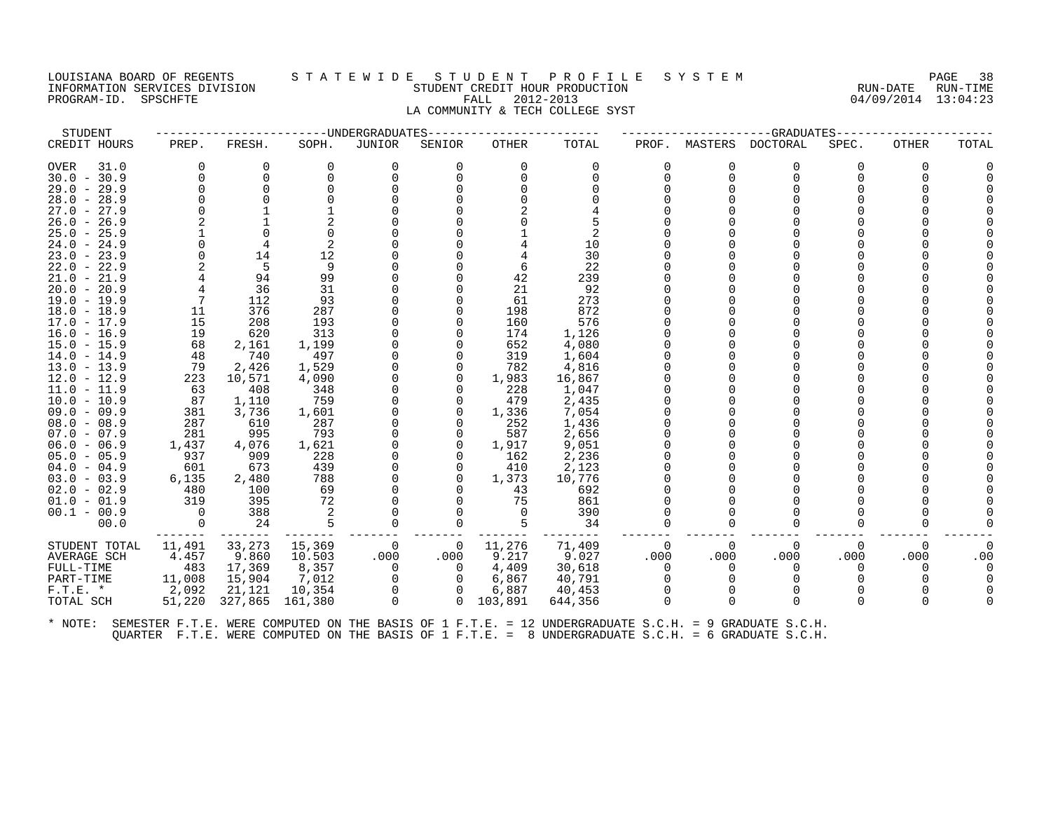LOUISIANA BOARD OF REGENTS
INFORMATION SERVICES DIVISION
PROGRAM-ID. SPSCHFTE

# STATEWIDE STUDENT PROFILE SYSTEM

STUDENT CREDIT HOUR PRODUCTION
FALL 2012-2013
LA COMMUNITY & TECH COLLEGE SYST

RUN-DATE 04/09/2014 RUN-TIME 13:04:23

| STUDENT | UNDERGRADUATES | | | | | | | GRADUATES | | | | | | |
|---|---|---|---|---|---|---|---|---|---|---|---|---|---|---|
| CREDIT HOURS | PREP. | FRESH. | SOPH. | JUNIOR | SENIOR | OTHER | TOTAL | PROF. | MASTERS | DOCTORAL | SPEC. | OTHER | TOTAL |
| OVER 31.0 | 0 | 0 | 0 | 0 | 0 | 0 | 0 | 0 | 0 | 0 | 0 | 0 | 0 |
| 30.0 - 30.9 | 0 | 0 | 0 | 0 | 0 | 0 | 0 | 0 | 0 | 0 | 0 | 0 | 0 |
| 29.0 - 29.9 | 0 | 0 | 0 | 0 | 0 | 0 | 0 | 0 | 0 | 0 | 0 | 0 | 0 |
| 28.0 - 28.9 | 0 | 0 | 0 | 0 | 0 | 0 | 0 | 0 | 0 | 0 | 0 | 0 | 0 |
| 27.0 - 27.9 | 0 | 1 | 1 | 0 | 0 | 2 | 4 | 0 | 0 | 0 | 0 | 0 | 0 |
| 26.0 - 26.9 | 2 | 1 | 2 | 0 | 0 | 0 | 5 | 0 | 0 | 0 | 0 | 0 | 0 |
| 25.0 - 25.9 | 1 | 0 | 0 | 0 | 0 | 1 | 2 | 0 | 0 | 0 | 0 | 0 | 0 |
| 24.0 - 24.9 | 0 | 4 | 2 | 0 | 0 | 4 | 10 | 0 | 0 | 0 | 0 | 0 | 0 |
| 23.0 - 23.9 | 0 | 14 | 12 | 0 | 0 | 4 | 30 | 0 | 0 | 0 | 0 | 0 | 0 |
| 22.0 - 22.9 | 2 | 5 | 9 | 0 | 0 | 6 | 22 | 0 | 0 | 0 | 0 | 0 | 0 |
| 21.0 - 21.9 | 4 | 94 | 99 | 0 | 0 | 42 | 239 | 0 | 0 | 0 | 0 | 0 | 0 |
| 20.0 - 20.9 | 4 | 36 | 31 | 0 | 0 | 21 | 92 | 0 | 0 | 0 | 0 | 0 | 0 |
| 19.0 - 19.9 | 7 | 112 | 93 | 0 | 0 | 61 | 273 | 0 | 0 | 0 | 0 | 0 | 0 |
| 18.0 - 18.9 | 11 | 376 | 287 | 0 | 0 | 198 | 872 | 0 | 0 | 0 | 0 | 0 | 0 |
| 17.0 - 17.9 | 15 | 208 | 193 | 0 | 0 | 160 | 576 | 0 | 0 | 0 | 0 | 0 | 0 |
| 16.0 - 16.9 | 19 | 620 | 313 | 0 | 0 | 174 | 1,126 | 0 | 0 | 0 | 0 | 0 | 0 |
| 15.0 - 15.9 | 68 | 2,161 | 1,199 | 0 | 0 | 652 | 4,080 | 0 | 0 | 0 | 0 | 0 | 0 |
| 14.0 - 14.9 | 48 | 740 | 497 | 0 | 0 | 319 | 1,604 | 0 | 0 | 0 | 0 | 0 | 0 |
| 13.0 - 13.9 | 79 | 2,426 | 1,529 | 0 | 0 | 782 | 4,816 | 0 | 0 | 0 | 0 | 0 | 0 |
| 12.0 - 12.9 | 223 | 10,571 | 4,090 | 0 | 0 | 1,983 | 16,867 | 0 | 0 | 0 | 0 | 0 | 0 |
| 11.0 - 11.9 | 63 | 408 | 348 | 0 | 0 | 228 | 1,047 | 0 | 0 | 0 | 0 | 0 | 0 |
| 10.0 - 10.9 | 87 | 1,110 | 759 | 0 | 0 | 479 | 2,435 | 0 | 0 | 0 | 0 | 0 | 0 |
| 09.0 - 09.9 | 381 | 3,736 | 1,601 | 0 | 0 | 1,336 | 7,054 | 0 | 0 | 0 | 0 | 0 | 0 |
| 08.0 - 08.9 | 287 | 610 | 287 | 0 | 0 | 252 | 1,436 | 0 | 0 | 0 | 0 | 0 | 0 |
| 07.0 - 07.9 | 281 | 995 | 793 | 0 | 0 | 587 | 2,656 | 0 | 0 | 0 | 0 | 0 | 0 |
| 06.0 - 06.9 | 1,437 | 4,076 | 1,621 | 0 | 0 | 1,917 | 9,051 | 0 | 0 | 0 | 0 | 0 | 0 |
| 05.0 - 05.9 | 937 | 909 | 228 | 0 | 0 | 162 | 2,236 | 0 | 0 | 0 | 0 | 0 | 0 |
| 04.0 - 04.9 | 601 | 673 | 439 | 0 | 0 | 410 | 2,123 | 0 | 0 | 0 | 0 | 0 | 0 |
| 03.0 - 03.9 | 6,135 | 2,480 | 788 | 0 | 0 | 1,373 | 10,776 | 0 | 0 | 0 | 0 | 0 | 0 |
| 02.0 - 02.9 | 480 | 100 | 69 | 0 | 0 | 43 | 692 | 0 | 0 | 0 | 0 | 0 | 0 |
| 01.0 - 01.9 | 319 | 395 | 72 | 0 | 0 | 75 | 861 | 0 | 0 | 0 | 0 | 0 | 0 |
| 00.1 - 00.9 | 0 | 388 | 2 | 0 | 0 | 0 | 390 | 0 | 0 | 0 | 0 | 0 | 0 |
| 00.0 | 0 | 24 | 5 | 0 | 0 | 5 | 34 | 0 | 0 | 0 | 0 | 0 | 0 |
| STUDENT TOTAL | 11,491 | 33,273 | 15,369 | 0 | 0 | 11,276 | 71,409 | 0 | 0 | 0 | 0 | 0 | 0 |
| AVERAGE SCH | 4.457 | 9.860 | 10.503 | .000 | .000 | 9.217 | 9.027 | .000 | .000 | .000 | .000 | .000 | .00 |
| FULL-TIME | 483 | 17,369 | 8,357 | 0 | 0 | 4,409 | 30,618 | 0 | 0 | 0 | 0 | 0 | 0 |
| PART-TIME | 11,008 | 15,904 | 7,012 | 0 | 0 | 6,867 | 40,791 | 0 | 0 | 0 | 0 | 0 | 0 |
| F.T.E. * | 2,092 | 21,121 | 10,354 | 0 | 0 | 6,887 | 40,453 | 0 | 0 | 0 | 0 | 0 | 0 |
| TOTAL SCH | 51,220 | 327,865 | 161,380 | 0 | 0 | 103,891 | 644,356 | 0 | 0 | 0 | 0 | 0 | 0 |

* NOTE: SEMESTER F.T.E. WERE COMPUTED ON THE BASIS OF 1 F.T.E. = 12 UNDERGRADUATE S.C.H. = 9 GRADUATE S.C.H.
QUARTER F.T.E. WERE COMPUTED ON THE BASIS OF 1 F.T.E. = 8 UNDERGRADUATE S.C.H. = 6 GRADUATE S.C.H.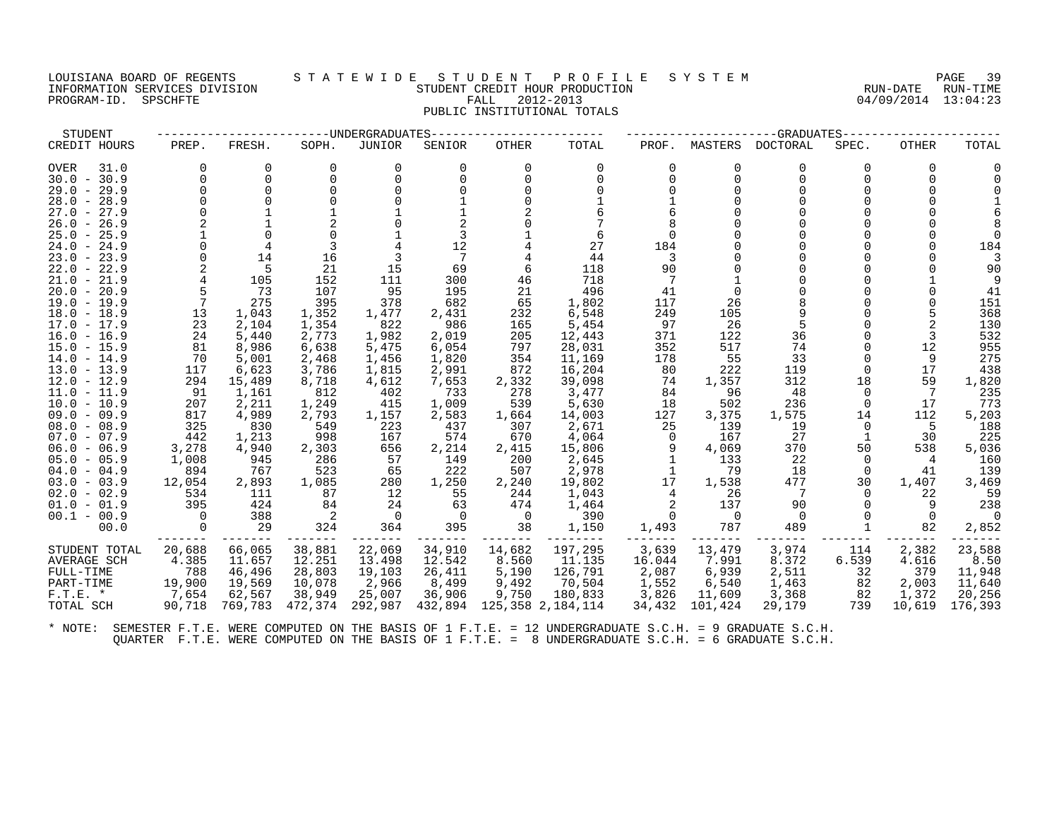LOUISIANA BOARD OF REGENTS — STATEWIDE STUDENT PROFILE SYSTEM
INFORMATION SERVICES DIVISION — STUDENT CREDIT HOUR PRODUCTION — RUN-DATE 04/09/2014 RUN-TIME 13:04:23
PROGRAM-ID. SPSCHFTE — FALL 2012-2013
PUBLIC INSTITUTIONAL TOTALS

| STUDENT CREDIT HOURS | UNDERGRADUATES PREP. | FRESH. | SOPH. | JUNIOR | SENIOR | OTHER | TOTAL | GRADUATES PROF. | MASTERS | DOCTORAL | SPEC. | OTHER | TOTAL |
|---|---|---|---|---|---|---|---|---|---|---|---|---|---|
| OVER 31.0 | 0 | 0 | 0 | 0 | 0 | 0 | 0 | 0 | 0 | 0 | 0 | 0 | 0 |
| 30.0 - 30.9 | 0 | 0 | 0 | 0 | 0 | 0 | 0 | 0 | 0 | 0 | 0 | 0 | 0 |
| 29.0 - 29.9 | 0 | 0 | 0 | 0 | 0 | 0 | 0 | 0 | 0 | 0 | 0 | 0 | 0 |
| 28.0 - 28.9 | 0 | 0 | 0 | 0 | 1 | 0 | 1 | 1 | 0 | 0 | 0 | 0 | 1 |
| 27.0 - 27.9 | 0 | 1 | 1 | 1 | 1 | 2 | 6 | 6 | 0 | 0 | 0 | 0 | 6 |
| 26.0 - 26.9 | 2 | 1 | 2 | 0 | 2 | 0 | 7 | 8 | 0 | 0 | 0 | 0 | 8 |
| 25.0 - 25.9 | 1 | 0 | 0 | 1 | 3 | 1 | 6 | 0 | 0 | 0 | 0 | 0 | 0 |
| 24.0 - 24.9 | 0 | 4 | 3 | 4 | 12 | 4 | 27 | 184 | 0 | 0 | 0 | 0 | 184 |
| 23.0 - 23.9 | 0 | 14 | 16 | 3 | 7 | 4 | 44 | 3 | 0 | 0 | 0 | 0 | 3 |
| 22.0 - 22.9 | 2 | 5 | 21 | 15 | 69 | 6 | 118 | 90 | 0 | 0 | 0 | 0 | 90 |
| 21.0 - 21.9 | 4 | 105 | 152 | 111 | 300 | 46 | 718 | 7 | 1 | 0 | 0 | 1 | 9 |
| 20.0 - 20.9 | 5 | 73 | 107 | 95 | 195 | 21 | 496 | 41 | 0 | 0 | 0 | 0 | 41 |
| 19.0 - 19.9 | 7 | 275 | 395 | 378 | 682 | 65 | 1,802 | 117 | 26 | 8 | 0 | 0 | 151 |
| 18.0 - 18.9 | 13 | 1,043 | 1,352 | 1,477 | 2,431 | 232 | 6,548 | 249 | 105 | 9 | 0 | 5 | 368 |
| 17.0 - 17.9 | 23 | 2,104 | 1,354 | 822 | 986 | 165 | 5,454 | 97 | 26 | 5 | 0 | 2 | 130 |
| 16.0 - 16.9 | 24 | 5,440 | 2,773 | 1,982 | 2,019 | 205 | 12,443 | 371 | 122 | 36 | 0 | 3 | 532 |
| 15.0 - 15.9 | 81 | 8,986 | 6,638 | 5,475 | 6,054 | 797 | 28,031 | 352 | 517 | 74 | 0 | 12 | 955 |
| 14.0 - 14.9 | 70 | 5,001 | 2,468 | 1,456 | 1,820 | 354 | 11,169 | 178 | 55 | 33 | 0 | 9 | 275 |
| 13.0 - 13.9 | 117 | 6,623 | 3,786 | 1,815 | 2,991 | 872 | 16,204 | 80 | 222 | 119 | 0 | 17 | 438 |
| 12.0 - 12.9 | 294 | 15,489 | 8,718 | 4,612 | 7,653 | 2,332 | 39,098 | 74 | 1,357 | 312 | 18 | 59 | 1,820 |
| 11.0 - 11.9 | 91 | 1,161 | 812 | 402 | 733 | 278 | 3,477 | 84 | 96 | 48 | 0 | 7 | 235 |
| 10.0 - 10.9 | 207 | 2,211 | 1,249 | 415 | 1,009 | 539 | 5,630 | 18 | 502 | 236 | 0 | 17 | 773 |
| 09.0 - 09.9 | 817 | 4,989 | 2,793 | 1,157 | 2,583 | 1,664 | 14,003 | 127 | 3,375 | 1,575 | 14 | 112 | 5,203 |
| 08.0 - 08.9 | 325 | 830 | 549 | 223 | 437 | 307 | 2,671 | 25 | 139 | 19 | 0 | 5 | 188 |
| 07.0 - 07.9 | 442 | 1,213 | 998 | 167 | 574 | 670 | 4,064 | 0 | 167 | 27 | 1 | 30 | 225 |
| 06.0 - 06.9 | 3,278 | 4,940 | 2,303 | 656 | 2,214 | 2,415 | 15,806 | 9 | 4,069 | 370 | 50 | 538 | 5,036 |
| 05.0 - 05.9 | 1,008 | 945 | 286 | 57 | 149 | 200 | 2,645 | 1 | 133 | 22 | 0 | 4 | 160 |
| 04.0 - 04.9 | 894 | 767 | 523 | 65 | 222 | 507 | 2,978 | 1 | 79 | 18 | 0 | 41 | 139 |
| 03.0 - 03.9 | 12,054 | 2,893 | 1,085 | 280 | 1,250 | 2,240 | 19,802 | 17 | 1,538 | 477 | 30 | 1,407 | 3,469 |
| 02.0 - 02.9 | 534 | 111 | 87 | 12 | 55 | 244 | 1,043 | 4 | 26 | 7 | 0 | 22 | 59 |
| 01.0 - 01.9 | 395 | 424 | 84 | 24 | 63 | 474 | 1,464 | 2 | 137 | 90 | 0 | 9 | 238 |
| 00.1 - 00.9 | 0 | 388 | 2 | 0 | 0 | 0 | 390 | 0 | 0 | 0 | 0 | 0 | 0 |
| 00.0 | 0 | 29 | 324 | 364 | 395 | 38 | 1,150 | 1,493 | 787 | 489 | 1 | 82 | 2,852 |
| STUDENT TOTAL | 20,688 | 66,065 | 38,881 | 22,069 | 34,910 | 14,682 | 197,295 | 3,639 | 13,479 | 3,974 | 114 | 2,382 | 23,588 |
| AVERAGE SCH | 4.385 | 11.657 | 12.251 | 13.498 | 12.542 | 8.560 | 11.135 | 16.044 | 7.991 | 8.372 | 6.539 | 4.616 | 8.50 |
| FULL-TIME | 788 | 46,496 | 28,803 | 19,103 | 26,411 | 5,190 | 126,791 | 2,087 | 6,939 | 2,511 | 32 | 379 | 11,948 |
| PART-TIME | 19,900 | 19,569 | 10,078 | 2,966 | 8,499 | 9,492 | 70,504 | 1,552 | 6,540 | 1,463 | 82 | 2,003 | 11,640 |
| F.T.E. * | 7,654 | 62,567 | 38,949 | 25,007 | 36,906 | 9,750 | 180,833 | 3,826 | 11,609 | 3,368 | 82 | 1,372 | 20,256 |
| TOTAL SCH | 90,718 | 769,783 | 472,374 | 292,987 | 432,894 | 125,358 | 2,184,114 | 34,432 | 101,424 | 29,179 | 739 | 10,619 | 176,393 |

\* NOTE: SEMESTER F.T.E. WERE COMPUTED ON THE BASIS OF 1 F.T.E. = 12 UNDERGRADUATE S.C.H. = 9 GRADUATE S.C.H.
QUARTER F.T.E. WERE COMPUTED ON THE BASIS OF 1 F.T.E. = 8 UNDERGRADUATE S.C.H. = 6 GRADUATE S.C.H.